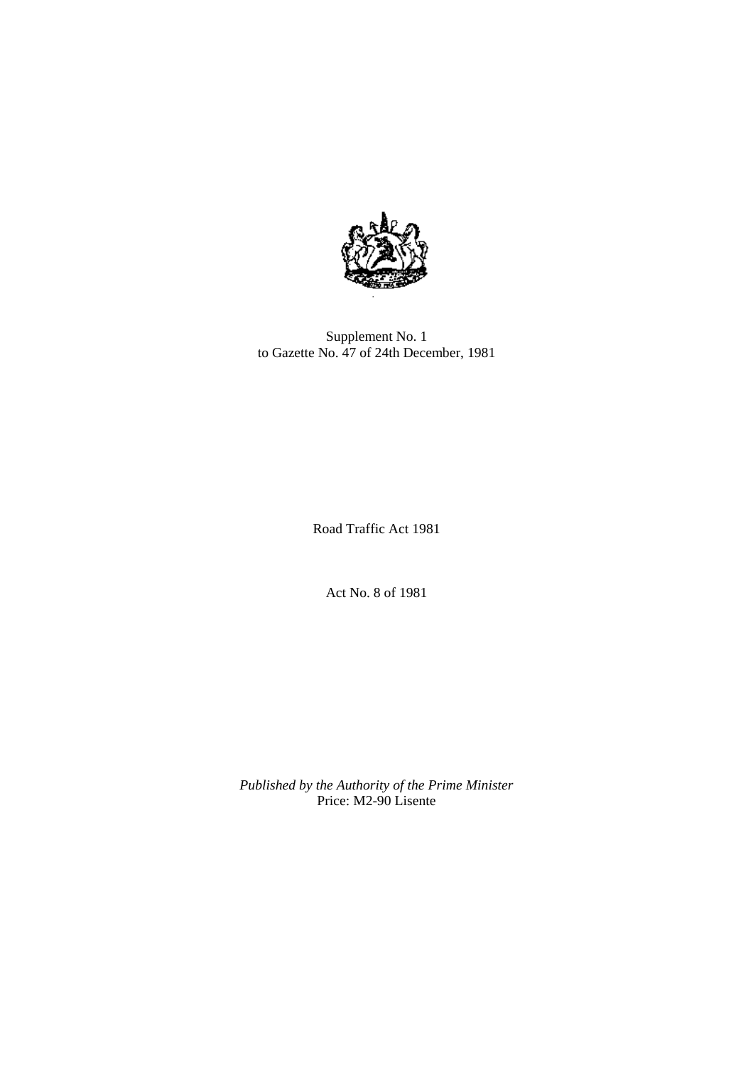Supplement No. 1
to Gazette No. 47 of 24th December, 1981

Road Traffic Act 1981

Act No. 8 of 1981

*Published by the Authority of the Prime Minister*
Price: M2-90 Lisente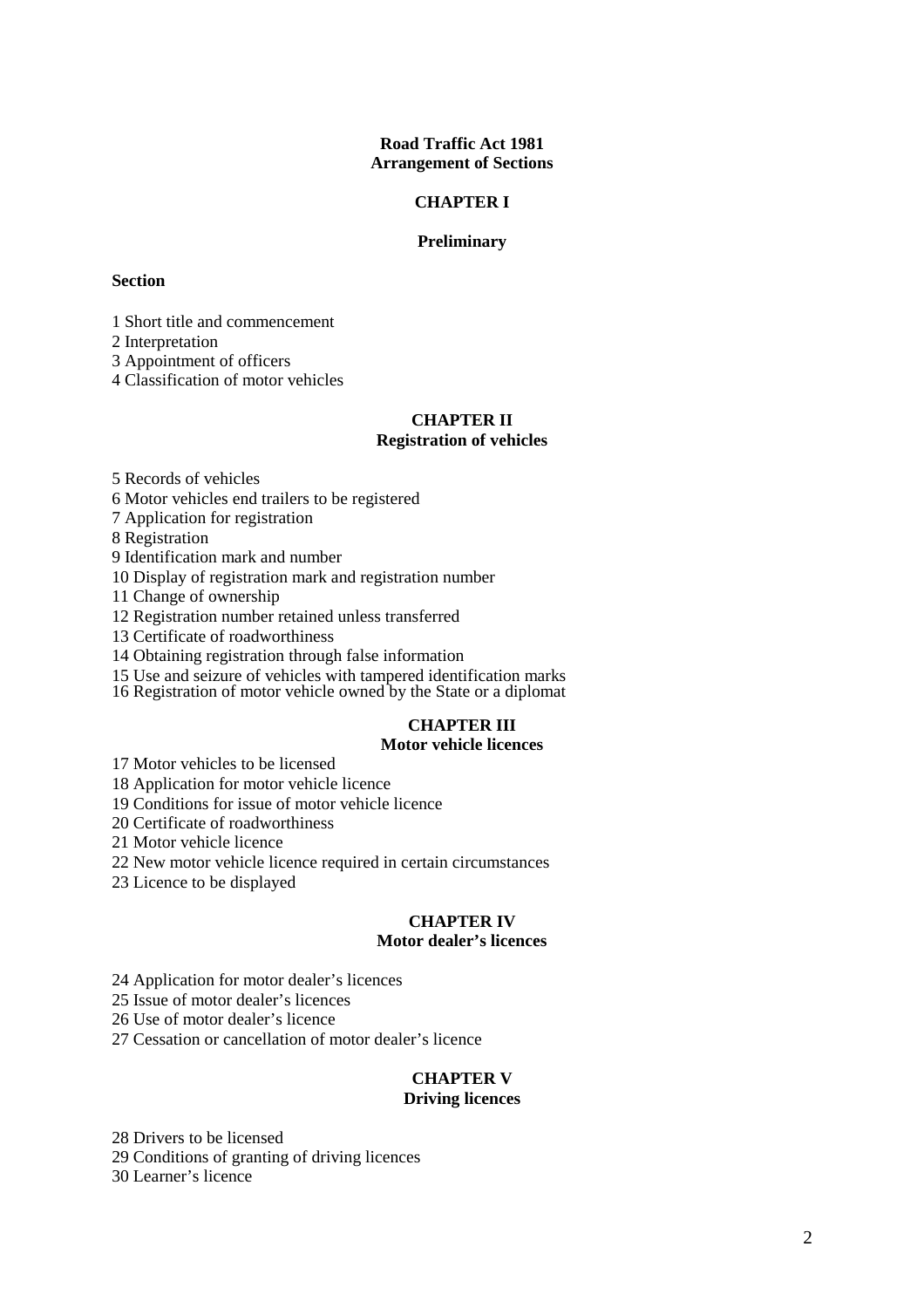# Road Traffic Act 1981
## Arrangement of Sections

## CHAPTER I

### Preliminary

**Section**

1 Short title and commencement
2 Interpretation
3 Appointment of officers
4 Classification of motor vehicles

## CHAPTER II
### Registration of vehicles

5 Records of vehicles
6 Motor vehicles end trailers to be registered
7 Application for registration
8 Registration
9 Identification mark and number
10 Display of registration mark and registration number
11 Change of ownership
12 Registration number retained unless transferred
13 Certificate of roadworthiness
14 Obtaining registration through false information
15 Use and seizure of vehicles with tampered identification marks
16 Registration of motor vehicle owned by the State or a diplomat

## CHAPTER III
### Motor vehicle licences

17 Motor vehicles to be licensed
18 Application for motor vehicle licence
19 Conditions for issue of motor vehicle licence
20 Certificate of roadworthiness
21 Motor vehicle licence
22 New motor vehicle licence required in certain circumstances
23 Licence to be displayed

## CHAPTER IV
### Motor dealer's licences

24 Application for motor dealer's licences
25 Issue of motor dealer's licences
26 Use of motor dealer's licence
27 Cessation or cancellation of motor dealer's licence

## CHAPTER V
### Driving licences

28 Drivers to be licensed
29 Conditions of granting of driving licences
30 Learner's licence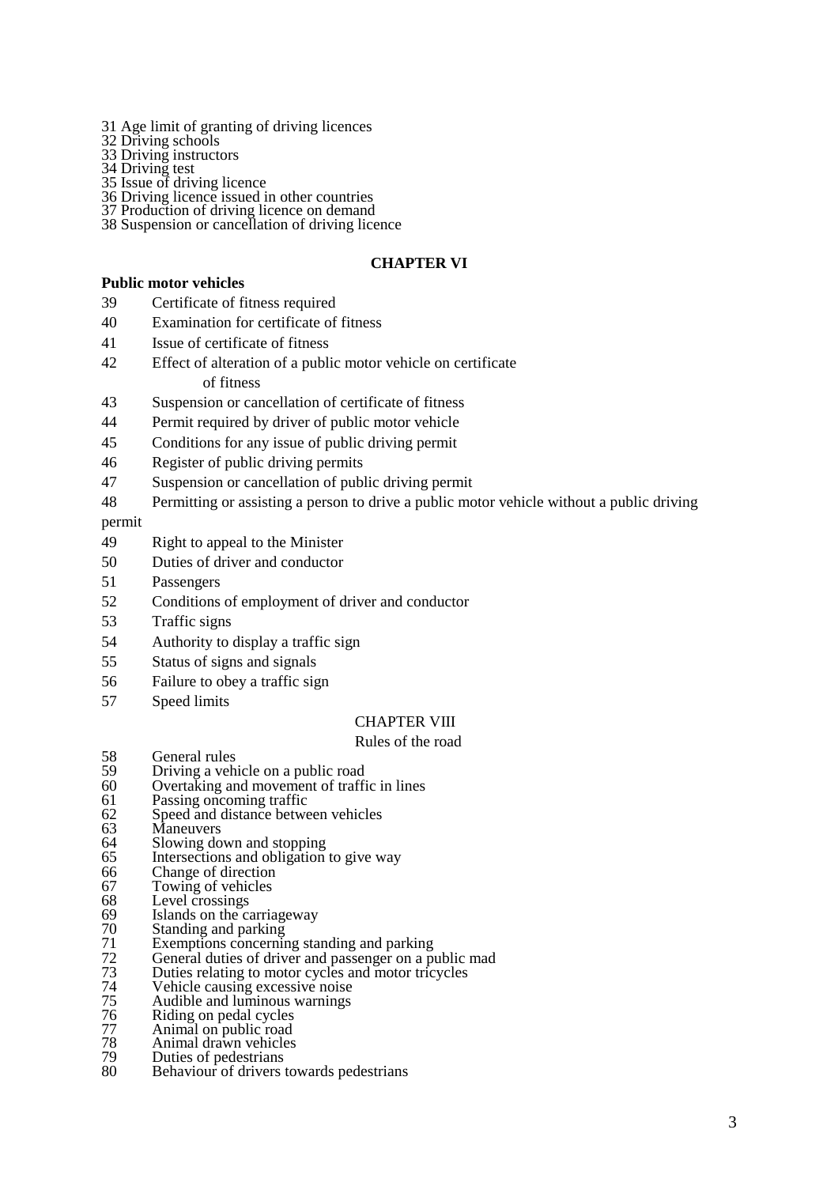31 Age limit of granting of driving licences
32 Driving schools
33 Driving instructors
34 Driving test
35 Issue of driving licence
36 Driving licence issued in other countries
37 Production of driving licence on demand
38 Suspension or cancellation of driving licence

## CHAPTER VI

**Public motor vehicles**

39 Certificate of fitness required
40 Examination for certificate of fitness
41 Issue of certificate of fitness
42 Effect of alteration of a public motor vehicle on certificate of fitness
43 Suspension or cancellation of certificate of fitness
44 Permit required by driver of public motor vehicle
45 Conditions for any issue of public driving permit
46 Register of public driving permits
47 Suspension or cancellation of public driving permit
48 Permitting or assisting a person to drive a public motor vehicle without a public driving permit
49 Right to appeal to the Minister
50 Duties of driver and conductor
51 Passengers
52 Conditions of employment of driver and conductor
53 Traffic signs
54 Authority to display a traffic sign
55 Status of signs and signals
56 Failure to obey a traffic sign
57 Speed limits

## CHAPTER VIII

Rules of the road

58 General rules
59 Driving a vehicle on a public road
60 Overtaking and movement of traffic in lines
61 Passing oncoming traffic
62 Speed and distance between vehicles
63 Maneuvers
64 Slowing down and stopping
65 Intersections and obligation to give way
66 Change of direction
67 Towing of vehicles
68 Level crossings
69 Islands on the carriageway
70 Standing and parking
71 Exemptions concerning standing and parking
72 General duties of driver and passenger on a public mad
73 Duties relating to motor cycles and motor tricycles
74 Vehicle causing excessive noise
75 Audible and luminous warnings
76 Riding on pedal cycles
77 Animal on public road
78 Animal drawn vehicles
79 Duties of pedestrians
80 Behaviour of drivers towards pedestrians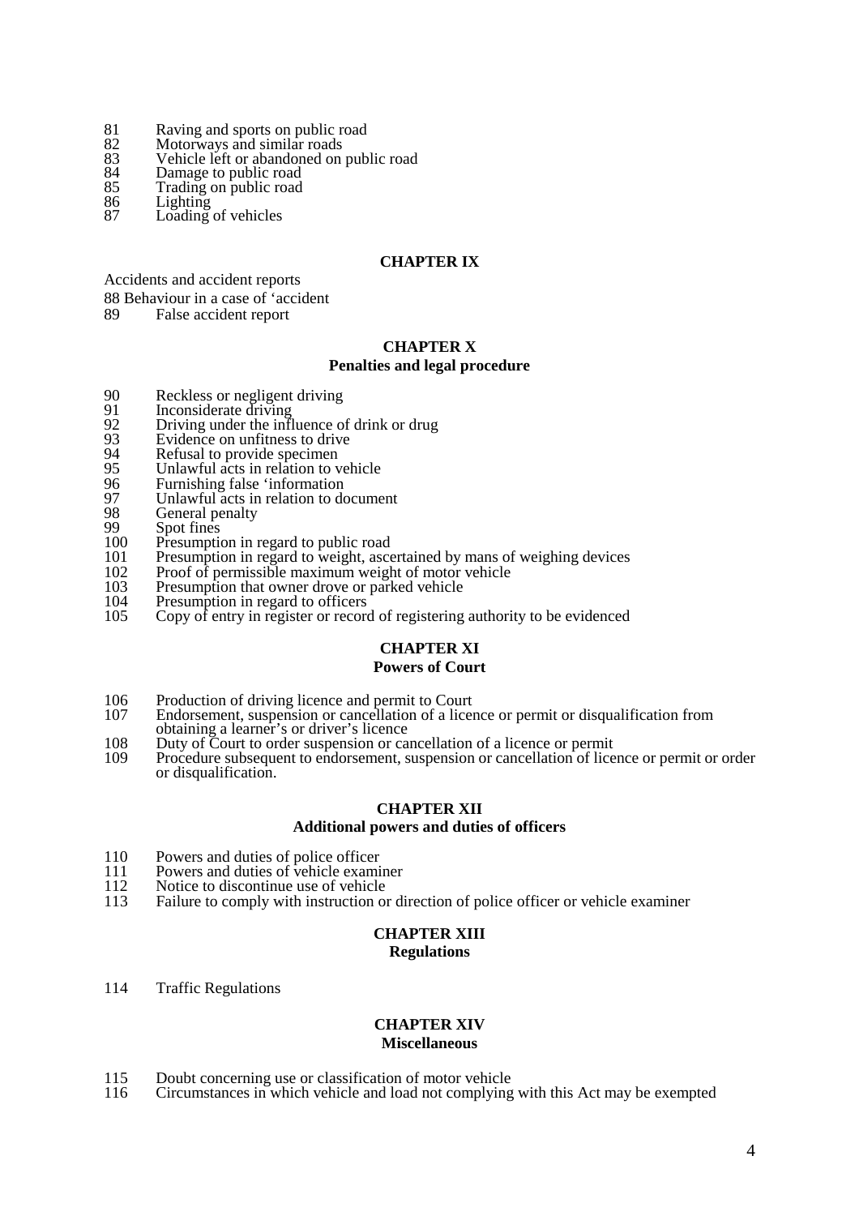81 Raving and sports on public road
82 Motorways and similar roads
83 Vehicle left or abandoned on public road
84 Damage to public road
85 Trading on public road
86 Lighting
87 Loading of vehicles

## CHAPTER IX

Accidents and accident reports

88 Behaviour in a case of 'accident
89 False accident report

## CHAPTER X
### Penalties and legal procedure

90 Reckless or negligent driving
91 Inconsiderate driving
92 Driving under the influence of drink or drug
93 Evidence on unfitness to drive
94 Refusal to provide specimen
95 Unlawful acts in relation to vehicle
96 Furnishing false 'information
97 Unlawful acts in relation to document
98 General penalty
99 Spot fines
100 Presumption in regard to public road
101 Presumption in regard to weight, ascertained by mans of weighing devices
102 Proof of permissible maximum weight of motor vehicle
103 Presumption that owner drove or parked vehicle
104 Presumption in regard to officers
105 Copy of entry in register or record of registering authority to be evidenced

## CHAPTER XI
### Powers of Court

106 Production of driving licence and permit to Court
107 Endorsement, suspension or cancellation of a licence or permit or disqualification from obtaining a learner's or driver's licence
108 Duty of Court to order suspension or cancellation of a licence or permit
109 Procedure subsequent to endorsement, suspension or cancellation of licence or permit or order or disqualification.

## CHAPTER XII
### Additional powers and duties of officers

110 Powers and duties of police officer
111 Powers and duties of vehicle examiner
112 Notice to discontinue use of vehicle
113 Failure to comply with instruction or direction of police officer or vehicle examiner

## CHAPTER XIII
### Regulations

114 Traffic Regulations

## CHAPTER XIV
### Miscellaneous

115 Doubt concerning use or classification of motor vehicle
116 Circumstances in which vehicle and load not complying with this Act may be exempted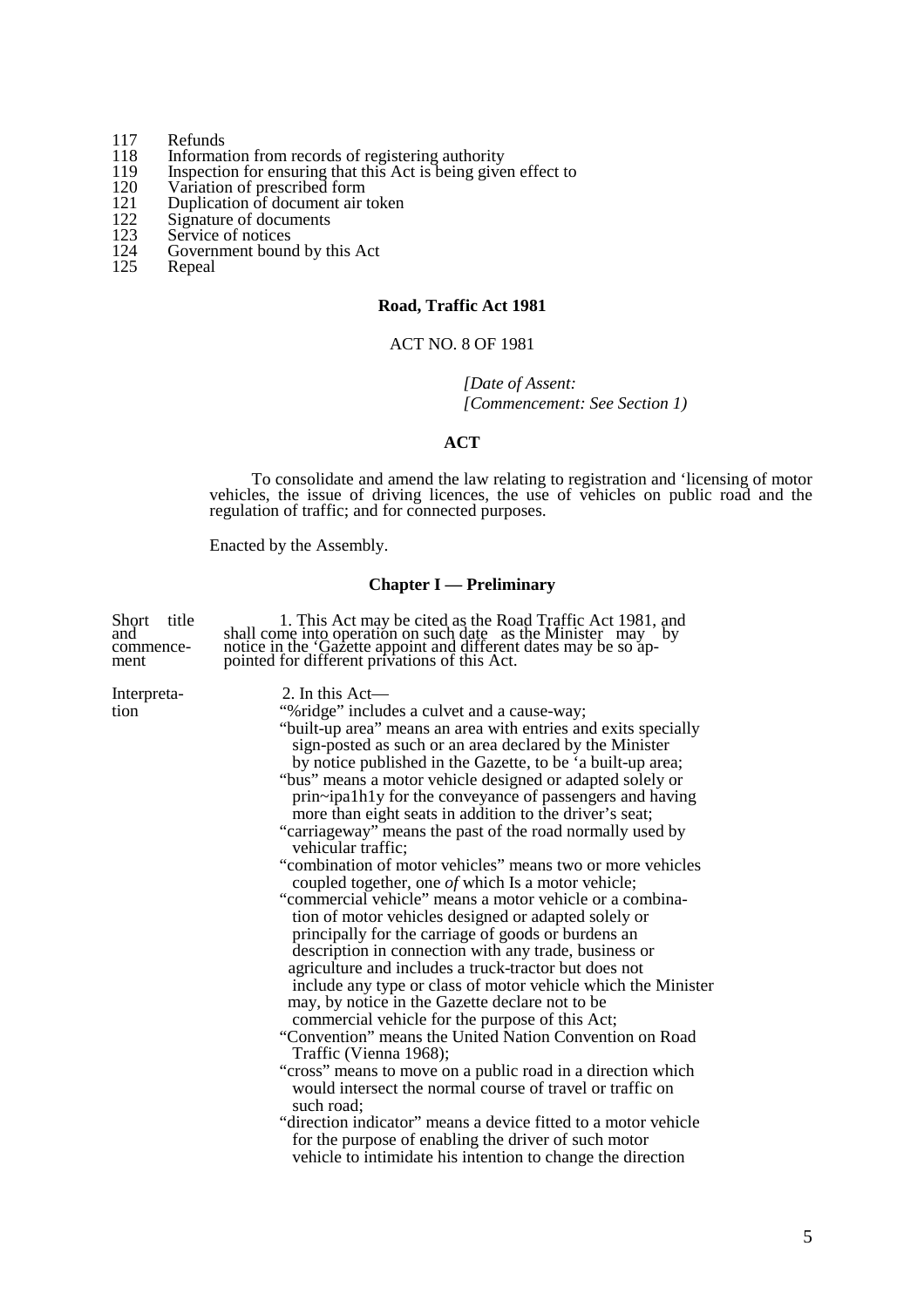117 Refunds
118 Information from records of registering authority
119 Inspection for ensuring that this Act is being given effect to
120 Variation of prescribed form
121 Duplication of document air token
122 Signature of documents
123 Service of notices
124 Government bound by this Act
125 Repeal

## Road, Traffic Act 1981

ACT NO. 8 OF 1981

*[Date of Assent:*
*[Commencement: See Section 1)*

## ACT

To consolidate and amend the law relating to registration and 'licensing of motor vehicles, the issue of driving licences, the use of vehicles on public road and the regulation of traffic; and for connected purposes.

Enacted by the Assembly.

## Chapter I — Preliminary

Short title and commencement

1. This Act may be cited as the Road Traffic Act 1981, and shall come into operation on such date as the Minister may by notice in the 'Gazette appoint and different dates may be so appointed for different privations of this Act.

Interpretation

2. In this Act—

"%ridge" includes a culvet and a cause-way;

"built-up area" means an area with entries and exits specially sign-posted as such or an area declared by the Minister by notice published in the Gazette, to be 'a built-up area;

"bus" means a motor vehicle designed or adapted solely or prin~ipa1h1y for the conveyance of passengers and having more than eight seats in addition to the driver's seat;

"carriageway" means the past of the road normally used by vehicular traffic;

"combination of motor vehicles" means two or more vehicles coupled together, one *of* which Is a motor vehicle;

"commercial vehicle" means a motor vehicle or a combination of motor vehicles designed or adapted solely or principally for the carriage of goods or burdens an description in connection with any trade, business or agriculture and includes a truck-tractor but does not include any type or class of motor vehicle which the Minister may, by notice in the Gazette declare not to be commercial vehicle for the purpose of this Act;

"Convention" means the United Nation Convention on Road Traffic (Vienna 1968);

"cross" means to move on a public road in a direction which would intersect the normal course of travel or traffic on such road;

"direction indicator" means a device fitted to a motor vehicle for the purpose of enabling the driver of such motor vehicle to intimidate his intention to change the direction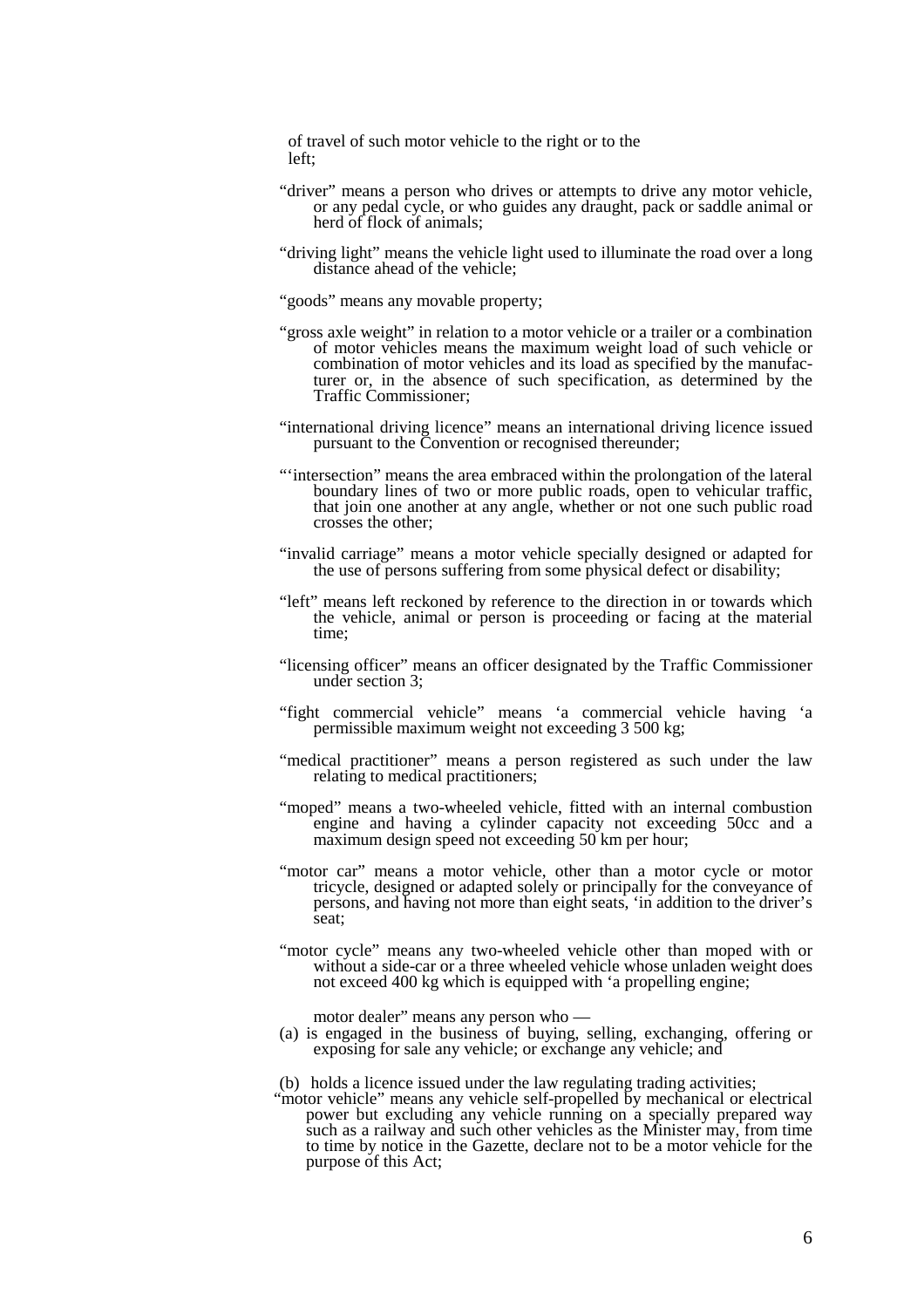of travel of such motor vehicle to the right or to the left;

"driver" means a person who drives or attempts to drive any motor vehicle, or any pedal cycle, or who guides any draught, pack or saddle animal or herd of flock of animals;

"driving light" means the vehicle light used to illuminate the road over a long distance ahead of the vehicle;

"goods" means any movable property;

"gross axle weight" in relation to a motor vehicle or a trailer or a combination of motor vehicles means the maximum weight load of such vehicle or combination of motor vehicles and its load as specified by the manufacturer or, in the absence of such specification, as determined by the Traffic Commissioner;

"international driving licence" means an international driving licence issued pursuant to the Convention or recognised thereunder;

"'intersection" means the area embraced within the prolongation of the lateral boundary lines of two or more public roads, open to vehicular traffic, that join one another at any angle, whether or not one such public road crosses the other;

"invalid carriage" means a motor vehicle specially designed or adapted for the use of persons suffering from some physical defect or disability;

"left" means left reckoned by reference to the direction in or towards which the vehicle, animal or person is proceeding or facing at the material time;

"licensing officer" means an officer designated by the Traffic Commissioner under section 3;

"fight commercial vehicle" means 'a commercial vehicle having 'a permissible maximum weight not exceeding 3 500 kg;

"medical practitioner" means a person registered as such under the law relating to medical practitioners;

"moped" means a two-wheeled vehicle, fitted with an internal combustion engine and having a cylinder capacity not exceeding 50cc and a maximum design speed not exceeding 50 km per hour;

"motor car" means a motor vehicle, other than a motor cycle or motor tricycle, designed or adapted solely or principally for the conveyance of persons, and having not more than eight seats, 'in addition to the driver's seat;

"motor cycle" means any two-wheeled vehicle other than moped with or without a side-car or a three wheeled vehicle whose unladen weight does not exceed 400 kg which is equipped with 'a propelling engine;

motor dealer" means any person who —

(a) is engaged in the business of buying, selling, exchanging, offering or exposing for sale any vehicle; or exchange any vehicle; and

(b) holds a licence issued under the law regulating trading activities;

"motor vehicle" means any vehicle self-propelled by mechanical or electrical power but excluding any vehicle running on a specially prepared way such as a railway and such other vehicles as the Minister may, from time to time by notice in the Gazette, declare not to be a motor vehicle for the purpose of this Act;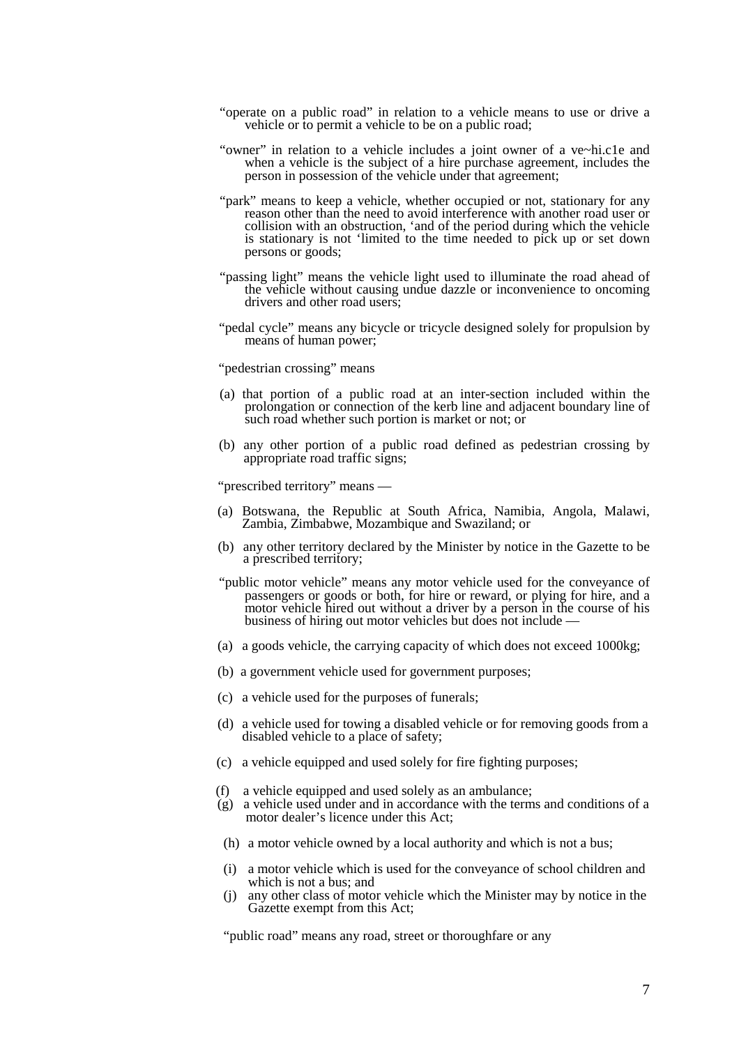"operate on a public road" in relation to a vehicle means to use or drive a vehicle or to permit a vehicle to be on a public road;

"owner" in relation to a vehicle includes a joint owner of a ve~hi.c1e and when a vehicle is the subject of a hire purchase agreement, includes the person in possession of the vehicle under that agreement;

"park" means to keep a vehicle, whether occupied or not, stationary for any reason other than the need to avoid interference with another road user or collision with an obstruction, 'and of the period during which the vehicle is stationary is not 'limited to the time needed to pick up or set down persons or goods;

"passing light" means the vehicle light used to illuminate the road ahead of the vehicle without causing undue dazzle or inconvenience to oncoming drivers and other road users;

"pedal cycle" means any bicycle or tricycle designed solely for propulsion by means of human power;

"pedestrian crossing" means

(a) that portion of a public road at an inter-section included within the prolongation or connection of the kerb line and adjacent boundary line of such road whether such portion is market or not; or

(b) any other portion of a public road defined as pedestrian crossing by appropriate road traffic signs;

"prescribed territory" means —

(a) Botswana, the Republic at South Africa, Namibia, Angola, Malawi, Zambia, Zimbabwe, Mozambique and Swaziland; or

(b) any other territory declared by the Minister by notice in the Gazette to be a prescribed territory;

"public motor vehicle" means any motor vehicle used for the conveyance of passengers or goods or both, for hire or reward, or plying for hire, and a motor vehicle hired out without a driver by a person in the course of his business of hiring out motor vehicles but does not include —

(a) a goods vehicle, the carrying capacity of which does not exceed 1000kg;

(b) a government vehicle used for government purposes;

(c) a vehicle used for the purposes of funerals;

(d) a vehicle used for towing a disabled vehicle or for removing goods from a disabled vehicle to a place of safety;

(c) a vehicle equipped and used solely for fire fighting purposes;

(f) a vehicle equipped and used solely as an ambulance;

(g) a vehicle used under and in accordance with the terms and conditions of a motor dealer's licence under this Act;

(h) a motor vehicle owned by a local authority and which is not a bus;

(i) a motor vehicle which is used for the conveyance of school children and which is not a bus; and

(j) any other class of motor vehicle which the Minister may by notice in the Gazette exempt from this Act;

"public road" means any road, street or thoroughfare or any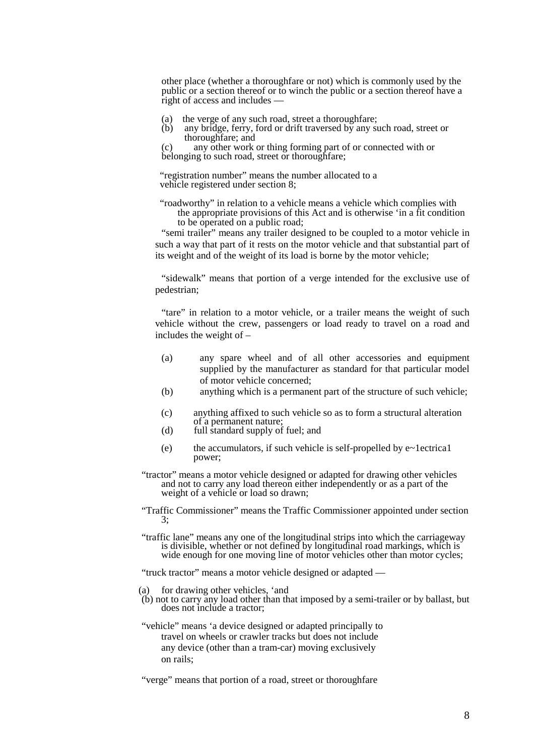other place (whether a thoroughfare or not) which is commonly used by the public or a section thereof or to winch the public or a section thereof have a right of access and includes —

(a) the verge of any such road, street a thoroughfare;
(b) any bridge, ferry, ford or drift traversed by any such road, street or thoroughfare; and
(c) any other work or thing forming part of or connected with or belonging to such road, street or thoroughfare;

"registration number" means the number allocated to a vehicle registered under section 8;

"roadworthy" in relation to a vehicle means a vehicle which complies with the appropriate provisions of this Act and is otherwise 'in a fit condition to be operated on a public road;

"semi trailer" means any trailer designed to be coupled to a motor vehicle in such a way that part of it rests on the motor vehicle and that substantial part of its weight and of the weight of its load is borne by the motor vehicle;

"sidewalk" means that portion of a verge intended for the exclusive use of pedestrian;

"tare" in relation to a motor vehicle, or a trailer means the weight of such vehicle without the crew, passengers or load ready to travel on a road and includes the weight of –

(a) any spare wheel and of all other accessories and equipment supplied by the manufacturer as standard for that particular model of motor vehicle concerned;
(b) anything which is a permanent part of the structure of such vehicle;
(c) anything affixed to such vehicle so as to form a structural alteration of a permanent nature;
(d) full standard supply of fuel; and
(e) the accumulators, if such vehicle is self-propelled by e~1ectrica1 power;

"tractor" means a motor vehicle designed or adapted for drawing other vehicles and not to carry any load thereon either independently or as a part of the weight of a vehicle or load so drawn;

"Traffic Commissioner" means the Traffic Commissioner appointed under section 3;

"traffic lane" means any one of the longitudinal strips into which the carriageway is divisible, whether or not defined by longitudinal road markings, which is wide enough for one moving line of motor vehicles other than motor cycles;

"truck tractor" means a motor vehicle designed or adapted —

(a) for drawing other vehicles, 'and
(b) not to carry any load other than that imposed by a semi-trailer or by ballast, but does not include a tractor;

"vehicle" means 'a device designed or adapted principally to travel on wheels or crawler tracks but does not include any device (other than a tram-car) moving exclusively on rails;

"verge" means that portion of a road, street or thoroughfare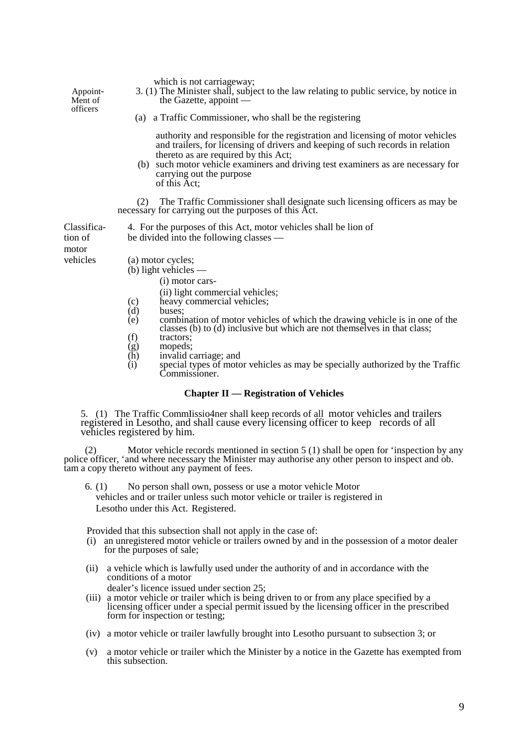which is not carriageway;

Appoint-Ment of officers

3. (1) The Minister shall, subject to the law relating to public service, by notice in the Gazette, appoint —

(a) a Traffic Commissioner, who shall be the registering authority and responsible for the registration and licensing of motor vehicles and trailers, for licensing of drivers and keeping of such records in relation thereto as are required by this Act;

(b) such motor vehicle examiners and driving test examiners as are necessary for carrying out the purpose of this Act;

(2) The Traffic Commissioner shall designate such licensing officers as may be necessary for carrying out the purposes of this Act.

Classification of motor vehicles

4. For the purposes of this Act, motor vehicles shall be lion of be divided into the following classes —

(a) motor cycles;

(b) light vehicles —

(i) motor cars-

(ii) light commercial vehicles;

(c) heavy commercial vehicles;

(d) buses;

(e) combination of motor vehicles of which the drawing vehicle is in one of the classes (b) to (d) inclusive but which are not themselves in that class;

(f) tractors;

(g) mopeds;

(h) invalid carriage; and

(i) special types of motor vehicles as may be specially authorized by the Traffic Commissioner.

## Chapter II — Registration of Vehicles

5. (1) The Traffic CommIissio4ner shall keep records of all motor vehicles and trailers registered in Lesotho, and shall cause every licensing officer to keep records of all vehicles registered by him.

(2) Motor vehicle records mentioned in section 5 (1) shall be open for 'inspection by any police officer, 'and where necessary the Minister may authorise any other person to inspect and ob. tam a copy thereto without any payment of fees.

6. (1) No person shall own, possess or use a motor vehicle Motor vehicles and or trailer unless such motor vehicle or trailer is registered in Lesotho under this Act. Registered.

Provided that this subsection shall not apply in the case of:

(i) an unregistered motor vehicle or trailers owned by and in the possession of a motor dealer for the purposes of sale;

(ii) a vehicle which is lawfully used under the authority of and in accordance with the conditions of a motor dealer's licence issued under section 25;

(iii) a motor vehicle or trailer which is being driven to or from any place specified by a licensing officer under a special permit issued by the licensing officer in the prescribed form for inspection or testing;

(iv) a motor vehicle or trailer lawfully brought into Lesotho pursuant to subsection 3; or

(v) a motor vehicle or trailer which the Minister by a notice in the Gazette has exempted from this subsection.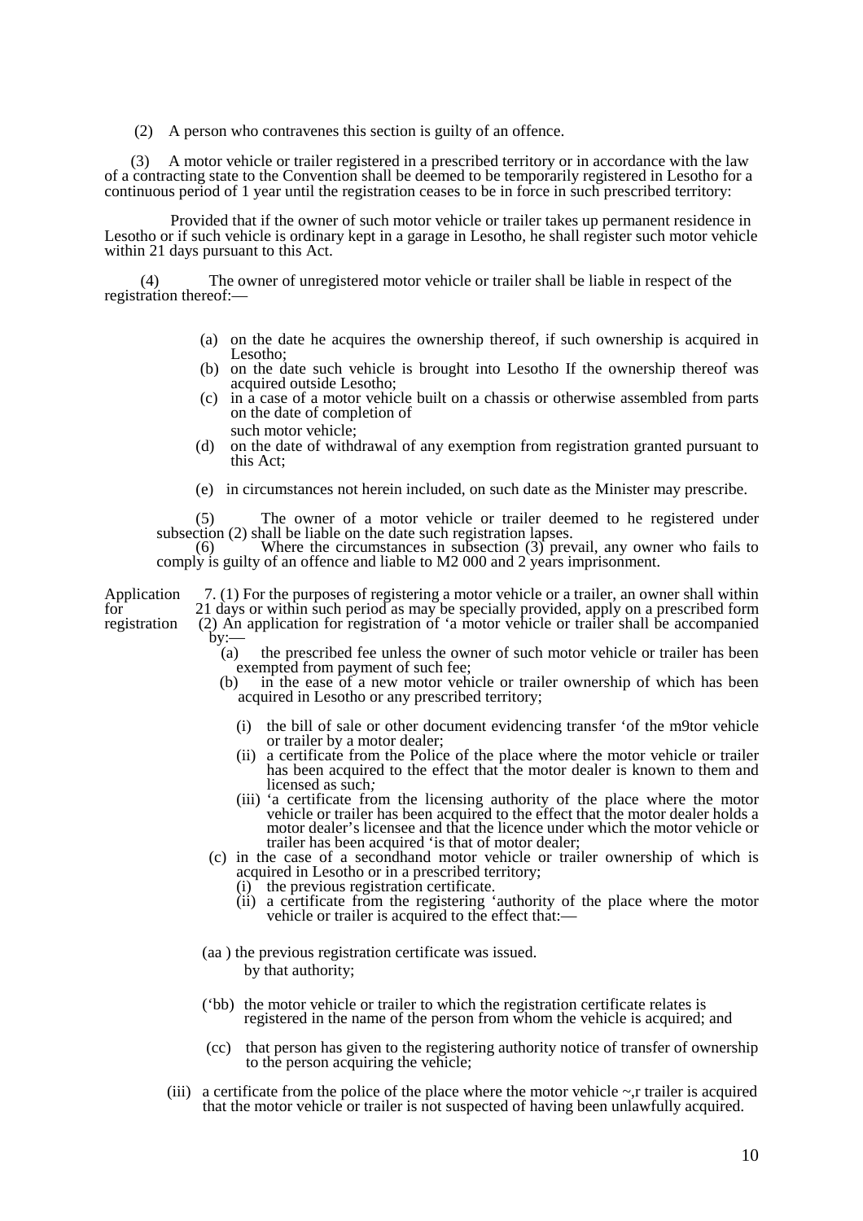(2) A person who contravenes this section is guilty of an offence.

(3) A motor vehicle or trailer registered in a prescribed territory or in accordance with the law of a contracting state to the Convention shall be deemed to be temporarily registered in Lesotho for a continuous period of 1 year until the registration ceases to be in force in such prescribed territory:

Provided that if the owner of such motor vehicle or trailer takes up permanent residence in Lesotho or if such vehicle is ordinary kept in a garage in Lesotho, he shall register such motor vehicle within 21 days pursuant to this Act.

(4) The owner of unregistered motor vehicle or trailer shall be liable in respect of the registration thereof:—

(a) on the date he acquires the ownership thereof, if such ownership is acquired in Lesotho;

(b) on the date such vehicle is brought into Lesotho If the ownership thereof was acquired outside Lesotho;

(c) in a case of a motor vehicle built on a chassis or otherwise assembled from parts on the date of completion of such motor vehicle;

(d) on the date of withdrawal of any exemption from registration granted pursuant to this Act;

(e) in circumstances not herein included, on such date as the Minister may prescribe.

(5) The owner of a motor vehicle or trailer deemed to he registered under subsection (2) shall be liable on the date such registration lapses.

(6) Where the circumstances in subsection (3) prevail, any owner who fails to comply is guilty of an offence and liable to M2 000 and 2 years imprisonment.

**Application for registration**

7. (1) For the purposes of registering a motor vehicle or a trailer, an owner shall within 21 days or within such period as may be specially provided, apply on a prescribed form

(2) An application for registration of 'a motor vehicle or trailer shall be accompanied by:—

(a) the prescribed fee unless the owner of such motor vehicle or trailer has been exempted from payment of such fee;

(b) in the ease of a new motor vehicle or trailer ownership of which has been acquired in Lesotho or any prescribed territory;

(i) the bill of sale or other document evidencing transfer 'of the m9tor vehicle or trailer by a motor dealer;

(ii) a certificate from the Police of the place where the motor vehicle or trailer has been acquired to the effect that the motor dealer is known to them and licensed as such;

(iii) 'a certificate from the licensing authority of the place where the motor vehicle or trailer has been acquired to the effect that the motor dealer holds a motor dealer's licensee and that the licence under which the motor vehicle or trailer has been acquired 'is that of motor dealer;

(c) in the case of a secondhand motor vehicle or trailer ownership of which is acquired in Lesotho or in a prescribed territory;

(i) the previous registration certificate.

(ii) a certificate from the registering 'authority of the place where the motor vehicle or trailer is acquired to the effect that:—

(aa ) the previous registration certificate was issued. by that authority;

('bb) the motor vehicle or trailer to which the registration certificate relates is registered in the name of the person from whom the vehicle is acquired; and

(cc) that person has given to the registering authority notice of transfer of ownership to the person acquiring the vehicle;

(iii) a certificate from the police of the place where the motor vehicle ~,r trailer is acquired that the motor vehicle or trailer is not suspected of having been unlawfully acquired.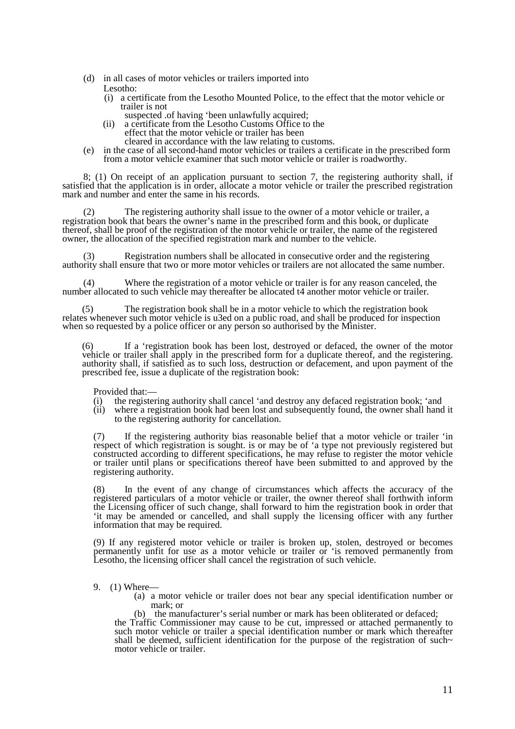(d) in all cases of motor vehicles or trailers imported into Lesotho:
  (i) a certificate from the Lesotho Mounted Police, to the effect that the motor vehicle or trailer is not suspected .of having 'been unlawfully acquired;
  (ii) a certificate from the Lesotho Customs Office to the effect that the motor vehicle or trailer has been cleared in accordance with the law relating to customs.

(e) in the case of all second-hand motor vehicles or trailers a certificate in the prescribed form from a motor vehicle examiner that such motor vehicle or trailer is roadworthy.

8; (1) On receipt of an application pursuant to section 7, the registering authority shall, if satisfied that the application is in order, allocate a motor vehicle or trailer the prescribed registration mark and number and enter the same in his records.

(2) The registering authority shall issue to the owner of a motor vehicle or trailer, a registration book that bears the owner's name in the prescribed form and this book, or duplicate thereof, shall be proof of the registration of the motor vehicle or trailer, the name of the registered owner, the allocation of the specified registration mark and number to the vehicle.

(3) Registration numbers shall be allocated in consecutive order and the registering authority shall ensure that two or more motor vehicles or trailers are not allocated the same number.

(4) Where the registration of a motor vehicle or trailer is for any reason canceled, the number allocated to such vehicle may thereafter be allocated t4 another motor vehicle or trailer.

(5) The registration book shall be in a motor vehicle to which the registration book relates whenever such motor vehicle is u3ed on a public road, and shall be produced for inspection when so requested by a police officer or any person so authorised by the Minister.

(6) If a 'registration book has been lost, destroyed or defaced, the owner of the motor vehicle or trailer shall apply in the prescribed form for a duplicate thereof, and the registering. authority shall, if satisfied as to such loss, destruction or defacement, and upon payment of the prescribed fee, issue a duplicate of the registration book:

Provided that:—
(i) the registering authority shall cancel 'and destroy any defaced registration book; 'and
(ii) where a registration book had been lost and subsequently found, the owner shall hand it to the registering authority for cancellation.

(7) If the registering authority bias reasonable belief that a motor vehicle or trailer 'in respect of which registration is sought. is or may be of 'a type not previously registered but constructed according to different specifications, he may refuse to register the motor vehicle or trailer until plans or specifications thereof have been submitted to and approved by the registering authority.

(8) In the event of any change of circumstances which affects the accuracy of the registered particulars of a motor vehicle or trailer, the owner thereof shall forthwith inform the Licensing officer of such change, shall forward to him the registration book in order that 'it may be amended or cancelled, and shall supply the licensing officer with any further information that may be required.

(9) If any registered motor vehicle or trailer is broken up, stolen, destroyed or becomes permanently unfit for use as a motor vehicle or trailer or 'is removed permanently from Lesotho, the licensing officer shall cancel the registration of such vehicle.

9. (1) Where—
  (a) a motor vehicle or trailer does not bear any special identification number or mark; or
  (b) the manufacturer's serial number or mark has been obliterated or defaced;

the Traffic Commissioner may cause to be cut, impressed or attached permanently to such motor vehicle or trailer a special identification number or mark which thereafter shall be deemed, sufficient identification for the purpose of the registration of such~ motor vehicle or trailer.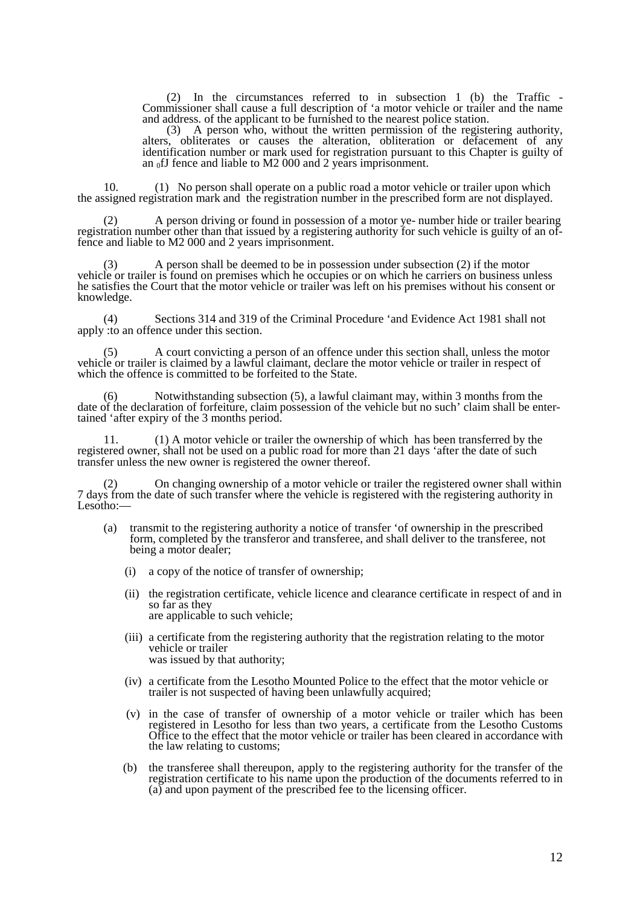(2) In the circumstances referred to in subsection 1 (b) the Traffic - Commissioner shall cause a full description of 'a motor vehicle or trailer and the name and address. of the applicant to be furnished to the nearest police station.

(3) A person who, without the written permission of the registering authority, alters, obliterates or causes the alteration, obliteration or defacement of any identification number or mark used for registration pursuant to this Chapter is guilty of an ofJ fence and liable to M2 000 and 2 years imprisonment.

10. (1) No person shall operate on a public road a motor vehicle or trailer upon which the assigned registration mark and the registration number in the prescribed form are not displayed.

(2) A person driving or found in possession of a motor ye- number hide or trailer bearing registration number other than that issued by a registering authority for such vehicle is guilty of an offence and liable to M2 000 and 2 years imprisonment.

(3) A person shall be deemed to be in possession under subsection (2) if the motor vehicle or trailer is found on premises which he occupies or on which he carriers on business unless he satisfies the Court that the motor vehicle or trailer was left on his premises without his consent or knowledge.

(4) Sections 314 and 319 of the Criminal Procedure 'and Evidence Act 1981 shall not apply :to an offence under this section.

(5) A court convicting a person of an offence under this section shall, unless the motor vehicle or trailer is claimed by a lawful claimant, declare the motor vehicle or trailer in respect of which the offence is committed to be forfeited to the State.

(6) Notwithstanding subsection (5), a lawful claimant may, within 3 months from the date of the declaration of forfeiture, claim possession of the vehicle but no such' claim shall be entertained 'after expiry of the 3 months period.

11. (1) A motor vehicle or trailer the ownership of which has been transferred by the registered owner, shall not be used on a public road for more than 21 days 'after the date of such transfer unless the new owner is registered the owner thereof.

(2) On changing ownership of a motor vehicle or trailer the registered owner shall within 7 days from the date of such transfer where the vehicle is registered with the registering authority in Lesotho:—

(a) transmit to the registering authority a notice of transfer 'of ownership in the prescribed form, completed by the transferor and transferee, and shall deliver to the transferee, not being a motor dealer;

(i) a copy of the notice of transfer of ownership;

(ii) the registration certificate, vehicle licence and clearance certificate in respect of and in so far as they are applicable to such vehicle;

(iii) a certificate from the registering authority that the registration relating to the motor vehicle or trailer was issued by that authority;

(iv) a certificate from the Lesotho Mounted Police to the effect that the motor vehicle or trailer is not suspected of having been unlawfully acquired;

(v) in the case of transfer of ownership of a motor vehicle or trailer which has been registered in Lesotho for less than two years, a certificate from the Lesotho Customs Office to the effect that the motor vehicle or trailer has been cleared in accordance with the law relating to customs;

(b) the transferee shall thereupon, apply to the registering authority for the transfer of the registration certificate to his name upon the production of the documents referred to in (a) and upon payment of the prescribed fee to the licensing officer.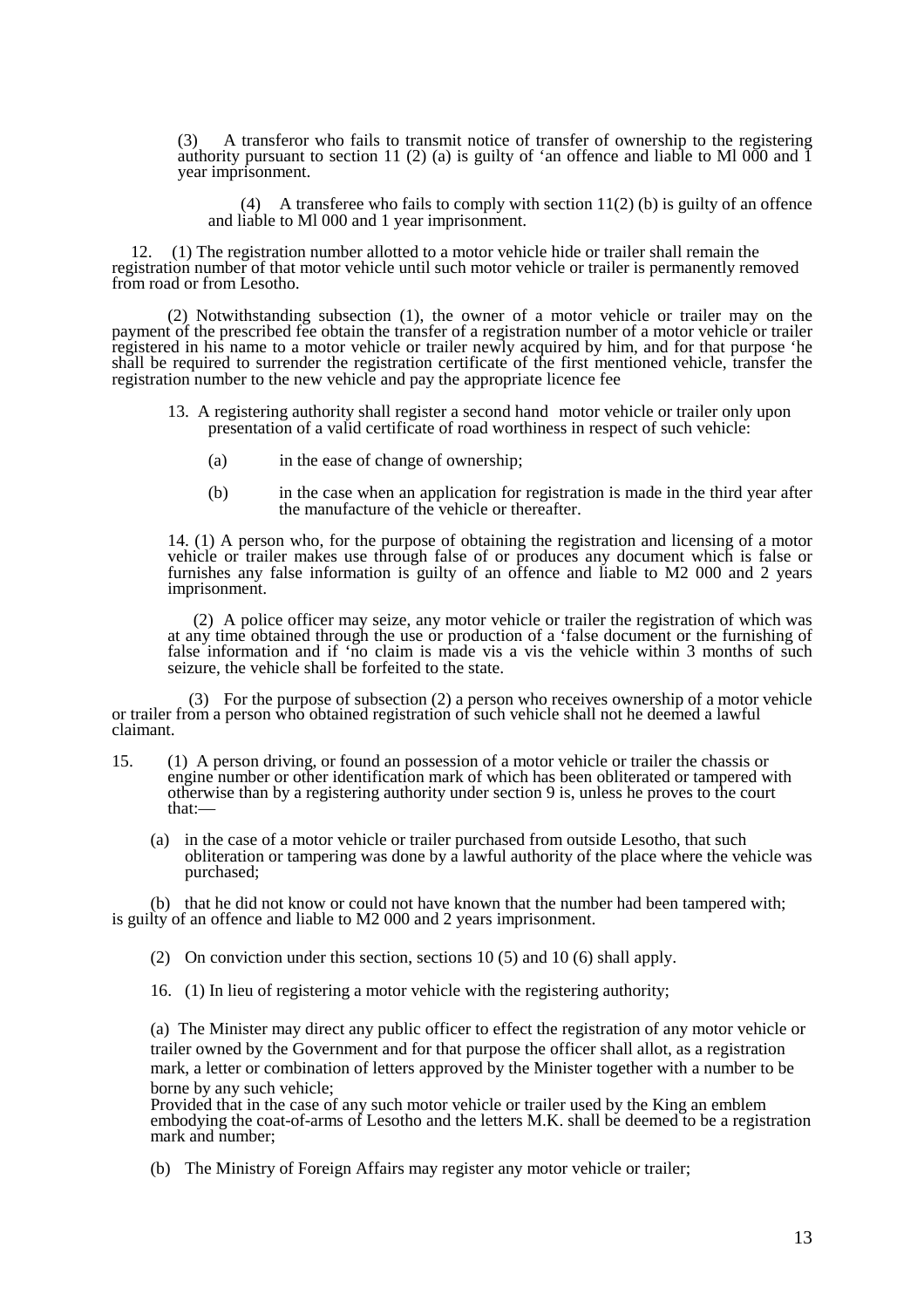(3) A transferor who fails to transmit notice of transfer of ownership to the registering authority pursuant to section 11 (2) (a) is guilty of 'an offence and liable to Ml 000 and 1 year imprisonment.

(4) A transferee who fails to comply with section 11(2) (b) is guilty of an offence and liable to Ml 000 and 1 year imprisonment.

12. (1) The registration number allotted to a motor vehicle hide or trailer shall remain the registration number of that motor vehicle until such motor vehicle or trailer is permanently removed from road or from Lesotho.

(2) Notwithstanding subsection (1), the owner of a motor vehicle or trailer may on the payment of the prescribed fee obtain the transfer of a registration number of a motor vehicle or trailer registered in his name to a motor vehicle or trailer newly acquired by him, and for that purpose 'he shall be required to surrender the registration certificate of the first mentioned vehicle, transfer the registration number to the new vehicle and pay the appropriate licence fee

13. A registering authority shall register a second hand motor vehicle or trailer only upon presentation of a valid certificate of road worthiness in respect of such vehicle:

(a) in the ease of change of ownership;

(b) in the case when an application for registration is made in the third year after the manufacture of the vehicle or thereafter.

14. (1) A person who, for the purpose of obtaining the registration and licensing of a motor vehicle or trailer makes use through false of or produces any document which is false or furnishes any false information is guilty of an offence and liable to M2 000 and 2 years imprisonment.

(2) A police officer may seize, any motor vehicle or trailer the registration of which was at any time obtained through the use or production of a 'false document or the furnishing of false information and if 'no claim is made vis a vis the vehicle within 3 months of such seizure, the vehicle shall be forfeited to the state.

(3) For the purpose of subsection (2) a person who receives ownership of a motor vehicle or trailer from a person who obtained registration of such vehicle shall not he deemed a lawful claimant.

15. (1) A person driving, or found an possession of a motor vehicle or trailer the chassis or engine number or other identification mark of which has been obliterated or tampered with otherwise than by a registering authority under section 9 is, unless he proves to the court that:—

(a) in the case of a motor vehicle or trailer purchased from outside Lesotho, that such obliteration or tampering was done by a lawful authority of the place where the vehicle was purchased;

(b) that he did not know or could not have known that the number had been tampered with; is guilty of an offence and liable to M2 000 and 2 years imprisonment.

(2) On conviction under this section, sections 10 (5) and 10 (6) shall apply.

16. (1) In lieu of registering a motor vehicle with the registering authority;

(a) The Minister may direct any public officer to effect the registration of any motor vehicle or trailer owned by the Government and for that purpose the officer shall allot, as a registration mark, a letter or combination of letters approved by the Minister together with a number to be borne by any such vehicle;
Provided that in the case of any such motor vehicle or trailer used by the King an emblem embodying the coat-of-arms of Lesotho and the letters M.K. shall be deemed to be a registration mark and number;

(b) The Ministry of Foreign Affairs may register any motor vehicle or trailer;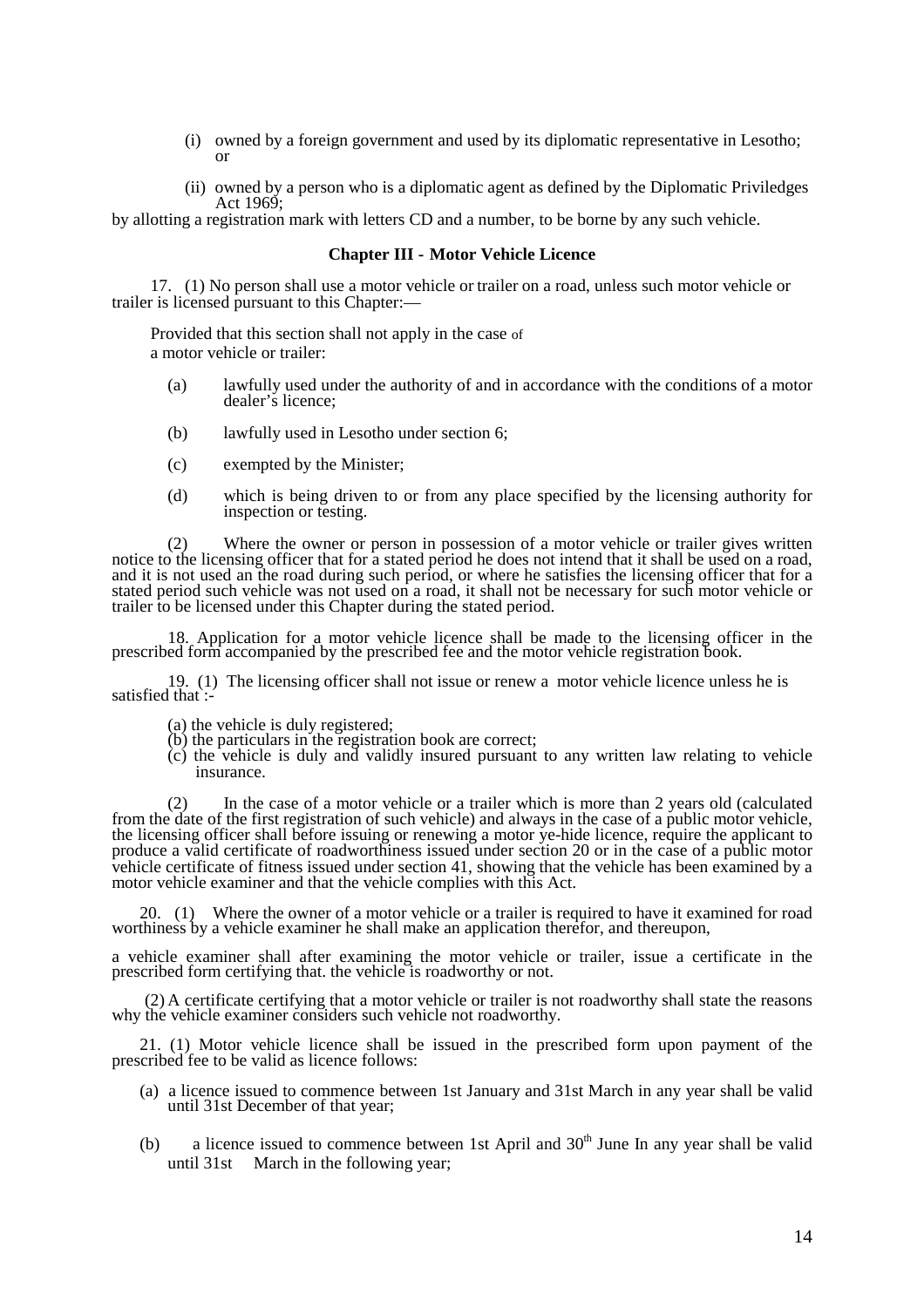(i) owned by a foreign government and used by its diplomatic representative in Lesotho; or

(ii) owned by a person who is a diplomatic agent as defined by the Diplomatic Priviledges Act 1969;

by allotting a registration mark with letters CD and a number, to be borne by any such vehicle.

### Chapter III - Motor Vehicle Licence

17. (1) No person shall use a motor vehicle or trailer on a road, unless such motor vehicle or trailer is licensed pursuant to this Chapter:—

Provided that this section shall not apply in the case of a motor vehicle or trailer:

(a) lawfully used under the authority of and in accordance with the conditions of a motor dealer's licence;

(b) lawfully used in Lesotho under section 6;

(c) exempted by the Minister;

(d) which is being driven to or from any place specified by the licensing authority for inspection or testing.

(2) Where the owner or person in possession of a motor vehicle or trailer gives written notice to the licensing officer that for a stated period he does not intend that it shall be used on a road, and it is not used an the road during such period, or where he satisfies the licensing officer that for a stated period such vehicle was not used on a road, it shall not be necessary for such motor vehicle or trailer to be licensed under this Chapter during the stated period.

18. Application for a motor vehicle licence shall be made to the licensing officer in the prescribed form accompanied by the prescribed fee and the motor vehicle registration book.

19. (1) The licensing officer shall not issue or renew a motor vehicle licence unless he is satisfied that :-

(a) the vehicle is duly registered;
(b) the particulars in the registration book are correct;
(c) the vehicle is duly and validly insured pursuant to any written law relating to vehicle insurance.

(2) In the case of a motor vehicle or a trailer which is more than 2 years old (calculated from the date of the first registration of such vehicle) and always in the case of a public motor vehicle, the licensing officer shall before issuing or renewing a motor ye-hide licence, require the applicant to produce a valid certificate of roadworthiness issued under section 20 or in the case of a public motor vehicle certificate of fitness issued under section 41, showing that the vehicle has been examined by a motor vehicle examiner and that the vehicle complies with this Act.

20. (1) Where the owner of a motor vehicle or a trailer is required to have it examined for road worthiness by a vehicle examiner he shall make an application therefor, and thereupon,

a vehicle examiner shall after examining the motor vehicle or trailer, issue a certificate in the prescribed form certifying that. the vehicle is roadworthy or not.

(2) A certificate certifying that a motor vehicle or trailer is not roadworthy shall state the reasons why the vehicle examiner considers such vehicle not roadworthy.

21. (1) Motor vehicle licence shall be issued in the prescribed form upon payment of the prescribed fee to be valid as licence follows:

(a) a licence issued to commence between 1st January and 31st March in any year shall be valid until 31st December of that year;

(b) a licence issued to commence between 1st April and 30th June In any year shall be valid until 31st March in the following year;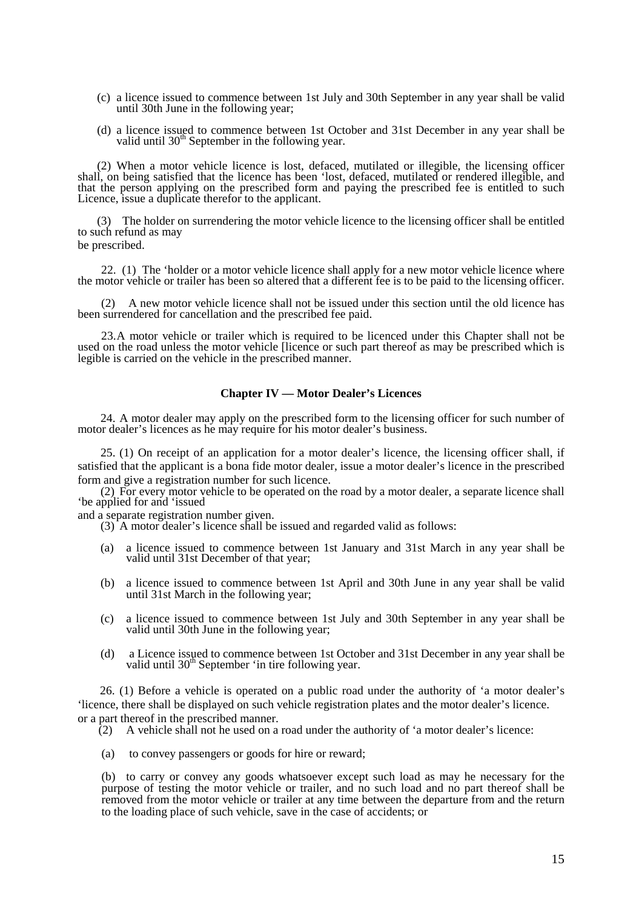(c) a licence issued to commence between 1st July and 30th September in any year shall be valid until 30th June in the following year;

(d) a licence issued to commence between 1st October and 31st December in any year shall be valid until 30th September in the following year.

(2) When a motor vehicle licence is lost, defaced, mutilated or illegible, the licensing officer shall, on being satisfied that the licence has been 'lost, defaced, mutilated or rendered illegible, and that the person applying on the prescribed form and paying the prescribed fee is entitled to such Licence, issue a duplicate therefor to the applicant.

(3) The holder on surrendering the motor vehicle licence to the licensing officer shall be entitled to such refund as may be prescribed.

22. (1) The 'holder or a motor vehicle licence shall apply for a new motor vehicle licence where the motor vehicle or trailer has been so altered that a different fee is to be paid to the licensing officer.

(2) A new motor vehicle licence shall not be issued under this section until the old licence has been surrendered for cancellation and the prescribed fee paid.

23. A motor vehicle or trailer which is required to be licenced under this Chapter shall not be used on the road unless the motor vehicle [licence or such part thereof as may be prescribed which is legible is carried on the vehicle in the prescribed manner.

## Chapter IV — Motor Dealer's Licences

24. A motor dealer may apply on the prescribed form to the licensing officer for such number of motor dealer's licences as he may require for his motor dealer's business.

25. (1) On receipt of an application for a motor dealer's licence, the licensing officer shall, if satisfied that the applicant is a bona fide motor dealer, issue a motor dealer's licence in the prescribed form and give a registration number for such licence.

(2) For every motor vehicle to be operated on the road by a motor dealer, a separate licence shall 'be applied for and 'issued and a separate registration number given.

(3) A motor dealer's licence shall be issued and regarded valid as follows:

(a) a licence issued to commence between 1st January and 31st March in any year shall be valid until 31st December of that year;

(b) a licence issued to commence between 1st April and 30th June in any year shall be valid until 31st March in the following year;

(c) a licence issued to commence between 1st July and 30th September in any year shall be valid until 30th June in the following year;

(d) a Licence issued to commence between 1st October and 31st December in any year shall be valid until 30th September 'in tire following year.

26. (1) Before a vehicle is operated on a public road under the authority of 'a motor dealer's 'licence, there shall be displayed on such vehicle registration plates and the motor dealer's licence. or a part thereof in the prescribed manner.

(2) A vehicle shall not he used on a road under the authority of 'a motor dealer's licence:

(a) to convey passengers or goods for hire or reward;

(b) to carry or convey any goods whatsoever except such load as may he necessary for the purpose of testing the motor vehicle or trailer, and no such load and no part thereof shall be removed from the motor vehicle or trailer at any time between the departure from and the return to the loading place of such vehicle, save in the case of accidents; or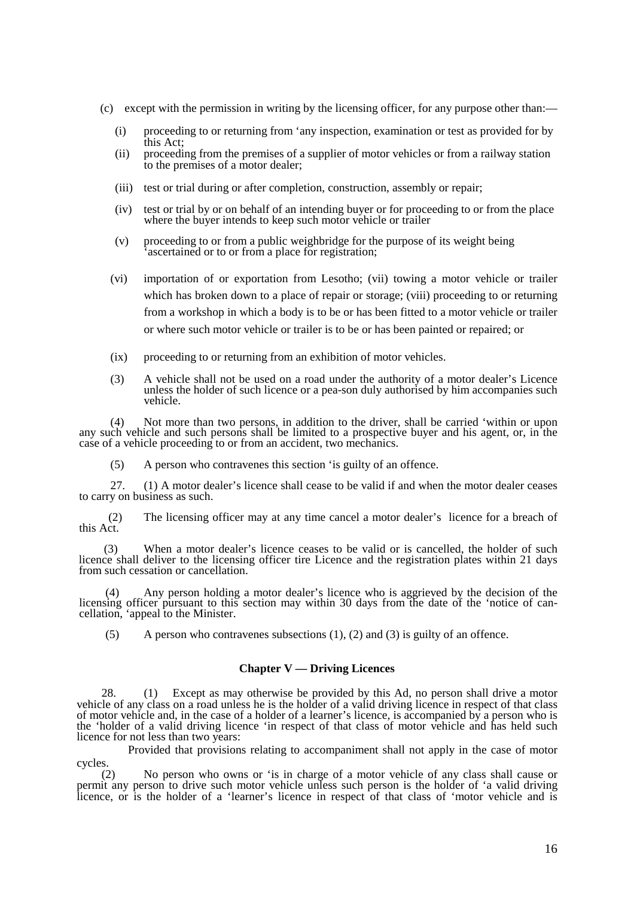(c) except with the permission in writing by the licensing officer, for any purpose other than:—

(i) proceeding to or returning from 'any inspection, examination or test as provided for by this Act;

(ii) proceeding from the premises of a supplier of motor vehicles or from a railway station to the premises of a motor dealer;

(iii) test or trial during or after completion, construction, assembly or repair;

(iv) test or trial by or on behalf of an intending buyer or for proceeding to or from the place where the buyer intends to keep such motor vehicle or trailer

(v) proceeding to or from a public weighbridge for the purpose of its weight being 'ascertained or to or from a place for registration;

(vi) importation of or exportation from Lesotho; (vii) towing a motor vehicle or trailer which has broken down to a place of repair or storage; (viii) proceeding to or returning from a workshop in which a body is to be or has been fitted to a motor vehicle or trailer or where such motor vehicle or trailer is to be or has been painted or repaired; or

(ix) proceeding to or returning from an exhibition of motor vehicles.

(3) A vehicle shall not be used on a road under the authority of a motor dealer's Licence unless the holder of such licence or a pea-son duly authorised by him accompanies such vehicle.

(4) Not more than two persons, in addition to the driver, shall be carried 'within or upon any such vehicle and such persons shall be limited to a prospective buyer and his agent, or, in the case of a vehicle proceeding to or from an accident, two mechanics.

(5) A person who contravenes this section 'is guilty of an offence.

27. (1) A motor dealer's licence shall cease to be valid if and when the motor dealer ceases to carry on business as such.

(2) The licensing officer may at any time cancel a motor dealer's licence for a breach of this Act.

(3) When a motor dealer's licence ceases to be valid or is cancelled, the holder of such licence shall deliver to the licensing officer tire Licence and the registration plates within 21 days from such cessation or cancellation.

(4) Any person holding a motor dealer's licence who is aggrieved by the decision of the licensing officer pursuant to this section may within 30 days from the date of the 'notice of cancellation, 'appeal to the Minister.

(5) A person who contravenes subsections (1), (2) and (3) is guilty of an offence.

### Chapter V — Driving Licences

28. (1) Except as may otherwise be provided by this Ad, no person shall drive a motor vehicle of any class on a road unless he is the holder of a valid driving licence in respect of that class of motor vehicle and, in the case of a holder of a learner's licence, is accompanied by a person who is the 'holder of a valid driving licence 'in respect of that class of motor vehicle and has held such licence for not less than two years:

Provided that provisions relating to accompaniment shall not apply in the case of motor cycles.

(2) No person who owns or 'is in charge of a motor vehicle of any class shall cause or permit any person to drive such motor vehicle unless such person is the holder of 'a valid driving licence, or is the holder of a 'learner's licence in respect of that class of 'motor vehicle and is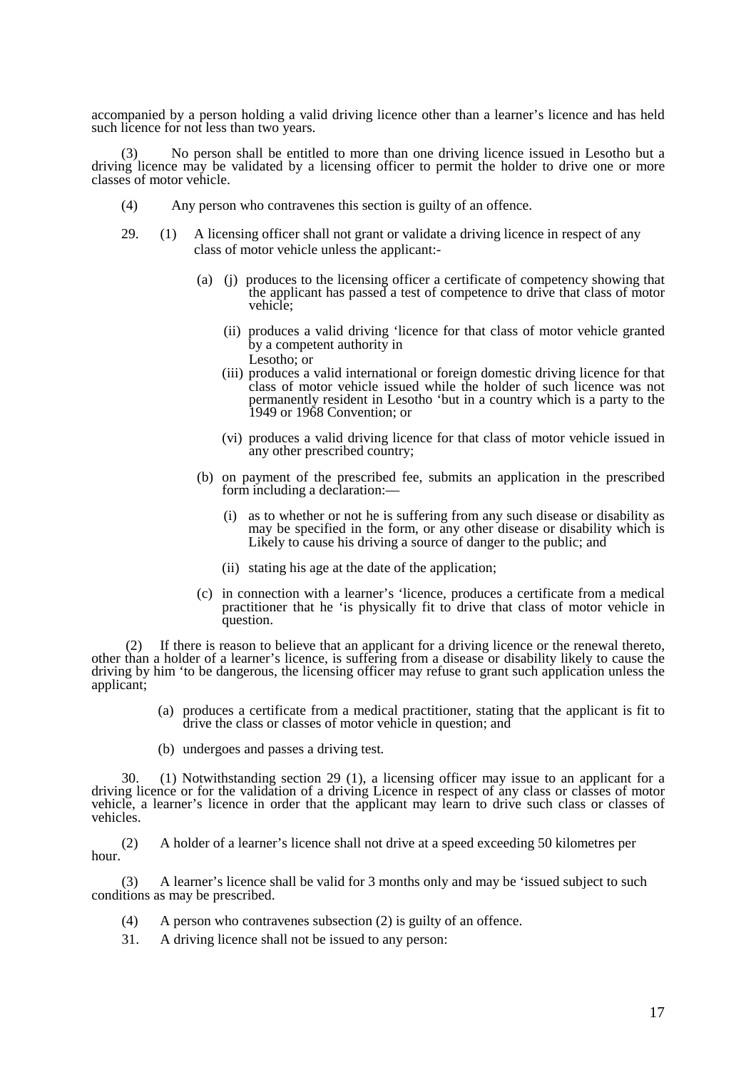accompanied by a person holding a valid driving licence other than a learner's licence and has held such licence for not less than two years.

(3) No person shall be entitled to more than one driving licence issued in Lesotho but a driving licence may be validated by a licensing officer to permit the holder to drive one or more classes of motor vehicle.

(4) Any person who contravenes this section is guilty of an offence.

29. (1) A licensing officer shall not grant or validate a driving licence in respect of any class of motor vehicle unless the applicant:-

(a) (j) produces to the licensing officer a certificate of competency showing that the applicant has passed a test of competence to drive that class of motor vehicle;

(ii) produces a valid driving 'licence for that class of motor vehicle granted by a competent authority in Lesotho; or

(iii) produces a valid international or foreign domestic driving licence for that class of motor vehicle issued while the holder of such licence was not permanently resident in Lesotho 'but in a country which is a party to the 1949 or 1968 Convention; or

(vi) produces a valid driving licence for that class of motor vehicle issued in any other prescribed country;

(b) on payment of the prescribed fee, submits an application in the prescribed form including a declaration:—

(i) as to whether or not he is suffering from any such disease or disability as may be specified in the form, or any other disease or disability which is Likely to cause his driving a source of danger to the public; and

(ii) stating his age at the date of the application;

(c) in connection with a learner's 'licence, produces a certificate from a medical practitioner that he 'is physically fit to drive that class of motor vehicle in question.

(2) If there is reason to believe that an applicant for a driving licence or the renewal thereto, other than a holder of a learner's licence, is suffering from a disease or disability likely to cause the driving by him 'to be dangerous, the licensing officer may refuse to grant such application unless the applicant;

(a) produces a certificate from a medical practitioner, stating that the applicant is fit to drive the class or classes of motor vehicle in question; and

(b) undergoes and passes a driving test.

30. (1) Notwithstanding section 29 (1), a licensing officer may issue to an applicant for a driving licence or for the validation of a driving Licence in respect of any class or classes of motor vehicle, a learner's licence in order that the applicant may learn to drive such class or classes of vehicles.

(2) A holder of a learner's licence shall not drive at a speed exceeding 50 kilometres per hour.

(3) A learner's licence shall be valid for 3 months only and may be 'issued subject to such conditions as may be prescribed.

(4) A person who contravenes subsection (2) is guilty of an offence.

31. A driving licence shall not be issued to any person: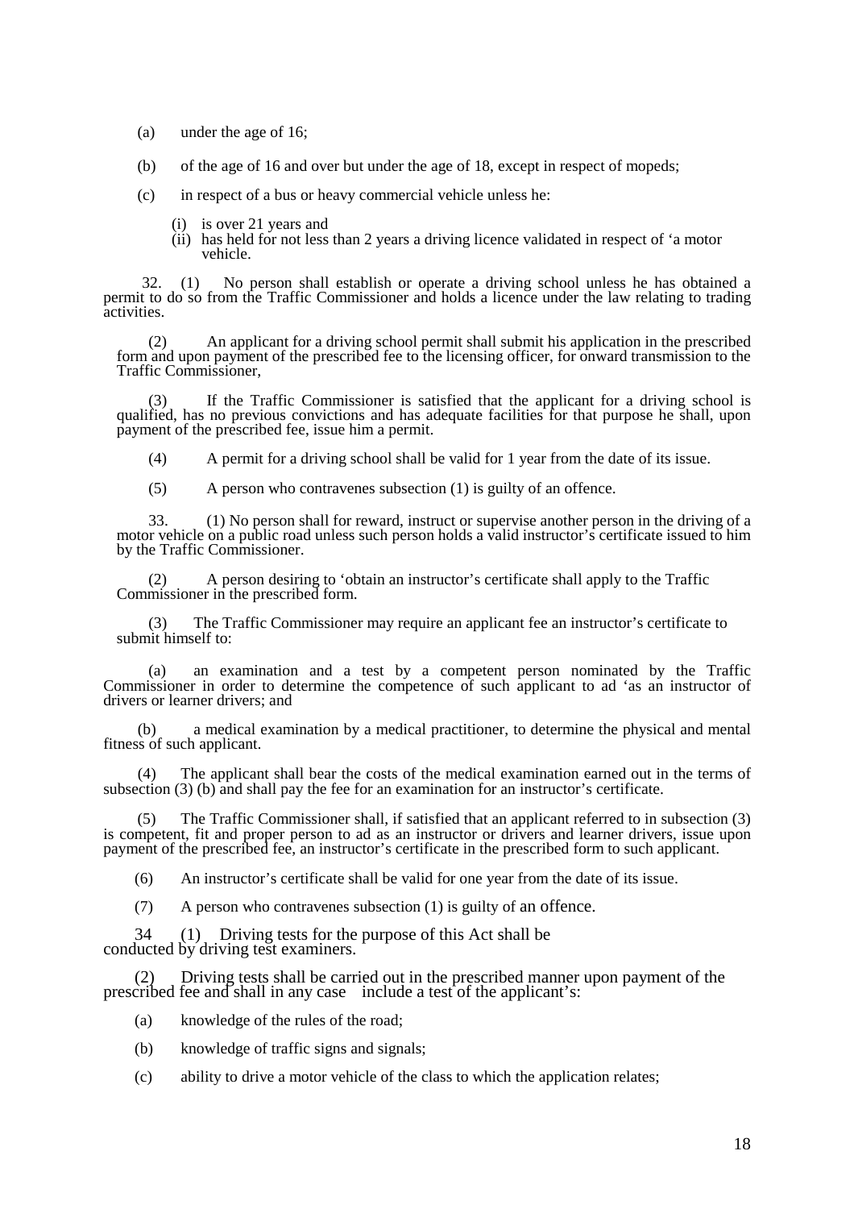(a) under the age of 16;

(b) of the age of 16 and over but under the age of 18, except in respect of mopeds;

(c) in respect of a bus or heavy commercial vehicle unless he:

(i) is over 21 years and
(ii) has held for not less than 2 years a driving licence validated in respect of 'a motor vehicle.

32. (1) No person shall establish or operate a driving school unless he has obtained a permit to do so from the Traffic Commissioner and holds a licence under the law relating to trading activities.

(2) An applicant for a driving school permit shall submit his application in the prescribed form and upon payment of the prescribed fee to the licensing officer, for onward transmission to the Traffic Commissioner,

(3) If the Traffic Commissioner is satisfied that the applicant for a driving school is qualified, has no previous convictions and has adequate facilities for that purpose he shall, upon payment of the prescribed fee, issue him a permit.

(4) A permit for a driving school shall be valid for 1 year from the date of its issue.

(5) A person who contravenes subsection (1) is guilty of an offence.

33. (1) No person shall for reward, instruct or supervise another person in the driving of a motor vehicle on a public road unless such person holds a valid instructor's certificate issued to him by the Traffic Commissioner.

(2) A person desiring to 'obtain an instructor's certificate shall apply to the Traffic Commissioner in the prescribed form.

(3) The Traffic Commissioner may require an applicant fee an instructor's certificate to submit himself to:

(a) an examination and a test by a competent person nominated by the Traffic Commissioner in order to determine the competence of such applicant to ad 'as an instructor of drivers or learner drivers; and

(b) a medical examination by a medical practitioner, to determine the physical and mental fitness of such applicant.

(4) The applicant shall bear the costs of the medical examination earned out in the terms of subsection (3) (b) and shall pay the fee for an examination for an instructor's certificate.

(5) The Traffic Commissioner shall, if satisfied that an applicant referred to in subsection (3) is competent, fit and proper person to ad as an instructor or drivers and learner drivers, issue upon payment of the prescribed fee, an instructor's certificate in the prescribed form to such applicant.

(6) An instructor's certificate shall be valid for one year from the date of its issue.

(7) A person who contravenes subsection (1) is guilty of an offence.

34 (1) Driving tests for the purpose of this Act shall be conducted by driving test examiners.

(2) Driving tests shall be carried out in the prescribed manner upon payment of the prescribed fee and shall in any case include a test of the applicant's:

(a) knowledge of the rules of the road;

(b) knowledge of traffic signs and signals;

(c) ability to drive a motor vehicle of the class to which the application relates;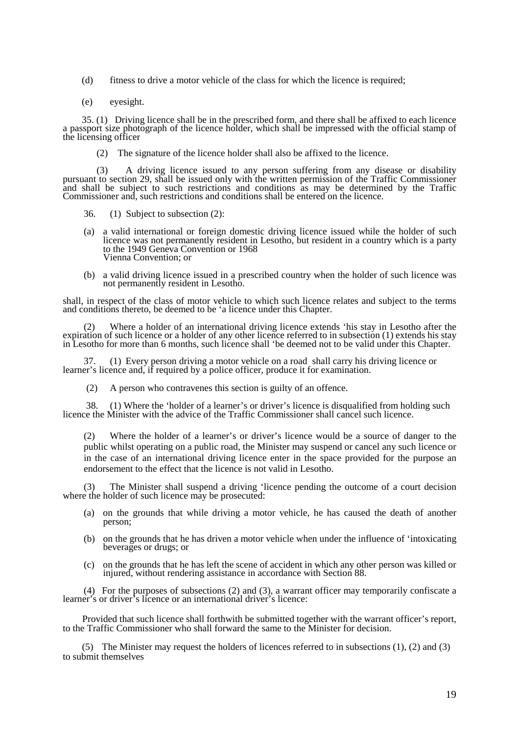(d) fitness to drive a motor vehicle of the class for which the licence is required;

(e) eyesight.

35. (1) Driving licence shall be in the prescribed form, and there shall be affixed to each licence a passport size photograph of the licence holder, which shall be impressed with the official stamp of the licensing officer

(2) The signature of the licence holder shall also be affixed to the licence.

(3) A driving licence issued to any person suffering from any disease or disability pursuant to section 29, shall be issued only with the written permission of the Traffic Commissioner and shall be subject to such restrictions and conditions as may be determined by the Traffic Commissioner and, such restrictions and conditions shall be entered on the licence.

36. (1) Subject to subsection (2):

(a) a valid international or foreign domestic driving licence issued while the holder of such licence was not permanently resident in Lesotho, but resident in a country which is a party to the 1949 Geneva Convention or 1968
Vienna Convention; or

(b) a valid driving licence issued in a prescribed country when the holder of such licence was not permanently resident in Lesotho.

shall, in respect of the class of motor vehicle to which such licence relates and subject to the terms and conditions thereto, be deemed to be 'a licence under this Chapter.

(2) Where a holder of an international driving licence extends 'his stay in Lesotho after the expiration of such licence or a holder of any other licence referred to in subsection (1) extends his stay in Lesotho for more than 6 months, such licence shall 'be deemed not to be valid under this Chapter.

37. (1) Every person driving a motor vehicle on a road shall carry his driving licence or learner's licence and, if required by a police officer, produce it for examination.

(2) A person who contravenes this section is guilty of an offence.

38. (1) Where the 'holder of a learner's or driver's licence is disqualified from holding such licence the Minister with the advice of the Traffic Commissioner shall cancel such licence.

(2) Where the holder of a learner's or driver's licence would be a source of danger to the public whilst operating on a public road, the Minister may suspend or cancel any such licence or in the case of an international driving licence enter in the space provided for the purpose an endorsement to the effect that the licence is not valid in Lesotho.

(3) The Minister shall suspend a driving 'licence pending the outcome of a court decision where the holder of such licence may be prosecuted:

(a) on the grounds that while driving a motor vehicle, he has caused the death of another person;

(b) on the grounds that he has driven a motor vehicle when under the influence of 'intoxicating beverages or drugs; or

(c) on the grounds that he has left the scene of accident in which any other person was killed or injured, without rendering assistance in accordance with Section 88.

(4) For the purposes of subsections (2) and (3), a warrant officer may temporarily confiscate a learner's or driver's licence or an international driver's licence:

Provided that such licence shall forthwith be submitted together with the warrant officer's report, to the Traffic Commissioner who shall forward the same to the Minister for decision.

(5) The Minister may request the holders of licences referred to in subsections (1), (2) and (3) to submit themselves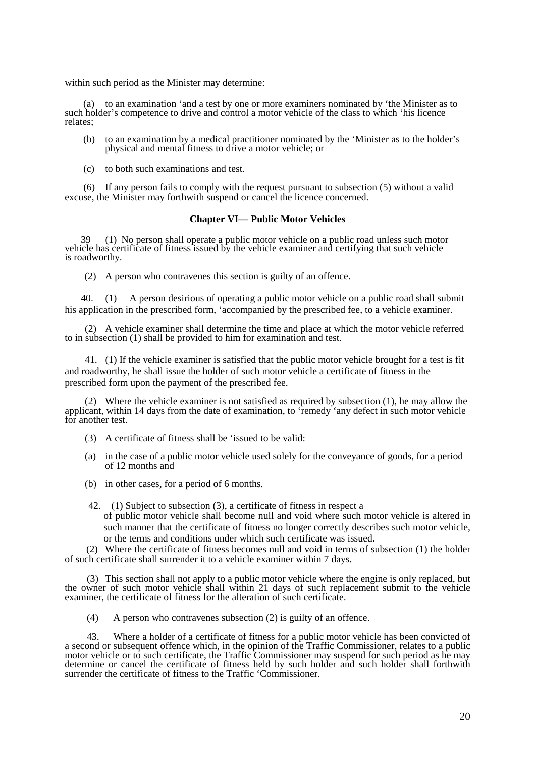within such period as the Minister may determine:

(a) to an examination 'and a test by one or more examiners nominated by 'the Minister as to such holder's competence to drive and control a motor vehicle of the class to which 'his licence relates;

(b) to an examination by a medical practitioner nominated by the 'Minister as to the holder's physical and mental fitness to drive a motor vehicle; or

(c) to both such examinations and test.

(6) If any person fails to comply with the request pursuant to subsection (5) without a valid excuse, the Minister may forthwith suspend or cancel the licence concerned.

### Chapter VI— Public Motor Vehicles

39 (1) No person shall operate a public motor vehicle on a public road unless such motor vehicle has certificate of fitness issued by the vehicle examiner and certifying that such vehicle is roadworthy.

(2) A person who contravenes this section is guilty of an offence.

40. (1) A person desirious of operating a public motor vehicle on a public road shall submit his application in the prescribed form, 'accompanied by the prescribed fee, to a vehicle examiner.

(2) A vehicle examiner shall determine the time and place at which the motor vehicle referred to in subsection (1) shall be provided to him for examination and test.

41. (1) If the vehicle examiner is satisfied that the public motor vehicle brought for a test is fit and roadworthy, he shall issue the holder of such motor vehicle a certificate of fitness in the prescribed form upon the payment of the prescribed fee.

(2) Where the vehicle examiner is not satisfied as required by subsection (1), he may allow the applicant, within 14 days from the date of examination, to 'remedy 'any defect in such motor vehicle for another test.

(3) A certificate of fitness shall be 'issued to be valid:

(a) in the case of a public motor vehicle used solely for the conveyance of goods, for a period of 12 months and

(b) in other cases, for a period of 6 months.

42. (1) Subject to subsection (3), a certificate of fitness in respect a of public motor vehicle shall become null and void where such motor vehicle is altered in such manner that the certificate of fitness no longer correctly describes such motor vehicle, or the terms and conditions under which such certificate was issued.

(2) Where the certificate of fitness becomes null and void in terms of subsection (1) the holder of such certificate shall surrender it to a vehicle examiner within 7 days.

(3) This section shall not apply to a public motor vehicle where the engine is only replaced, but the owner of such motor vehicle shall within 21 days of such replacement submit to the vehicle examiner, the certificate of fitness for the alteration of such certificate.

(4) A person who contravenes subsection (2) is guilty of an offence.

43. Where a holder of a certificate of fitness for a public motor vehicle has been convicted of a second or subsequent offence which, in the opinion of the Traffic Commissioner, relates to a public motor vehicle or to such certificate, the Traffic Commissioner may suspend for such period as he may determine or cancel the certificate of fitness held by such holder and such holder shall forthwith surrender the certificate of fitness to the Traffic 'Commissioner.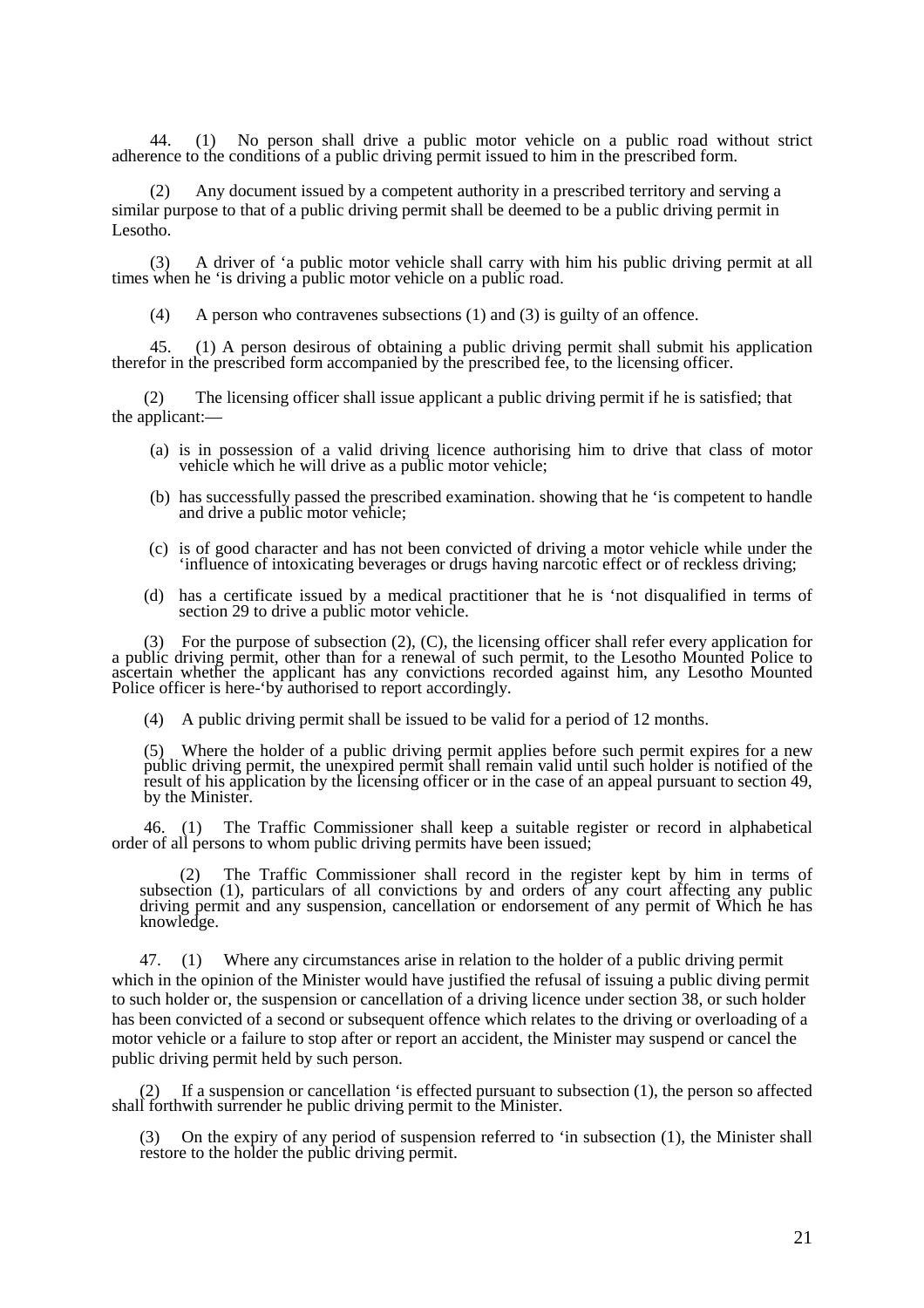44. (1) No person shall drive a public motor vehicle on a public road without strict adherence to the conditions of a public driving permit issued to him in the prescribed form.

(2) Any document issued by a competent authority in a prescribed territory and serving a similar purpose to that of a public driving permit shall be deemed to be a public driving permit in Lesotho.

(3) A driver of 'a public motor vehicle shall carry with him his public driving permit at all times when he 'is driving a public motor vehicle on a public road.

(4) A person who contravenes subsections (1) and (3) is guilty of an offence.

45. (1) A person desirous of obtaining a public driving permit shall submit his application therefor in the prescribed form accompanied by the prescribed fee, to the licensing officer.

(2) The licensing officer shall issue applicant a public driving permit if he is satisfied; that the applicant:—

(a) is in possession of a valid driving licence authorising him to drive that class of motor vehicle which he will drive as a public motor vehicle;

(b) has successfully passed the prescribed examination. showing that he 'is competent to handle and drive a public motor vehicle;

(c) is of good character and has not been convicted of driving a motor vehicle while under the 'influence of intoxicating beverages or drugs having narcotic effect or of reckless driving;

(d) has a certificate issued by a medical practitioner that he is 'not disqualified in terms of section 29 to drive a public motor vehicle.

(3) For the purpose of subsection (2), (C), the licensing officer shall refer every application for a public driving permit, other than for a renewal of such permit, to the Lesotho Mounted Police to ascertain whether the applicant has any convictions recorded against him, any Lesotho Mounted Police officer is here-'by authorised to report accordingly.

(4) A public driving permit shall be issued to be valid for a period of 12 months.

(5) Where the holder of a public driving permit applies before such permit expires for a new public driving permit, the unexpired permit shall remain valid until such holder is notified of the result of his application by the licensing officer or in the case of an appeal pursuant to section 49, by the Minister.

46. (1) The Traffic Commissioner shall keep a suitable register or record in alphabetical order of all persons to whom public driving permits have been issued;

(2) The Traffic Commissioner shall record in the register kept by him in terms of subsection (1), particulars of all convictions by and orders of any court affecting any public driving permit and any suspension, cancellation or endorsement of any permit of Which he has knowledge.

47. (1) Where any circumstances arise in relation to the holder of a public driving permit which in the opinion of the Minister would have justified the refusal of issuing a public diving permit to such holder or, the suspension or cancellation of a driving licence under section 38, or such holder has been convicted of a second or subsequent offence which relates to the driving or overloading of a motor vehicle or a failure to stop after or report an accident, the Minister may suspend or cancel the public driving permit held by such person.

(2) If a suspension or cancellation 'is effected pursuant to subsection (1), the person so affected shall forthwith surrender he public driving permit to the Minister.

(3) On the expiry of any period of suspension referred to 'in subsection (1), the Minister shall restore to the holder the public driving permit.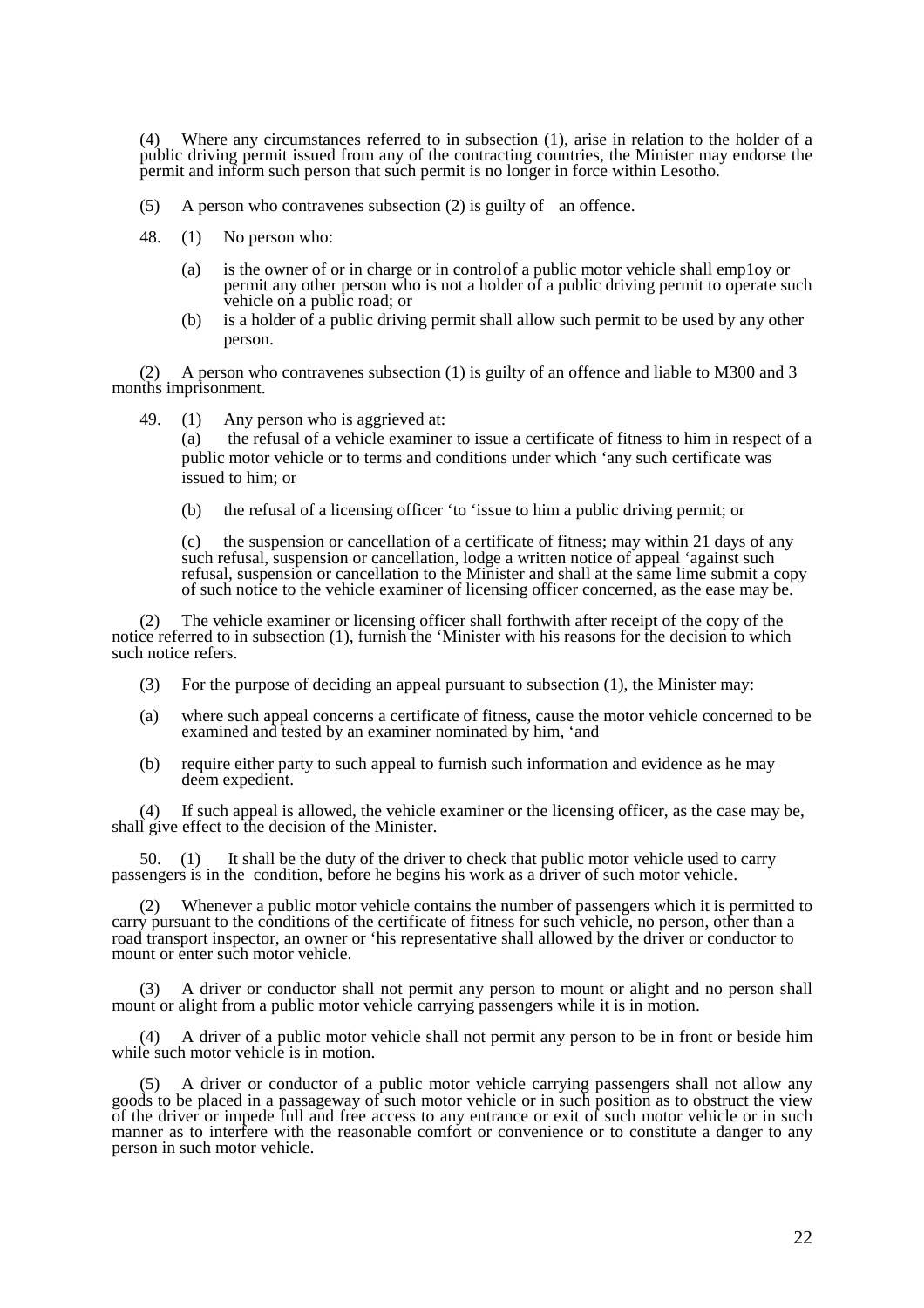(4) Where any circumstances referred to in subsection (1), arise in relation to the holder of a public driving permit issued from any of the contracting countries, the Minister may endorse the permit and inform such person that such permit is no longer in force within Lesotho.

(5) A person who contravenes subsection (2) is guilty of an offence.

48. (1) No person who:

(a) is the owner of or in charge or in controlof a public motor vehicle shall emp1oy or permit any other person who is not a holder of a public driving permit to operate such vehicle on a public road; or

(b) is a holder of a public driving permit shall allow such permit to be used by any other person.

(2) A person who contravenes subsection (1) is guilty of an offence and liable to M300 and 3 months imprisonment.

49. (1) Any person who is aggrieved at:

(a) the refusal of a vehicle examiner to issue a certificate of fitness to him in respect of a public motor vehicle or to terms and conditions under which ‘any such certificate was issued to him; or

(b) the refusal of a licensing officer ‘to ‘issue to him a public driving permit; or

(c) the suspension or cancellation of a certificate of fitness; may within 21 days of any such refusal, suspension or cancellation, lodge a written notice of appeal ‘against such refusal, suspension or cancellation to the Minister and shall at the same lime submit a copy of such notice to the vehicle examiner of licensing officer concerned, as the ease may be.

(2) The vehicle examiner or licensing officer shall forthwith after receipt of the copy of the notice referred to in subsection (1), furnish the ‘Minister with his reasons for the decision to which such notice refers.

(3) For the purpose of deciding an appeal pursuant to subsection (1), the Minister may:

(a) where such appeal concerns a certificate of fitness, cause the motor vehicle concerned to be examined and tested by an examiner nominated by him, ‘and

(b) require either party to such appeal to furnish such information and evidence as he may deem expedient.

(4) If such appeal is allowed, the vehicle examiner or the licensing officer, as the case may be, shall give effect to the decision of the Minister.

50. (1) It shall be the duty of the driver to check that public motor vehicle used to carry passengers is in the condition, before he begins his work as a driver of such motor vehicle.

(2) Whenever a public motor vehicle contains the number of passengers which it is permitted to carry pursuant to the conditions of the certificate of fitness for such vehicle, no person, other than a road transport inspector, an owner or ‘his representative shall allowed by the driver or conductor to mount or enter such motor vehicle.

(3) A driver or conductor shall not permit any person to mount or alight and no person shall mount or alight from a public motor vehicle carrying passengers while it is in motion.

(4) A driver of a public motor vehicle shall not permit any person to be in front or beside him while such motor vehicle is in motion.

(5) A driver or conductor of a public motor vehicle carrying passengers shall not allow any goods to be placed in a passageway of such motor vehicle or in such position as to obstruct the view of the driver or impede full and free access to any entrance or exit of such motor vehicle or in such manner as to interfere with the reasonable comfort or convenience or to constitute a danger to any person in such motor vehicle.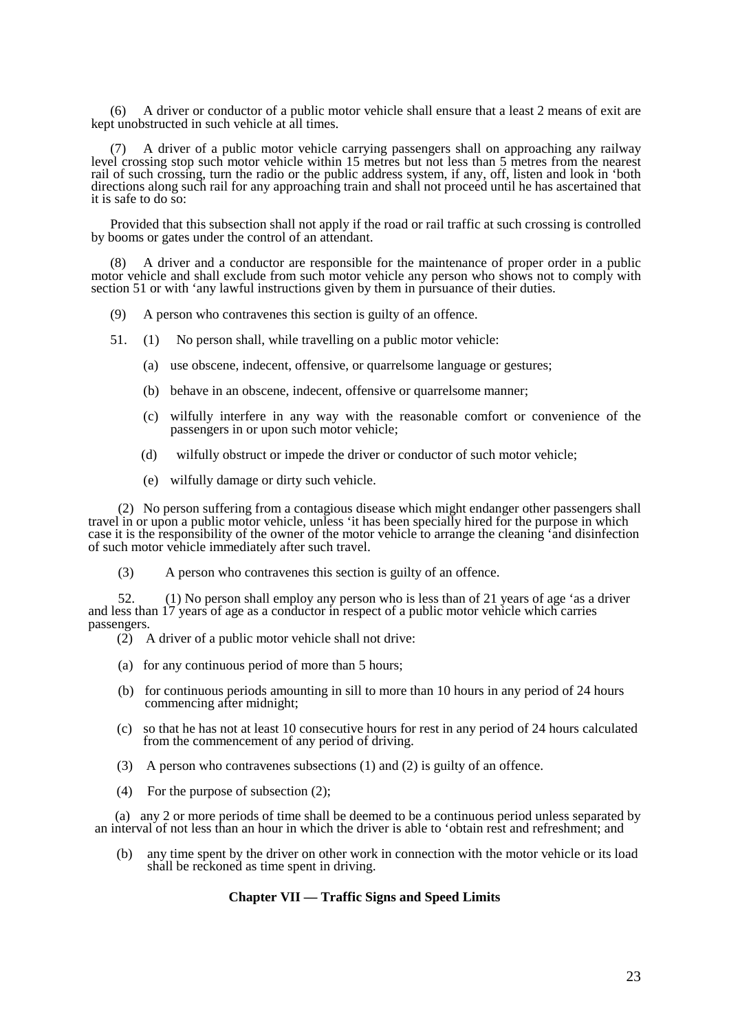(6) A driver or conductor of a public motor vehicle shall ensure that a least 2 means of exit are kept unobstructed in such vehicle at all times.

(7) A driver of a public motor vehicle carrying passengers shall on approaching any railway level crossing stop such motor vehicle within 15 metres but not less than 5 metres from the nearest rail of such crossing, turn the radio or the public address system, if any, off, listen and look in 'both directions along such rail for any approaching train and shall not proceed until he has ascertained that it is safe to do so:

Provided that this subsection shall not apply if the road or rail traffic at such crossing is controlled by booms or gates under the control of an attendant.

(8) A driver and a conductor are responsible for the maintenance of proper order in a public motor vehicle and shall exclude from such motor vehicle any person who shows not to comply with section 51 or with 'any lawful instructions given by them in pursuance of their duties.

(9) A person who contravenes this section is guilty of an offence.

51. (1) No person shall, while travelling on a public motor vehicle:

(a) use obscene, indecent, offensive, or quarrelsome language or gestures;

(b) behave in an obscene, indecent, offensive or quarrelsome manner;

(c) wilfully interfere in any way with the reasonable comfort or convenience of the passengers in or upon such motor vehicle;

(d) wilfully obstruct or impede the driver or conductor of such motor vehicle;

(e) wilfully damage or dirty such vehicle.

(2) No person suffering from a contagious disease which might endanger other passengers shall travel in or upon a public motor vehicle, unless 'it has been specially hired for the purpose in which case it is the responsibility of the owner of the motor vehicle to arrange the cleaning 'and disinfection of such motor vehicle immediately after such travel.

(3) A person who contravenes this section is guilty of an offence.

52. (1) No person shall employ any person who is less than of 21 years of age 'as a driver and less than 17 years of age as a conductor in respect of a public motor vehicle which carries passengers.

(2) A driver of a public motor vehicle shall not drive:

(a) for any continuous period of more than 5 hours;

(b) for continuous periods amounting in sill to more than 10 hours in any period of 24 hours commencing after midnight;

(c) so that he has not at least 10 consecutive hours for rest in any period of 24 hours calculated from the commencement of any period of driving.

(3) A person who contravenes subsections (1) and (2) is guilty of an offence.

(4) For the purpose of subsection (2);

(a) any 2 or more periods of time shall be deemed to be a continuous period unless separated by an interval of not less than an hour in which the driver is able to 'obtain rest and refreshment; and

(b) any time spent by the driver on other work in connection with the motor vehicle or its load shall be reckoned as time spent in driving.

## Chapter VII — Traffic Signs and Speed Limits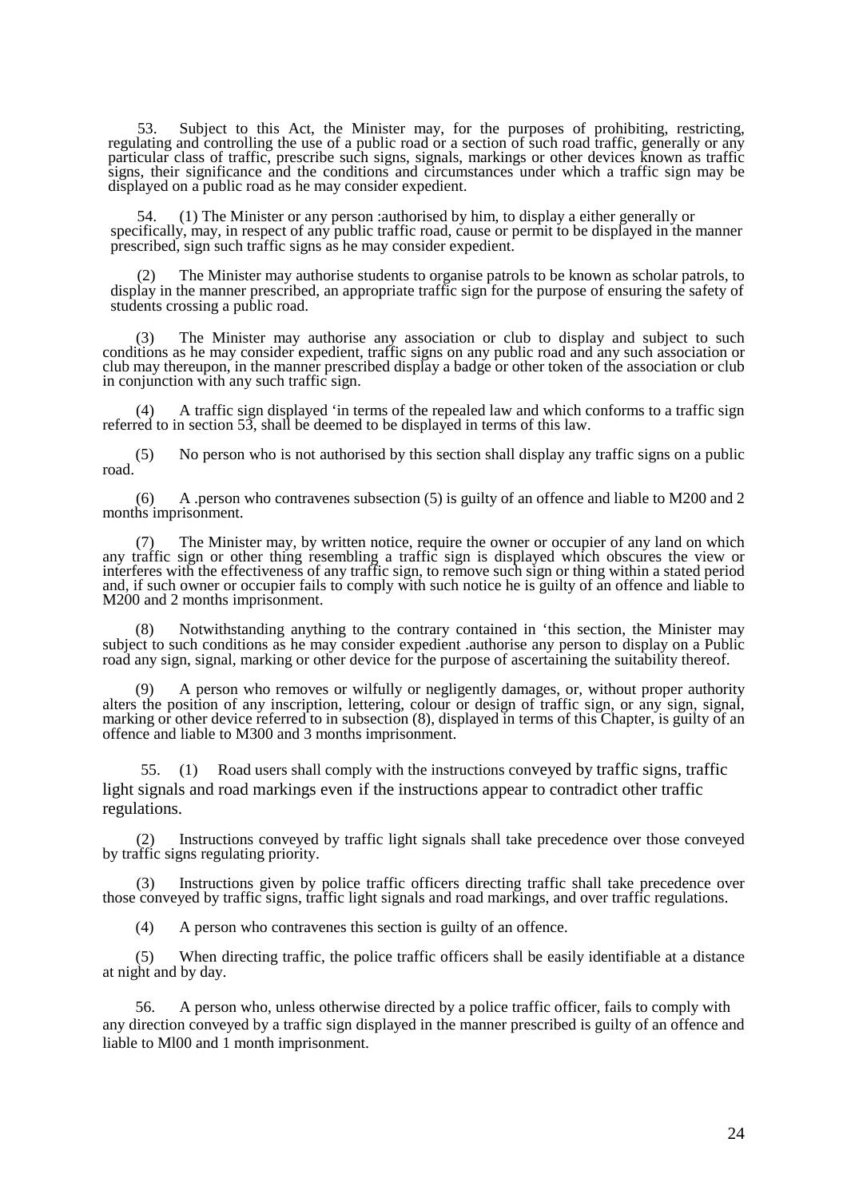53. Subject to this Act, the Minister may, for the purposes of prohibiting, restricting, regulating and controlling the use of a public road or a section of such road traffic, generally or any particular class of traffic, prescribe such signs, signals, markings or other devices known as traffic signs, their significance and the conditions and circumstances under which a traffic sign may be displayed on a public road as he may consider expedient.

54. (1) The Minister or any person :authorised by him, to display a either generally or specifically, may, in respect of any public traffic road, cause or permit to be displayed in the manner prescribed, sign such traffic signs as he may consider expedient.

(2) The Minister may authorise students to organise patrols to be known as scholar patrols, to display in the manner prescribed, an appropriate traffic sign for the purpose of ensuring the safety of students crossing a public road.

(3) The Minister may authorise any association or club to display and subject to such conditions as he may consider expedient, traffic signs on any public road and any such association or club may thereupon, in the manner prescribed display a badge or other token of the association or club in conjunction with any such traffic sign.

(4) A traffic sign displayed 'in terms of the repealed law and which conforms to a traffic sign referred to in section 53, shall be deemed to be displayed in terms of this law.

(5) No person who is not authorised by this section shall display any traffic signs on a public road.

(6) A .person who contravenes subsection (5) is guilty of an offence and liable to M200 and 2 months imprisonment.

(7) The Minister may, by written notice, require the owner or occupier of any land on which any traffic sign or other thing resembling a traffic sign is displayed which obscures the view or interferes with the effectiveness of any traffic sign, to remove such sign or thing within a stated period and, if such owner or occupier fails to comply with such notice he is guilty of an offence and liable to M200 and 2 months imprisonment.

(8) Notwithstanding anything to the contrary contained in 'this section, the Minister may subject to such conditions as he may consider expedient .authorise any person to display on a Public road any sign, signal, marking or other device for the purpose of ascertaining the suitability thereof.

(9) A person who removes or wilfully or negligently damages, or, without proper authority alters the position of any inscription, lettering, colour or design of traffic sign, or any sign, signal, marking or other device referred to in subsection (8), displayed in terms of this Chapter, is guilty of an offence and liable to M300 and 3 months imprisonment.

55. (1) Road users shall comply with the instructions conveyed by traffic signs, traffic light signals and road markings even if the instructions appear to contradict other traffic regulations.

(2) Instructions conveyed by traffic light signals shall take precedence over those conveyed by traffic signs regulating priority.

(3) Instructions given by police traffic officers directing traffic shall take precedence over those conveyed by traffic signs, traffic light signals and road markings, and over traffic regulations.

(4) A person who contravenes this section is guilty of an offence.

(5) When directing traffic, the police traffic officers shall be easily identifiable at a distance at night and by day.

56. A person who, unless otherwise directed by a police traffic officer, fails to comply with any direction conveyed by a traffic sign displayed in the manner prescribed is guilty of an offence and liable to Ml00 and 1 month imprisonment.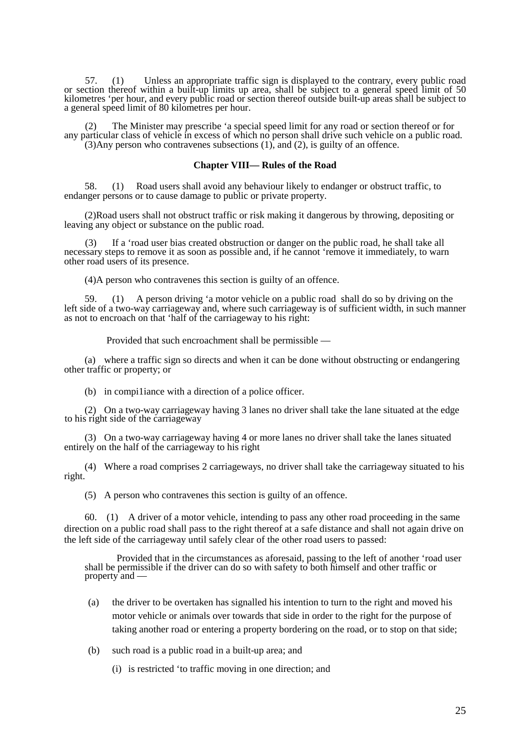57. (1) Unless an appropriate traffic sign is displayed to the contrary, every public road or section thereof within a built-up limits up area, shall be subject to a general speed limit of 50 kilometres 'per hour, and every public road or section thereof outside built-up areas shall be subject to a general speed limit of 80 kilometres per hour.

(2) The Minister may prescribe 'a special speed limit for any road or section thereof or for any particular class of vehicle in excess of which no person shall drive such vehicle on a public road.

(3)Any person who contravenes subsections (1), and (2), is guilty of an offence.

## Chapter VIII— Rules of the Road

58. (1) Road users shall avoid any behaviour likely to endanger or obstruct traffic, to endanger persons or to cause damage to public or private property.

(2)Road users shall not obstruct traffic or risk making it dangerous by throwing, depositing or leaving any object or substance on the public road.

(3) If a 'road user bias created obstruction or danger on the public road, he shall take all necessary steps to remove it as soon as possible and, if he cannot 'remove it immediately, to warn other road users of its presence.

(4)A person who contravenes this section is guilty of an offence.

59. (1) A person driving 'a motor vehicle on a public road shall do so by driving on the left side of a two-way carriageway and, where such carriageway is of sufficient width, in such manner as not to encroach on that 'half of the carriageway to his right:

Provided that such encroachment shall be permissible —

(a) where a traffic sign so directs and when it can be done without obstructing or endangering other traffic or property; or

(b) in compi1iance with a direction of a police officer.

(2) On a two-way carriageway having 3 lanes no driver shall take the lane situated at the edge to his right side of the carriageway

(3) On a two-way carriageway having 4 or more lanes no driver shall take the lanes situated entirely on the half of the carriageway to his right

(4) Where a road comprises 2 carriageways, no driver shall take the carriageway situated to his right.

(5) A person who contravenes this section is guilty of an offence.

60. (1) A driver of a motor vehicle, intending to pass any other road proceeding in the same direction on a public road shall pass to the right thereof at a safe distance and shall not again drive on the left side of the carriageway until safely clear of the other road users to passed:

Provided that in the circumstances as aforesaid, passing to the left of another 'road user shall be permissible if the driver can do so with safety to both himself and other traffic or property and —

(a) the driver to be overtaken has signalled his intention to turn to the right and moved his motor vehicle or animals over towards that side in order to the right for the purpose of taking another road or entering a property bordering on the road, or to stop on that side;

(b) such road is a public road in a built-up area; and

(i) is restricted 'to traffic moving in one direction; and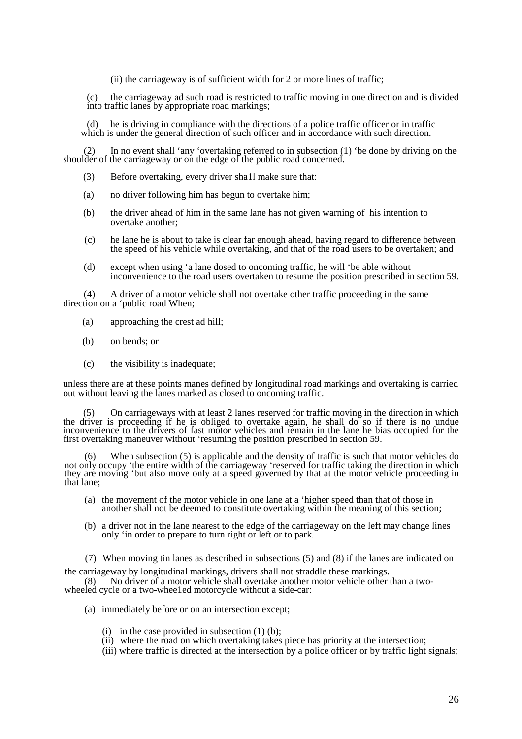(ii) the carriageway is of sufficient width for 2 or more lines of traffic;

(c) the carriageway ad such road is restricted to traffic moving in one direction and is divided into traffic lanes by appropriate road markings;

(d) he is driving in compliance with the directions of a police traffic officer or in traffic which is under the general direction of such officer and in accordance with such direction.

(2) In no event shall 'any 'overtaking referred to in subsection (1) 'be done by driving on the shoulder of the carriageway or on the edge of the public road concerned.

(3) Before overtaking, every driver sha1l make sure that:

(a) no driver following him has begun to overtake him;

(b) the driver ahead of him in the same lane has not given warning of his intention to overtake another;

(c) he lane he is about to take is clear far enough ahead, having regard to difference between the speed of his vehicle while overtaking, and that of the road users to be overtaken; and

(d) except when using 'a lane dosed to oncoming traffic, he will 'be able without inconvenience to the road users overtaken to resume the position prescribed in section 59.

(4) A driver of a motor vehicle shall not overtake other traffic proceeding in the same direction on a 'public road When;

(a) approaching the crest ad hill;

(b) on bends; or

(c) the visibility is inadequate;

unless there are at these points manes defined by longitudinal road markings and overtaking is carried out without leaving the lanes marked as closed to oncoming traffic.

(5) On carriageways with at least 2 lanes reserved for traffic moving in the direction in which the driver is proceeding if he is obliged to overtake again, he shall do so if there is no undue inconvenience to the drivers of fast motor vehicles and remain in the lane he bias occupied for the first overtaking maneuver without 'resuming the position prescribed in section 59.

(6) When subsection (5) is applicable and the density of traffic is such that motor vehicles do not only occupy 'the entire width of the carriageway 'reserved for traffic taking the direction in which they are moving 'but also move only at a speed governed by that at the motor vehicle proceeding in that lane;

(a) the movement of the motor vehicle in one lane at a 'higher speed than that of those in another shall not be deemed to constitute overtaking within the meaning of this section;

(b) a driver not in the lane nearest to the edge of the carriageway on the left may change lines only 'in order to prepare to turn right or left or to park.

(7) When moving tin lanes as described in subsections (5) and (8) if the lanes are indicated on the carriageway by longitudinal markings, drivers shall not straddle these markings.

(8) No driver of a motor vehicle shall overtake another motor vehicle other than a two-wheeled cycle or a two-whee1ed motorcycle without a side-car:

(a) immediately before or on an intersection except;

(i) in the case provided in subsection (1) (b);
(ii) where the road on which overtaking takes piece has priority at the intersection;
(iii) where traffic is directed at the intersection by a police officer or by traffic light signals;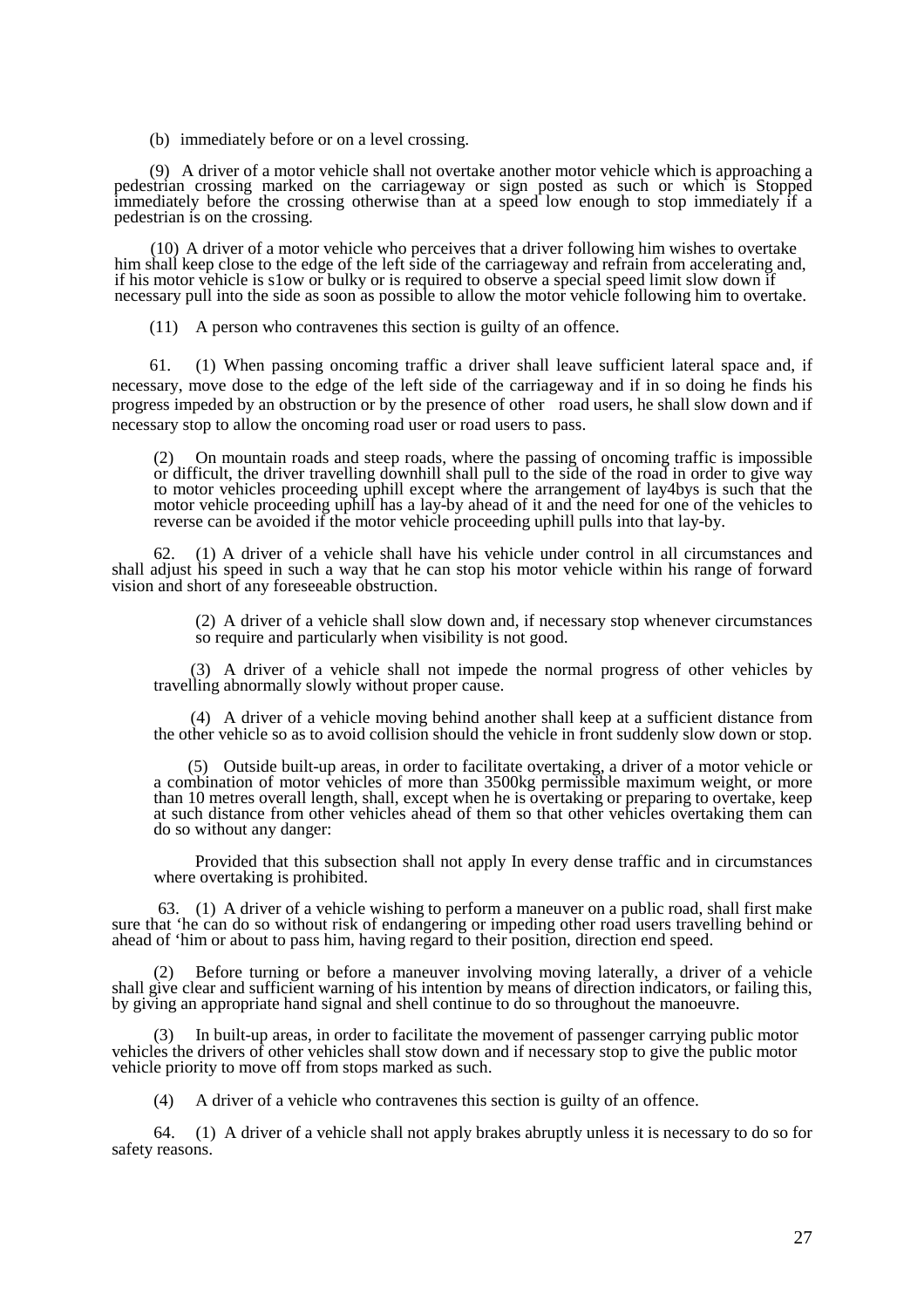(b) immediately before or on a level crossing.

(9) A driver of a motor vehicle shall not overtake another motor vehicle which is approaching a pedestrian crossing marked on the carriageway or sign posted as such or which is Stopped immediately before the crossing otherwise than at a speed low enough to stop immediately if a pedestrian is on the crossing.

(10) A driver of a motor vehicle who perceives that a driver following him wishes to overtake him shall keep close to the edge of the left side of the carriageway and refrain from accelerating and, if his motor vehicle is s1ow or bulky or is required to observe a special speed limit slow down if necessary pull into the side as soon as possible to allow the motor vehicle following him to overtake.

(11) A person who contravenes this section is guilty of an offence.

61. (1) When passing oncoming traffic a driver shall leave sufficient lateral space and, if necessary, move dose to the edge of the left side of the carriageway and if in so doing he finds his progress impeded by an obstruction or by the presence of other road users, he shall slow down and if necessary stop to allow the oncoming road user or road users to pass.

(2) On mountain roads and steep roads, where the passing of oncoming traffic is impossible or difficult, the driver travelling downhill shall pull to the side of the road in order to give way to motor vehicles proceeding uphill except where the arrangement of lay4bys is such that the motor vehicle proceeding uphill has a lay-by ahead of it and the need for one of the vehicles to reverse can be avoided if the motor vehicle proceeding uphill pulls into that lay-by.

62. (1) A driver of a vehicle shall have his vehicle under control in all circumstances and shall adjust his speed in such a way that he can stop his motor vehicle within his range of forward vision and short of any foreseeable obstruction.

(2) A driver of a vehicle shall slow down and, if necessary stop whenever circumstances so require and particularly when visibility is not good.

(3) A driver of a vehicle shall not impede the normal progress of other vehicles by travelling abnormally slowly without proper cause.

(4) A driver of a vehicle moving behind another shall keep at a sufficient distance from the other vehicle so as to avoid collision should the vehicle in front suddenly slow down or stop.

(5) Outside built-up areas, in order to facilitate overtaking, a driver of a motor vehicle or a combination of motor vehicles of more than 3500kg permissible maximum weight, or more than 10 metres overall length, shall, except when he is overtaking or preparing to overtake, keep at such distance from other vehicles ahead of them so that other vehicles overtaking them can do so without any danger:

Provided that this subsection shall not apply In every dense traffic and in circumstances where overtaking is prohibited.

63. (1) A driver of a vehicle wishing to perform a maneuver on a public road, shall first make sure that 'he can do so without risk of endangering or impeding other road users travelling behind or ahead of 'him or about to pass him, having regard to their position, direction end speed.

(2) Before turning or before a maneuver involving moving laterally, a driver of a vehicle shall give clear and sufficient warning of his intention by means of direction indicators, or failing this, by giving an appropriate hand signal and shell continue to do so throughout the manoeuvre.

(3) In built-up areas, in order to facilitate the movement of passenger carrying public motor vehicles the drivers of other vehicles shall stow down and if necessary stop to give the public motor vehicle priority to move off from stops marked as such.

(4) A driver of a vehicle who contravenes this section is guilty of an offence.

64. (1) A driver of a vehicle shall not apply brakes abruptly unless it is necessary to do so for safety reasons.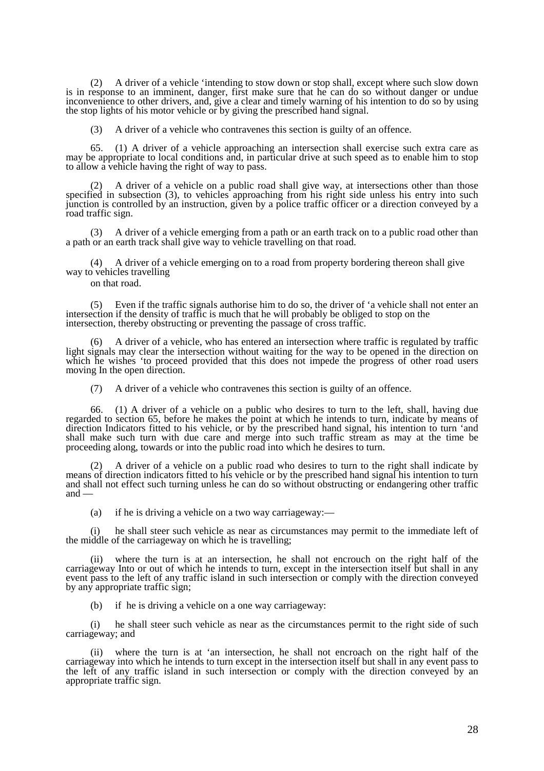(2) A driver of a vehicle 'intending to stow down or stop shall, except where such slow down is in response to an imminent, danger, first make sure that he can do so without danger or undue inconvenience to other drivers, and, give a clear and timely warning of his intention to do so by using the stop lights of his motor vehicle or by giving the prescribed hand signal.

(3) A driver of a vehicle who contravenes this section is guilty of an offence.

65. (1) A driver of a vehicle approaching an intersection shall exercise such extra care as may be appropriate to local conditions and, in particular drive at such speed as to enable him to stop to allow a vehicle having the right of way to pass.

(2) A driver of a vehicle on a public road shall give way, at intersections other than those specified in subsection (3), to vehicles approaching from his right side unless his entry into such junction is controlled by an instruction, given by a police traffic officer or a direction conveyed by a road traffic sign.

(3) A driver of a vehicle emerging from a path or an earth track on to a public road other than a path or an earth track shall give way to vehicle travelling on that road.

(4) A driver of a vehicle emerging on to a road from property bordering thereon shall give way to vehicles travelling
on that road.

(5) Even if the traffic signals authorise him to do so, the driver of 'a vehicle shall not enter an intersection if the density of traffic is much that he will probably be obliged to stop on the intersection, thereby obstructing or preventing the passage of cross traffic.

(6) A driver of a vehicle, who has entered an intersection where traffic is regulated by traffic light signals may clear the intersection without waiting for the way to be opened in the direction on which he wishes 'to proceed provided that this does not impede the progress of other road users moving In the open direction.

(7) A driver of a vehicle who contravenes this section is guilty of an offence.

66. (1) A driver of a vehicle on a public who desires to turn to the left, shall, having due regarded to section 65, before he makes the point at which he intends to turn, indicate by means of direction Indicators fitted to his vehicle, or by the prescribed hand signal, his intention to turn 'and shall make such turn with due care and merge into such traffic stream as may at the time be proceeding along, towards or into the public road into which he desires to turn.

(2) A driver of a vehicle on a public road who desires to turn to the right shall indicate by means of direction indicators fitted to his vehicle or by the prescribed hand signal his intention to turn and shall not effect such turning unless he can do so without obstructing or endangering other traffic and —

(a) if he is driving a vehicle on a two way carriageway:—

(i) he shall steer such vehicle as near as circumstances may permit to the immediate left of the middle of the carriageway on which he is travelling;

(ii) where the turn is at an intersection, he shall not encrouch on the right half of the carriageway Into or out of which he intends to turn, except in the intersection itself but shall in any event pass to the left of any traffic island in such intersection or comply with the direction conveyed by any appropriate traffic sign;

(b) if he is driving a vehicle on a one way carriageway:

(i) he shall steer such vehicle as near as the circumstances permit to the right side of such carriageway; and

(ii) where the turn is at 'an intersection, he shall not encroach on the right half of the carriageway into which he intends to turn except in the intersection itself but shall in any event pass to the left of any traffic island in such intersection or comply with the direction conveyed by an appropriate traffic sign.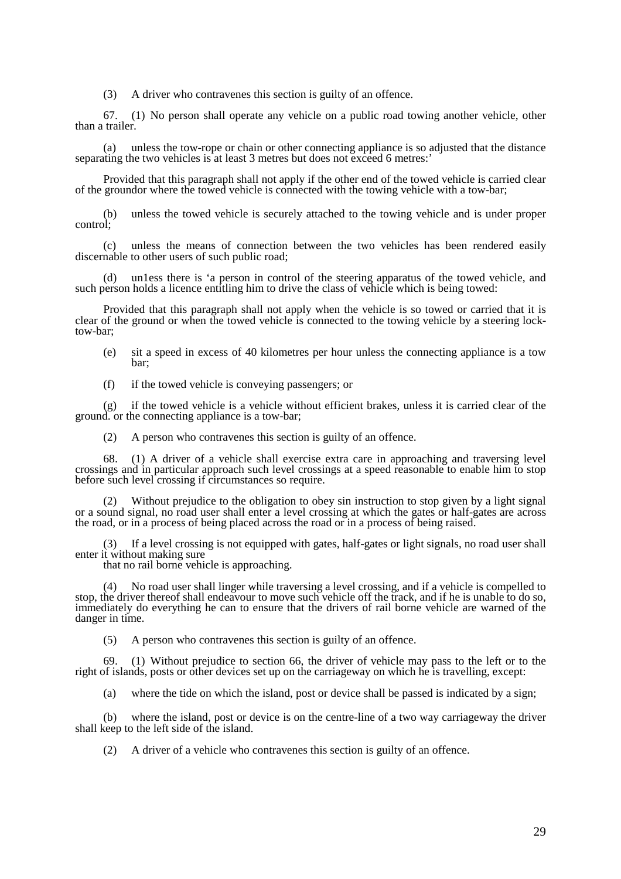(3) A driver who contravenes this section is guilty of an offence.

67. (1) No person shall operate any vehicle on a public road towing another vehicle, other than a trailer.

(a) unless the tow-rope or chain or other connecting appliance is so adjusted that the distance separating the two vehicles is at least 3 metres but does not exceed 6 metres:'

Provided that this paragraph shall not apply if the other end of the towed vehicle is carried clear of the groundor where the towed vehicle is connected with the towing vehicle with a tow-bar;

(b) unless the towed vehicle is securely attached to the towing vehicle and is under proper control;

(c) unless the means of connection between the two vehicles has been rendered easily discernable to other users of such public road;

(d) un1ess there is 'a person in control of the steering apparatus of the towed vehicle, and such person holds a licence entitling him to drive the class of vehicle which is being towed:

Provided that this paragraph shall not apply when the vehicle is so towed or carried that it is clear of the ground or when the towed vehicle is connected to the towing vehicle by a steering lock-tow-bar;

(e) sit a speed in excess of 40 kilometres per hour unless the connecting appliance is a tow bar;

(f) if the towed vehicle is conveying passengers; or

(g) if the towed vehicle is a vehicle without efficient brakes, unless it is carried clear of the ground. or the connecting appliance is a tow-bar;

(2) A person who contravenes this section is guilty of an offence.

68. (1) A driver of a vehicle shall exercise extra care in approaching and traversing level crossings and in particular approach such level crossings at a speed reasonable to enable him to stop before such level crossing if circumstances so require.

(2) Without prejudice to the obligation to obey sin instruction to stop given by a light signal or a sound signal, no road user shall enter a level crossing at which the gates or half-gates are across the road, or in a process of being placed across the road or in a process of being raised.

(3) If a level crossing is not equipped with gates, half-gates or light signals, no road user shall enter it without making sure
that no rail borne vehicle is approaching.

(4) No road user shall linger while traversing a level crossing, and if a vehicle is compelled to stop, the driver thereof shall endeavour to move such vehicle off the track, and if he is unable to do so, immediately do everything he can to ensure that the drivers of rail borne vehicle are warned of the danger in time.

(5) A person who contravenes this section is guilty of an offence.

69. (1) Without prejudice to section 66, the driver of vehicle may pass to the left or to the right of islands, posts or other devices set up on the carriageway on which he is travelling, except:

(a) where the tide on which the island, post or device shall be passed is indicated by a sign;

(b) where the island, post or device is on the centre-line of a two way carriageway the driver shall keep to the left side of the island.

(2) A driver of a vehicle who contravenes this section is guilty of an offence.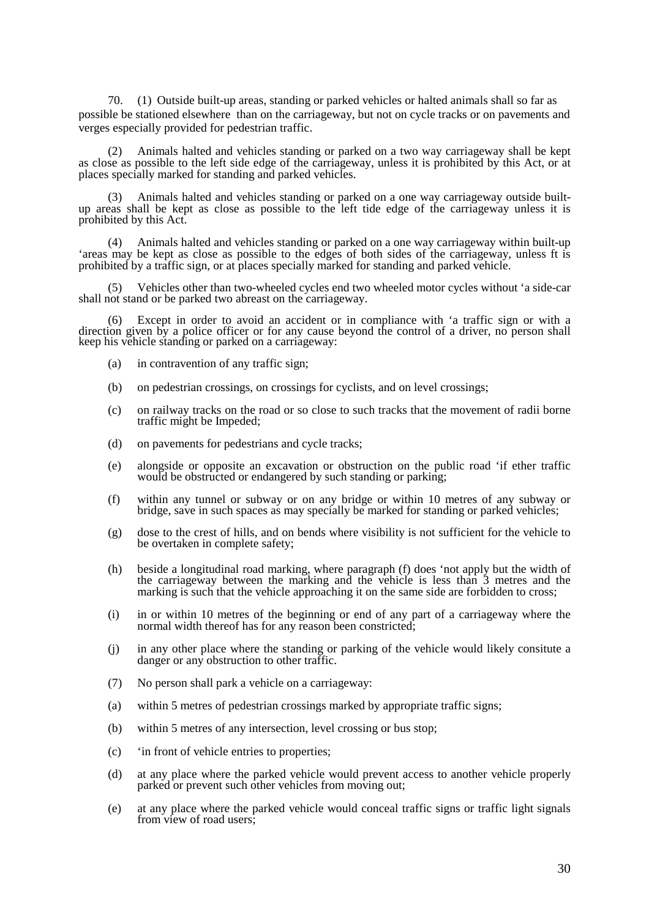70. (1) Outside built-up areas, standing or parked vehicles or halted animals shall so far as possible be stationed elsewhere than on the carriageway, but not on cycle tracks or on pavements and verges especially provided for pedestrian traffic.

(2) Animals halted and vehicles standing or parked on a two way carriageway shall be kept as close as possible to the left side edge of the carriageway, unless it is prohibited by this Act, or at places specially marked for standing and parked vehicles.

(3) Animals halted and vehicles standing or parked on a one way carriageway outside built-up areas shall be kept as close as possible to the left tide edge of the carriageway unless it is prohibited by this Act.

(4) Animals halted and vehicles standing or parked on a one way carriageway within built-up 'areas may be kept as close as possible to the edges of both sides of the carriageway, unless ft is prohibited by a traffic sign, or at places specially marked for standing and parked vehicle.

(5) Vehicles other than two-wheeled cycles end two wheeled motor cycles without 'a side-car shall not stand or be parked two abreast on the carriageway.

(6) Except in order to avoid an accident or in compliance with 'a traffic sign or with a direction given by a police officer or for any cause beyond the control of a driver, no person shall keep his vehicle standing or parked on a carriageway:

(a) in contravention of any traffic sign;

(b) on pedestrian crossings, on crossings for cyclists, and on level crossings;

(c) on railway tracks on the road or so close to such tracks that the movement of radii borne traffic might be Impeded;

(d) on pavements for pedestrians and cycle tracks;

(e) alongside or opposite an excavation or obstruction on the public road 'if ether traffic would be obstructed or endangered by such standing or parking;

(f) within any tunnel or subway or on any bridge or within 10 metres of any subway or bridge, save in such spaces as may specially be marked for standing or parked vehicles;

(g) dose to the crest of hills, and on bends where visibility is not sufficient for the vehicle to be overtaken in complete safety;

(h) beside a longitudinal road marking, where paragraph (f) does 'not apply but the width of the carriageway between the marking and the vehicle is less than 3 metres and the marking is such that the vehicle approaching it on the same side are forbidden to cross;

(i) in or within 10 metres of the beginning or end of any part of a carriageway where the normal width thereof has for any reason been constricted;

(j) in any other place where the standing or parking of the vehicle would likely consitute a danger or any obstruction to other traffic.

(7) No person shall park a vehicle on a carriageway:

(a) within 5 metres of pedestrian crossings marked by appropriate traffic signs;

(b) within 5 metres of any intersection, level crossing or bus stop;

(c) 'in front of vehicle entries to properties;

(d) at any place where the parked vehicle would prevent access to another vehicle properly parked or prevent such other vehicles from moving out;

(e) at any place where the parked vehicle would conceal traffic signs or traffic light signals from view of road users;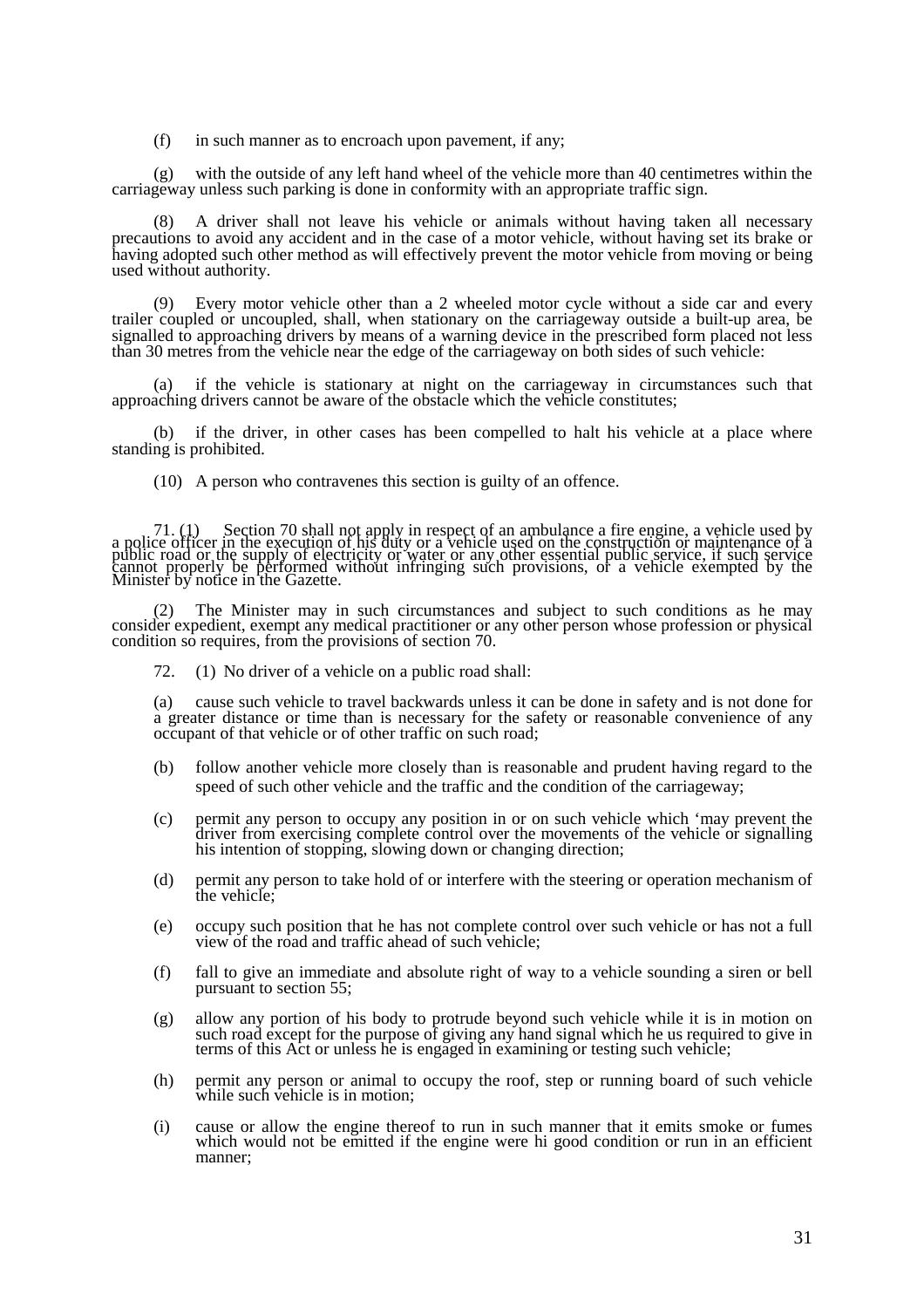(f) in such manner as to encroach upon pavement, if any;

(g) with the outside of any left hand wheel of the vehicle more than 40 centimetres within the carriageway unless such parking is done in conformity with an appropriate traffic sign.

(8) A driver shall not leave his vehicle or animals without having taken all necessary precautions to avoid any accident and in the case of a motor vehicle, without having set its brake or having adopted such other method as will effectively prevent the motor vehicle from moving or being used without authority.

(9) Every motor vehicle other than a 2 wheeled motor cycle without a side car and every trailer coupled or uncoupled, shall, when stationary on the carriageway outside a built-up area, be signalled to approaching drivers by means of a warning device in the prescribed form placed not less than 30 metres from the vehicle near the edge of the carriageway on both sides of such vehicle:

(a) if the vehicle is stationary at night on the carriageway in circumstances such that approaching drivers cannot be aware of the obstacle which the vehicle constitutes;

(b) if the driver, in other cases has been compelled to halt his vehicle at a place where standing is prohibited.

(10) A person who contravenes this section is guilty of an offence.

71. (1) Section 70 shall not apply in respect of an ambulance a fire engine, a vehicle used by a police officer in the execution of his duty or a vehicle used on the construction or maintenance of a public road or the supply of electricity or water or any other essential public service, if such service cannot properly be performed without infringing such provisions, or a vehicle exempted by the Minister by notice in the Gazette.

(2) The Minister may in such circumstances and subject to such conditions as he may consider expedient, exempt any medical practitioner or any other person whose profession or physical condition so requires, from the provisions of section 70.

72. (1) No driver of a vehicle on a public road shall:

(a) cause such vehicle to travel backwards unless it can be done in safety and is not done for a greater distance or time than is necessary for the safety or reasonable convenience of any occupant of that vehicle or of other traffic on such road;

(b) follow another vehicle more closely than is reasonable and prudent having regard to the speed of such other vehicle and the traffic and the condition of the carriageway;

(c) permit any person to occupy any position in or on such vehicle which 'may prevent the driver from exercising complete control over the movements of the vehicle or signalling his intention of stopping, slowing down or changing direction;

(d) permit any person to take hold of or interfere with the steering or operation mechanism of the vehicle;

(e) occupy such position that he has not complete control over such vehicle or has not a full view of the road and traffic ahead of such vehicle;

(f) fall to give an immediate and absolute right of way to a vehicle sounding a siren or bell pursuant to section 55;

(g) allow any portion of his body to protrude beyond such vehicle while it is in motion on such road except for the purpose of giving any hand signal which he us required to give in terms of this Act or unless he is engaged in examining or testing such vehicle;

(h) permit any person or animal to occupy the roof, step or running board of such vehicle while such vehicle is in motion;

(i) cause or allow the engine thereof to run in such manner that it emits smoke or fumes which would not be emitted if the engine were hi good condition or run in an efficient manner;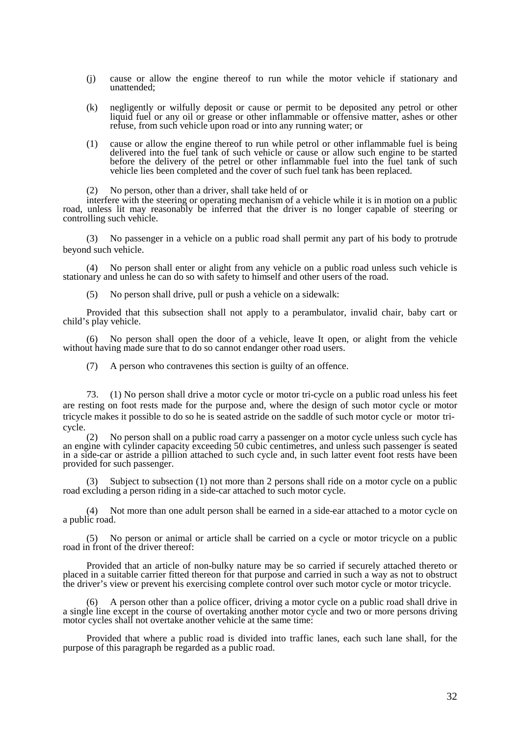(j) cause or allow the engine thereof to run while the motor vehicle if stationary and unattended;

(k) negligently or wilfully deposit or cause or permit to be deposited any petrol or other liquid fuel or any oil or grease or other inflammable or offensive matter, ashes or other refuse, from such vehicle upon road or into any running water; or

(1) cause or allow the engine thereof to run while petrol or other inflammable fuel is being delivered into the fuel tank of such vehicle or cause or allow such engine to be started before the delivery of the petrel or other inflammable fuel into the fuel tank of such vehicle lies been completed and the cover of such fuel tank has been replaced.

(2) No person, other than a driver, shall take held of or interfere with the steering or operating mechanism of a vehicle while it is in motion on a public road, unless lit may reasonably be inferred that the driver is no longer capable of steering or controlling such vehicle.

(3) No passenger in a vehicle on a public road shall permit any part of his body to protrude beyond such vehicle.

(4) No person shall enter or alight from any vehicle on a public road unless such vehicle is stationary and unless he can do so with safety to himself and other users of the road.

(5) No person shall drive, pull or push a vehicle on a sidewalk:

Provided that this subsection shall not apply to a perambulator, invalid chair, baby cart or child's play vehicle.

(6) No person shall open the door of a vehicle, leave It open, or alight from the vehicle without having made sure that to do so cannot endanger other road users.

(7) A person who contravenes this section is guilty of an offence.

73. (1) No person shall drive a motor cycle or motor tri-cycle on a public road unless his feet are resting on foot rests made for the purpose and, where the design of such motor cycle or motor tricycle makes it possible to do so he is seated astride on the saddle of such motor cycle or motor tri-cycle.

(2) No person shall on a public road carry a passenger on a motor cycle unless such cycle has an engine with cylinder capacity exceeding 50 cubic centimetres, and unless such passenger is seated in a side-car or astride a pillion attached to such cycle and, in such latter event foot rests have been provided for such passenger.

(3) Subject to subsection (1) not more than 2 persons shall ride on a motor cycle on a public road excluding a person riding in a side-car attached to such motor cycle.

(4) Not more than one adult person shall be earned in a side-ear attached to a motor cycle on a public road.

(5) No person or animal or article shall be carried on a cycle or motor tricycle on a public road in front of the driver thereof:

Provided that an article of non-bulky nature may be so carried if securely attached thereto or placed in a suitable carrier fitted thereon for that purpose and carried in such a way as not to obstruct the driver's view or prevent his exercising complete control over such motor cycle or motor tricycle.

(6) A person other than a police officer, driving a motor cycle on a public road shall drive in a single line except in the course of overtaking another motor cycle and two or more persons driving motor cycles shall not overtake another vehicle at the same time:

Provided that where a public road is divided into traffic lanes, each such lane shall, for the purpose of this paragraph be regarded as a public road.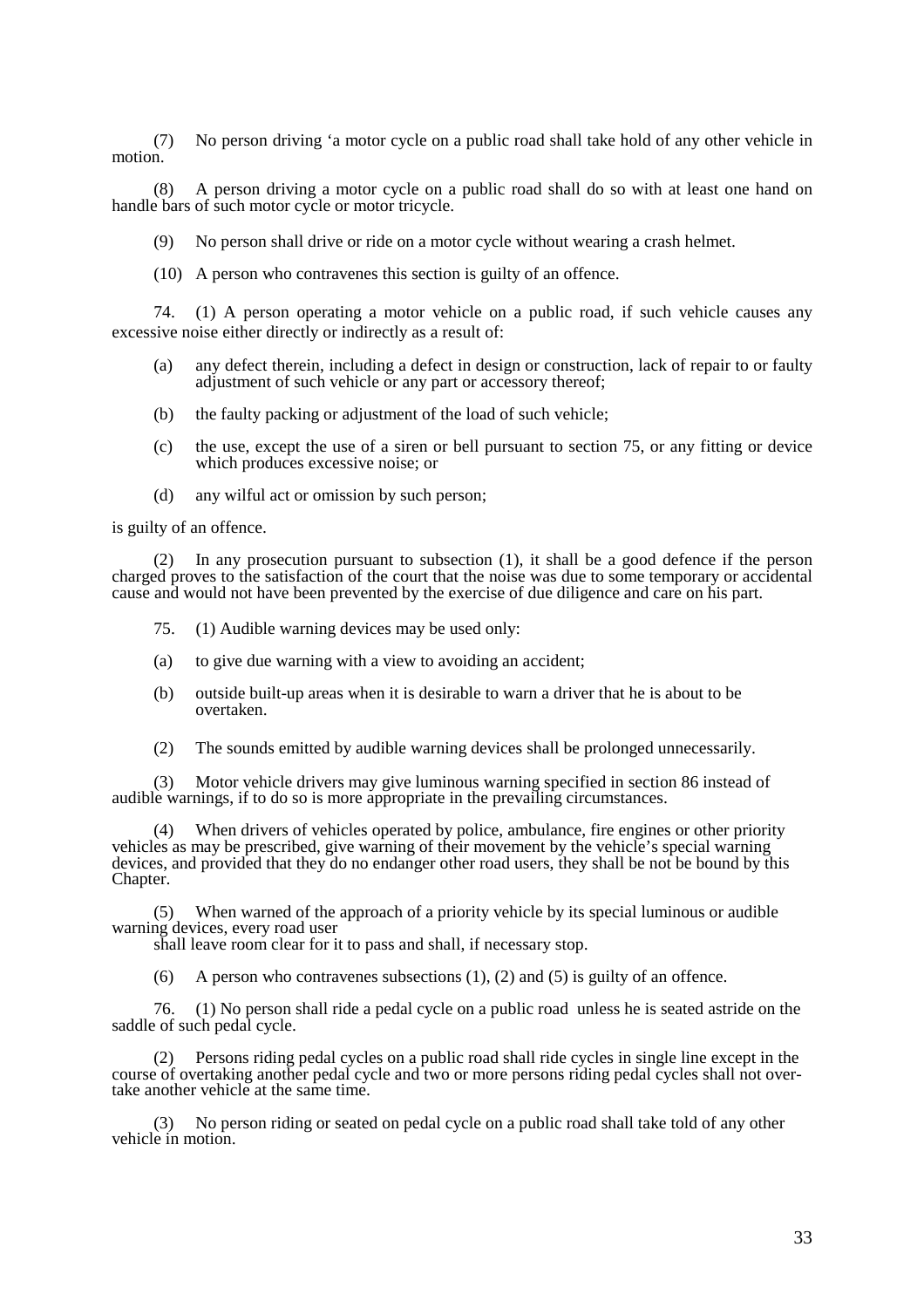(7) No person driving 'a motor cycle on a public road shall take hold of any other vehicle in motion.

(8) A person driving a motor cycle on a public road shall do so with at least one hand on handle bars of such motor cycle or motor tricycle.

(9) No person shall drive or ride on a motor cycle without wearing a crash helmet.

(10) A person who contravenes this section is guilty of an offence.

74. (1) A person operating a motor vehicle on a public road, if such vehicle causes any excessive noise either directly or indirectly as a result of:

(a) any defect therein, including a defect in design or construction, lack of repair to or faulty adjustment of such vehicle or any part or accessory thereof;

(b) the faulty packing or adjustment of the load of such vehicle;

(c) the use, except the use of a siren or bell pursuant to section 75, or any fitting or device which produces excessive noise; or

(d) any wilful act or omission by such person;

is guilty of an offence.

(2) In any prosecution pursuant to subsection (1), it shall be a good defence if the person charged proves to the satisfaction of the court that the noise was due to some temporary or accidental cause and would not have been prevented by the exercise of due diligence and care on his part.

75. (1) Audible warning devices may be used only:

(a) to give due warning with a view to avoiding an accident;

(b) outside built-up areas when it is desirable to warn a driver that he is about to be overtaken.

(2) The sounds emitted by audible warning devices shall be prolonged unnecessarily.

(3) Motor vehicle drivers may give luminous warning specified in section 86 instead of audible warnings, if to do so is more appropriate in the prevailing circumstances.

(4) When drivers of vehicles operated by police, ambulance, fire engines or other priority vehicles as may be prescribed, give warning of their movement by the vehicle's special warning devices, and provided that they do no endanger other road users, they shall be not be bound by this Chapter.

(5) When warned of the approach of a priority vehicle by its special luminous or audible warning devices, every road user shall leave room clear for it to pass and shall, if necessary stop.

(6) A person who contravenes subsections (1), (2) and (5) is guilty of an offence.

76. (1) No person shall ride a pedal cycle on a public road unless he is seated astride on the saddle of such pedal cycle.

(2) Persons riding pedal cycles on a public road shall ride cycles in single line except in the course of overtaking another pedal cycle and two or more persons riding pedal cycles shall not overtake another vehicle at the same time.

(3) No person riding or seated on pedal cycle on a public road shall take told of any other vehicle in motion.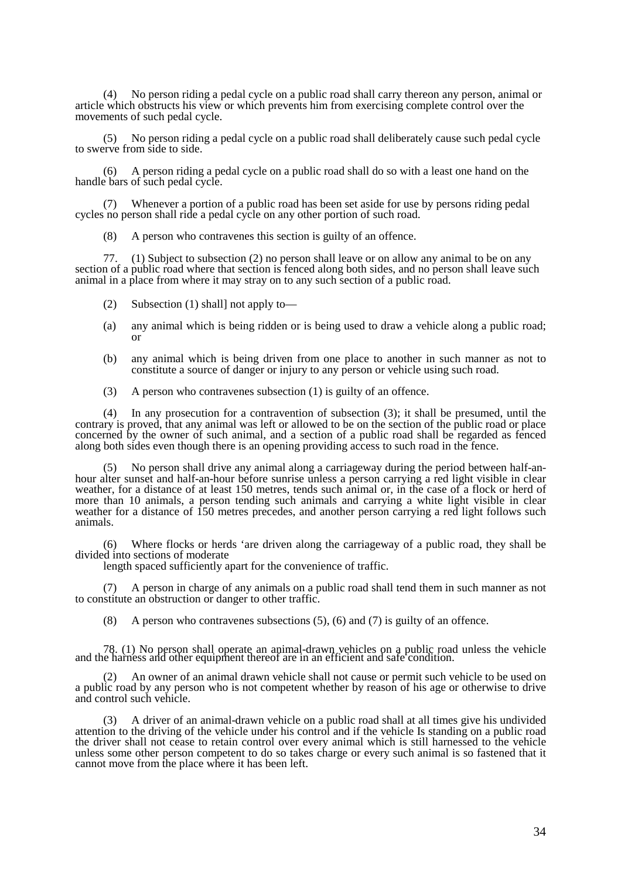(4) No person riding a pedal cycle on a public road shall carry thereon any person, animal or article which obstructs his view or which prevents him from exercising complete control over the movements of such pedal cycle.

(5) No person riding a pedal cycle on a public road shall deliberately cause such pedal cycle to swerve from side to side.

(6) A person riding a pedal cycle on a public road shall do so with a least one hand on the handle bars of such pedal cycle.

(7) Whenever a portion of a public road has been set aside for use by persons riding pedal cycles no person shall ride a pedal cycle on any other portion of such road.

(8) A person who contravenes this section is guilty of an offence.

77. (1) Subject to subsection (2) no person shall leave or on allow any animal to be on any section of a public road where that section is fenced along both sides, and no person shall leave such animal in a place from where it may stray on to any such section of a public road.

(2) Subsection (1) shall] not apply to—

(a) any animal which is being ridden or is being used to draw a vehicle along a public road; or

(b) any animal which is being driven from one place to another in such manner as not to constitute a source of danger or injury to any person or vehicle using such road.

(3) A person who contravenes subsection (1) is guilty of an offence.

(4) In any prosecution for a contravention of subsection (3); it shall be presumed, until the contrary is proved, that any animal was left or allowed to be on the section of the public road or place concerned by the owner of such animal, and a section of a public road shall be regarded as fenced along both sides even though there is an opening providing access to such road in the fence.

(5) No person shall drive any animal along a carriageway during the period between half-an-hour alter sunset and half-an-hour before sunrise unless a person carrying a red light visible in clear weather, for a distance of at least 150 metres, tends such animal or, in the case of a flock or herd of more than 10 animals, a person tending such animals and carrying a white light visible in clear weather for a distance of 150 metres precedes, and another person carrying a red light follows such animals.

(6) Where flocks or herds 'are driven along the carriageway of a public road, they shall be divided into sections of moderate
length spaced sufficiently apart for the convenience of traffic.

(7) A person in charge of any animals on a public road shall tend them in such manner as not to constitute an obstruction or danger to other traffic.

(8) A person who contravenes subsections (5), (6) and (7) is guilty of an offence.

78. (1) No person shall operate an animal-drawn vehicles on a public road unless the vehicle and the harness and other equipment thereof are in an efficient and safe condition.

(2) An owner of an animal drawn vehicle shall not cause or permit such vehicle to be used on a public road by any person who is not competent whether by reason of his age or otherwise to drive and control such vehicle.

(3) A driver of an animal-drawn vehicle on a public road shall at all times give his undivided attention to the driving of the vehicle under his control and if the vehicle Is standing on a public road the driver shall not cease to retain control over every animal which is still harnessed to the vehicle unless some other person competent to do so takes charge or every such animal is so fastened that it cannot move from the place where it has been left.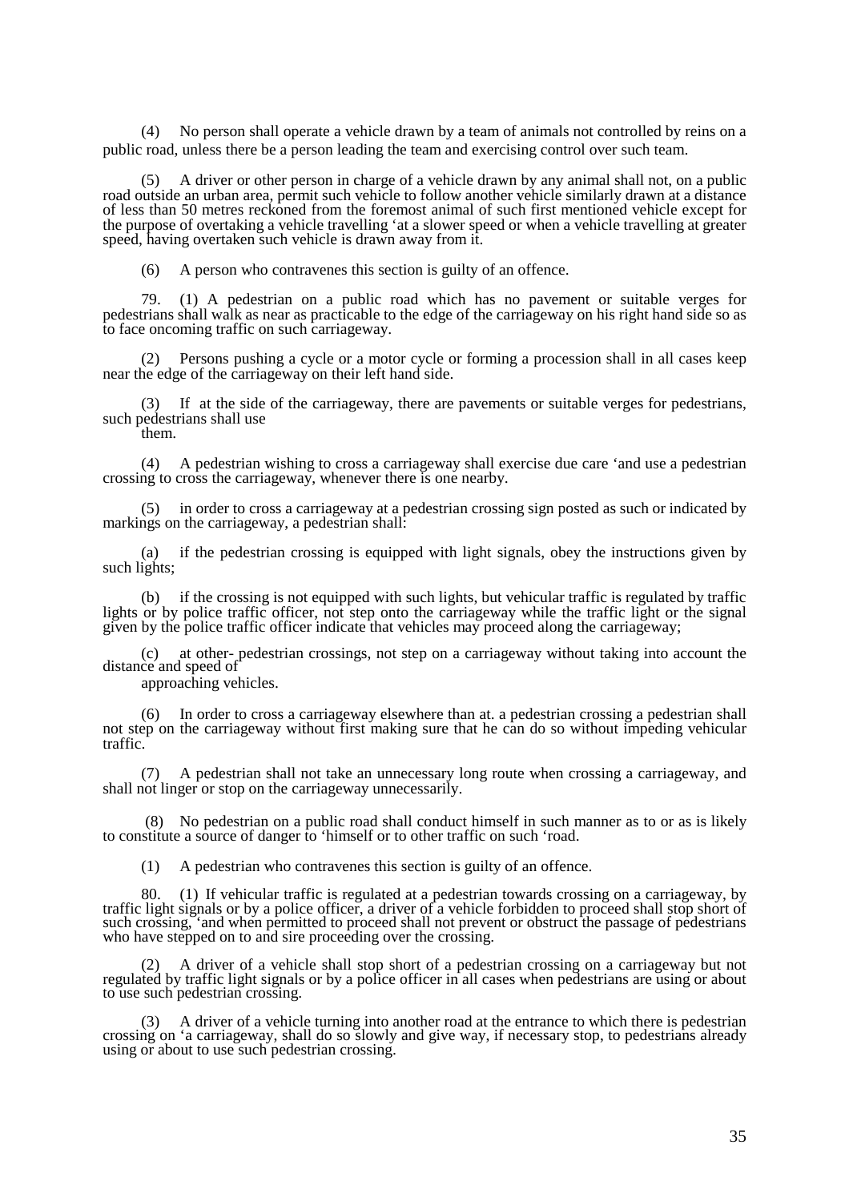(4) No person shall operate a vehicle drawn by a team of animals not controlled by reins on a public road, unless there be a person leading the team and exercising control over such team.

(5) A driver or other person in charge of a vehicle drawn by any animal shall not, on a public road outside an urban area, permit such vehicle to follow another vehicle similarly drawn at a distance of less than 50 metres reckoned from the foremost animal of such first mentioned vehicle except for the purpose of overtaking a vehicle travelling 'at a slower speed or when a vehicle travelling at greater speed, having overtaken such vehicle is drawn away from it.

(6) A person who contravenes this section is guilty of an offence.

79. (1) A pedestrian on a public road which has no pavement or suitable verges for pedestrians shall walk as near as practicable to the edge of the carriageway on his right hand side so as to face oncoming traffic on such carriageway.

(2) Persons pushing a cycle or a motor cycle or forming a procession shall in all cases keep near the edge of the carriageway on their left hand side.

(3) If at the side of the carriageway, there are pavements or suitable verges for pedestrians, such pedestrians shall use them.

(4) A pedestrian wishing to cross a carriageway shall exercise due care 'and use a pedestrian crossing to cross the carriageway, whenever there is one nearby.

(5) in order to cross a carriageway at a pedestrian crossing sign posted as such or indicated by markings on the carriageway, a pedestrian shall:

(a) if the pedestrian crossing is equipped with light signals, obey the instructions given by such lights;

(b) if the crossing is not equipped with such lights, but vehicular traffic is regulated by traffic lights or by police traffic officer, not step onto the carriageway while the traffic light or the signal given by the police traffic officer indicate that vehicles may proceed along the carriageway;

(c) at other- pedestrian crossings, not step on a carriageway without taking into account the distance and speed of approaching vehicles.

(6) In order to cross a carriageway elsewhere than at. a pedestrian crossing a pedestrian shall not step on the carriageway without first making sure that he can do so without impeding vehicular traffic.

(7) A pedestrian shall not take an unnecessary long route when crossing a carriageway, and shall not linger or stop on the carriageway unnecessarily.

(8) No pedestrian on a public road shall conduct himself in such manner as to or as is likely to constitute a source of danger to 'himself or to other traffic on such 'road.

(1) A pedestrian who contravenes this section is guilty of an offence.

80. (1) If vehicular traffic is regulated at a pedestrian towards crossing on a carriageway, by traffic light signals or by a police officer, a driver of a vehicle forbidden to proceed shall stop short of such crossing, 'and when permitted to proceed shall not prevent or obstruct the passage of pedestrians who have stepped on to and sire proceeding over the crossing.

(2) A driver of a vehicle shall stop short of a pedestrian crossing on a carriageway but not regulated by traffic light signals or by a police officer in all cases when pedestrians are using or about to use such pedestrian crossing.

(3) A driver of a vehicle turning into another road at the entrance to which there is pedestrian crossing on 'a carriageway, shall do so slowly and give way, if necessary stop, to pedestrians already using or about to use such pedestrian crossing.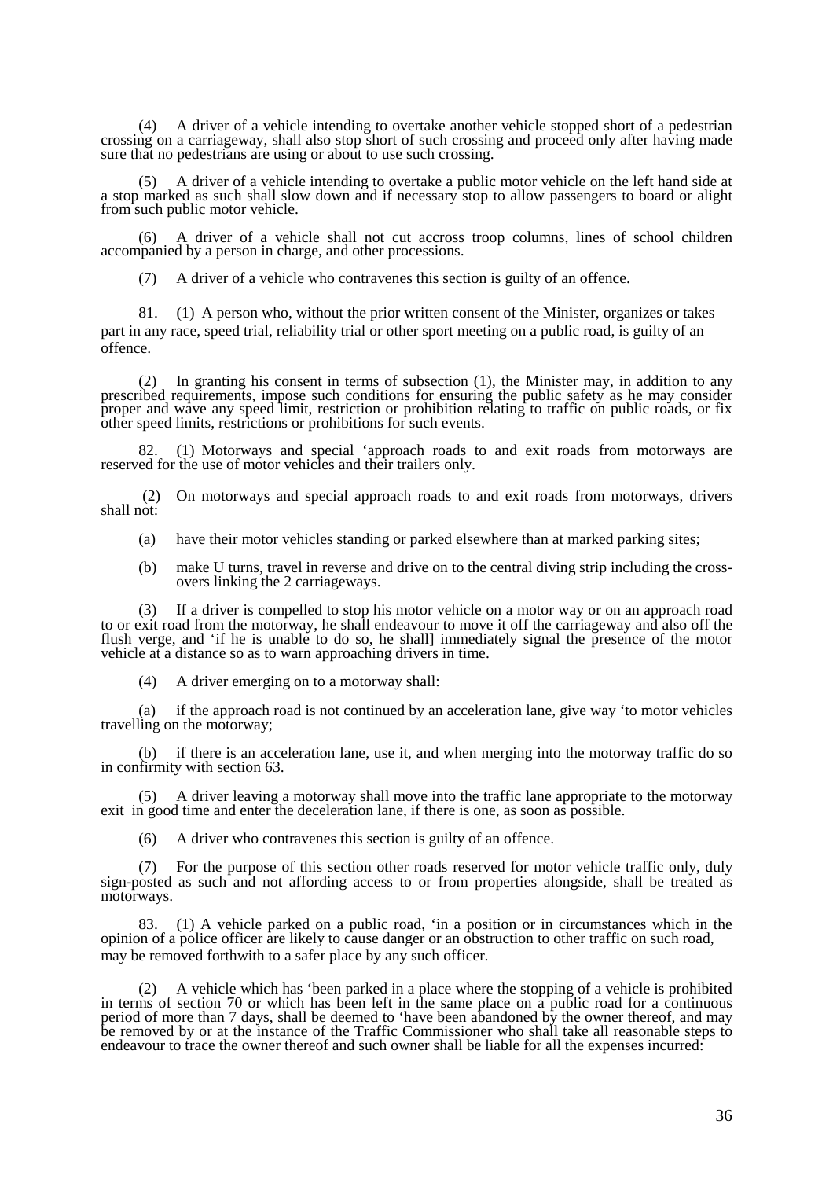(4) A driver of a vehicle intending to overtake another vehicle stopped short of a pedestrian crossing on a carriageway, shall also stop short of such crossing and proceed only after having made sure that no pedestrians are using or about to use such crossing.

(5) A driver of a vehicle intending to overtake a public motor vehicle on the left hand side at a stop marked as such shall slow down and if necessary stop to allow passengers to board or alight from such public motor vehicle.

(6) A driver of a vehicle shall not cut accross troop columns, lines of school children accompanied by a person in charge, and other processions.

(7) A driver of a vehicle who contravenes this section is guilty of an offence.

81. (1) A person who, without the prior written consent of the Minister, organizes or takes part in any race, speed trial, reliability trial or other sport meeting on a public road, is guilty of an offence.

(2) In granting his consent in terms of subsection (1), the Minister may, in addition to any prescribed requirements, impose such conditions for ensuring the public safety as he may consider proper and wave any speed limit, restriction or prohibition relating to traffic on public roads, or fix other speed limits, restrictions or prohibitions for such events.

82. (1) Motorways and special 'approach roads to and exit roads from motorways are reserved for the use of motor vehicles and their trailers only.

(2) On motorways and special approach roads to and exit roads from motorways, drivers shall not:

(a) have their motor vehicles standing or parked elsewhere than at marked parking sites;

(b) make U turns, travel in reverse and drive on to the central diving strip including the cross-overs linking the 2 carriageways.

(3) If a driver is compelled to stop his motor vehicle on a motor way or on an approach road to or exit road from the motorway, he shall endeavour to move it off the carriageway and also off the flush verge, and 'if he is unable to do so, he shall] immediately signal the presence of the motor vehicle at a distance so as to warn approaching drivers in time.

(4) A driver emerging on to a motorway shall:

(a) if the approach road is not continued by an acceleration lane, give way 'to motor vehicles travelling on the motorway;

(b) if there is an acceleration lane, use it, and when merging into the motorway traffic do so in confirmity with section 63.

(5) A driver leaving a motorway shall move into the traffic lane appropriate to the motorway exit in good time and enter the deceleration lane, if there is one, as soon as possible.

(6) A driver who contravenes this section is guilty of an offence.

(7) For the purpose of this section other roads reserved for motor vehicle traffic only, duly sign-posted as such and not affording access to or from properties alongside, shall be treated as motorways.

83. (1) A vehicle parked on a public road, 'in a position or in circumstances which in the opinion of a police officer are likely to cause danger or an obstruction to other traffic on such road, may be removed forthwith to a safer place by any such officer.

(2) A vehicle which has 'been parked in a place where the stopping of a vehicle is prohibited in terms of section 70 or which has been left in the same place on a public road for a continuous period of more than 7 days, shall be deemed to 'have been abandoned by the owner thereof, and may be removed by or at the instance of the Traffic Commissioner who shall take all reasonable steps to endeavour to trace the owner thereof and such owner shall be liable for all the expenses incurred: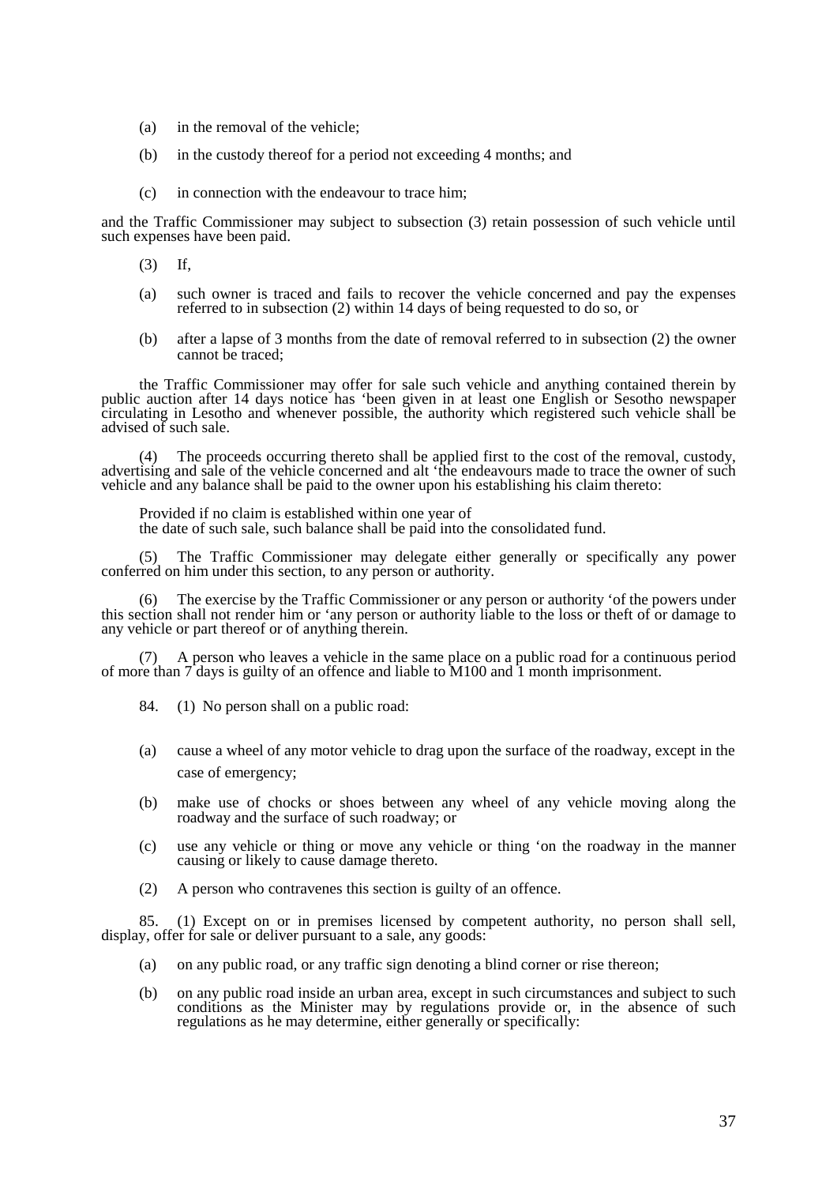(a) in the removal of the vehicle;

(b) in the custody thereof for a period not exceeding 4 months; and

(c) in connection with the endeavour to trace him;

and the Traffic Commissioner may subject to subsection (3) retain possession of such vehicle until such expenses have been paid.

(3) If,

(a) such owner is traced and fails to recover the vehicle concerned and pay the expenses referred to in subsection (2) within 14 days of being requested to do so, or

(b) after a lapse of 3 months from the date of removal referred to in subsection (2) the owner cannot be traced;

the Traffic Commissioner may offer for sale such vehicle and anything contained therein by public auction after 14 days notice has 'been given in at least one English or Sesotho newspaper circulating in Lesotho and whenever possible, the authority which registered such vehicle shall be advised of such sale.

(4) The proceeds occurring thereto shall be applied first to the cost of the removal, custody, advertising and sale of the vehicle concerned and alt 'the endeavours made to trace the owner of such vehicle and any balance shall be paid to the owner upon his establishing his claim thereto:

Provided if no claim is established within one year of
the date of such sale, such balance shall be paid into the consolidated fund.

(5) The Traffic Commissioner may delegate either generally or specifically any power conferred on him under this section, to any person or authority.

(6) The exercise by the Traffic Commissioner or any person or authority 'of the powers under this section shall not render him or 'any person or authority liable to the loss or theft of or damage to any vehicle or part thereof or of anything therein.

(7) A person who leaves a vehicle in the same place on a public road for a continuous period of more than 7 days is guilty of an offence and liable to M100 and 1 month imprisonment.

84. (1) No person shall on a public road:

(a) cause a wheel of any motor vehicle to drag upon the surface of the roadway, except in the case of emergency;

(b) make use of chocks or shoes between any wheel of any vehicle moving along the roadway and the surface of such roadway; or

(c) use any vehicle or thing or move any vehicle or thing 'on the roadway in the manner causing or likely to cause damage thereto.

(2) A person who contravenes this section is guilty of an offence.

85. (1) Except on or in premises licensed by competent authority, no person shall sell, display, offer for sale or deliver pursuant to a sale, any goods:

(a) on any public road, or any traffic sign denoting a blind corner or rise thereon;

(b) on any public road inside an urban area, except in such circumstances and subject to such conditions as the Minister may by regulations provide or, in the absence of such regulations as he may determine, either generally or specifically: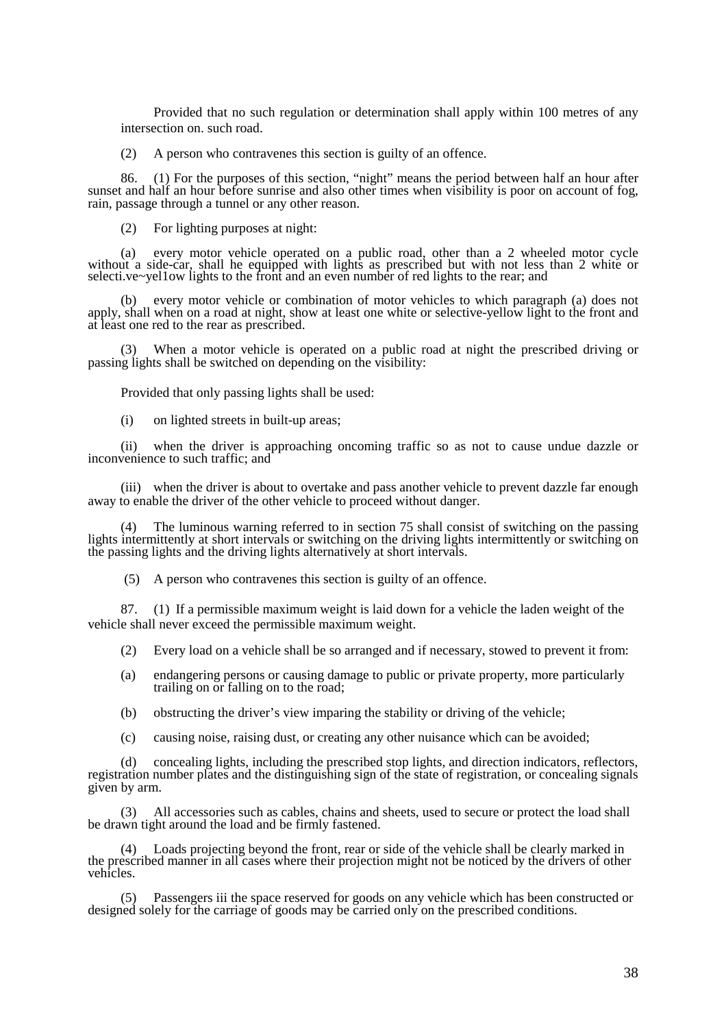Provided that no such regulation or determination shall apply within 100 metres of any intersection on. such road.

(2) A person who contravenes this section is guilty of an offence.

86. (1) For the purposes of this section, “night” means the period between half an hour after sunset and half an hour before sunrise and also other times when visibility is poor on account of fog, rain, passage through a tunnel or any other reason.

(2) For lighting purposes at night:

(a) every motor vehicle operated on a public road, other than a 2 wheeled motor cycle without a side-car, shall he equipped with lights as prescribed but with not less than 2 white or selecti.ve~yel1ow lights to the front and an even number of red lights to the rear; and

(b) every motor vehicle or combination of motor vehicles to which paragraph (a) does not apply, shall when on a road at night, show at least one white or selective-yellow light to the front and at least one red to the rear as prescribed.

(3) When a motor vehicle is operated on a public road at night the prescribed driving or passing lights shall be switched on depending on the visibility:

Provided that only passing lights shall be used:

(i) on lighted streets in built-up areas;

(ii) when the driver is approaching oncoming traffic so as not to cause undue dazzle or inconvenience to such traffic; and

(iii) when the driver is about to overtake and pass another vehicle to prevent dazzle far enough away to enable the driver of the other vehicle to proceed without danger.

(4) The luminous warning referred to in section 75 shall consist of switching on the passing lights intermittently at short intervals or switching on the driving lights intermittently or switching on the passing lights and the driving lights alternatively at short intervals.

(5) A person who contravenes this section is guilty of an offence.

87. (1) If a permissible maximum weight is laid down for a vehicle the laden weight of the vehicle shall never exceed the permissible maximum weight.

(2) Every load on a vehicle shall be so arranged and if necessary, stowed to prevent it from:

(a) endangering persons or causing damage to public or private property, more particularly trailing on or falling on to the road;

(b) obstructing the driver’s view imparing the stability or driving of the vehicle;

(c) causing noise, raising dust, or creating any other nuisance which can be avoided;

(d) concealing lights, including the prescribed stop lights, and direction indicators, reflectors, registration number plates and the distinguishing sign of the state of registration, or concealing signals given by arm.

(3) All accessories such as cables, chains and sheets, used to secure or protect the load shall be drawn tight around the load and be firmly fastened.

(4) Loads projecting beyond the front, rear or side of the vehicle shall be clearly marked in the prescribed manner in all cases where their projection might not be noticed by the drivers of other vehicles.

(5) Passengers iii the space reserved for goods on any vehicle which has been constructed or designed solely for the carriage of goods may be carried only on the prescribed conditions.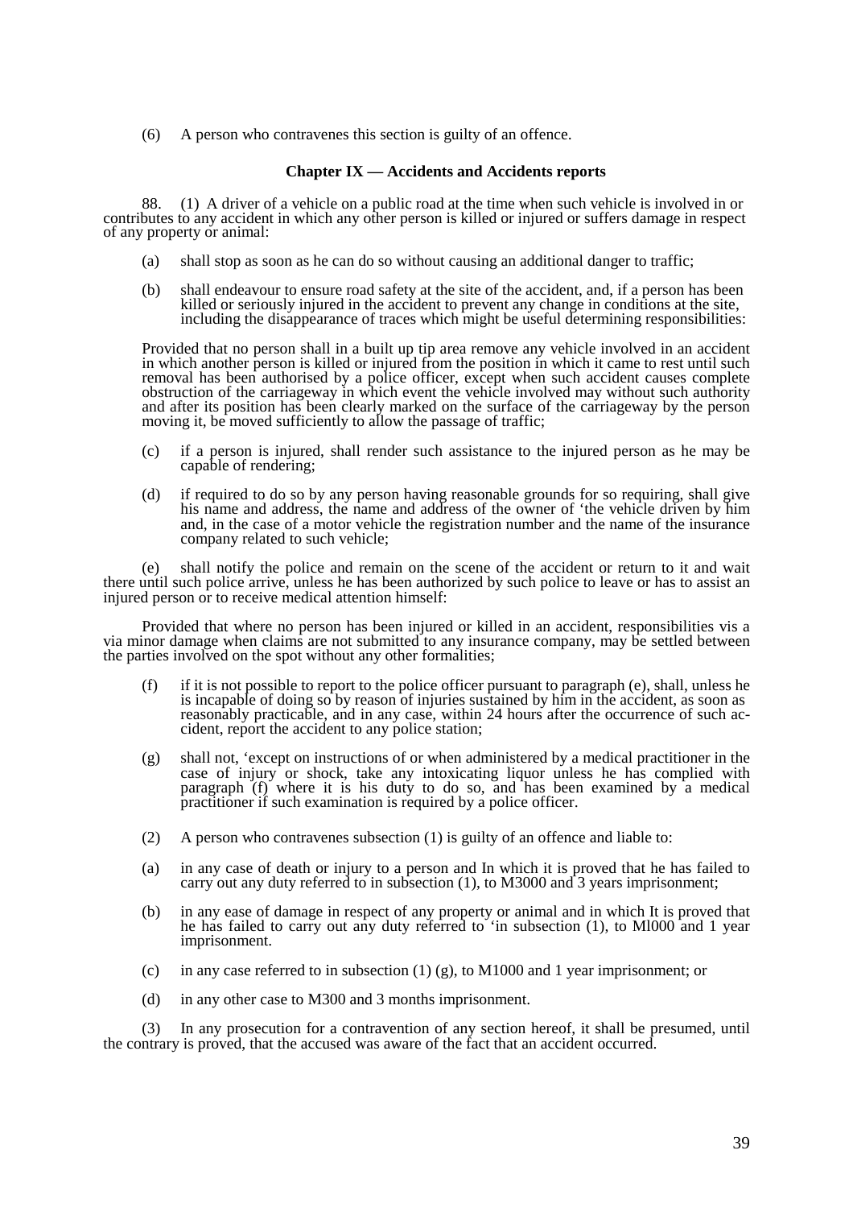(6) A person who contravenes this section is guilty of an offence.

## Chapter IX — Accidents and Accidents reports

88. (1) A driver of a vehicle on a public road at the time when such vehicle is involved in or contributes to any accident in which any other person is killed or injured or suffers damage in respect of any property or animal:

(a) shall stop as soon as he can do so without causing an additional danger to traffic;

(b) shall endeavour to ensure road safety at the site of the accident, and, if a person has been killed or seriously injured in the accident to prevent any change in conditions at the site, including the disappearance of traces which might be useful determining responsibilities:

Provided that no person shall in a built up tip area remove any vehicle involved in an accident in which another person is killed or injured from the position in which it came to rest until such removal has been authorised by a police officer, except when such accident causes complete obstruction of the carriageway in which event the vehicle involved may without such authority and after its position has been clearly marked on the surface of the carriageway by the person moving it, be moved sufficiently to allow the passage of traffic;

(c) if a person is injured, shall render such assistance to the injured person as he may be capable of rendering;

(d) if required to do so by any person having reasonable grounds for so requiring, shall give his name and address, the name and address of the owner of 'the vehicle driven by him and, in the case of a motor vehicle the registration number and the name of the insurance company related to such vehicle;

(e) shall notify the police and remain on the scene of the accident or return to it and wait there until such police arrive, unless he has been authorized by such police to leave or has to assist an injured person or to receive medical attention himself:

Provided that where no person has been injured or killed in an accident, responsibilities vis a via minor damage when claims are not submitted to any insurance company, may be settled between the parties involved on the spot without any other formalities;

(f) if it is not possible to report to the police officer pursuant to paragraph (e), shall, unless he is incapable of doing so by reason of injuries sustained by him in the accident, as soon as reasonably practicable, and in any case, within 24 hours after the occurrence of such accident, report the accident to any police station;

(g) shall not, 'except on instructions of or when administered by a medical practitioner in the case of injury or shock, take any intoxicating liquor unless he has complied with paragraph (f) where it is his duty to do so, and has been examined by a medical practitioner if such examination is required by a police officer.

(2) A person who contravenes subsection (1) is guilty of an offence and liable to:

(a) in any case of death or injury to a person and In which it is proved that he has failed to carry out any duty referred to in subsection (1), to M3000 and 3 years imprisonment;

(b) in any ease of damage in respect of any property or animal and in which It is proved that he has failed to carry out any duty referred to 'in subsection (1), to Ml000 and 1 year imprisonment.

(c) in any case referred to in subsection (1) (g), to M1000 and 1 year imprisonment; or

(d) in any other case to M300 and 3 months imprisonment.

(3) In any prosecution for a contravention of any section hereof, it shall be presumed, until the contrary is proved, that the accused was aware of the fact that an accident occurred.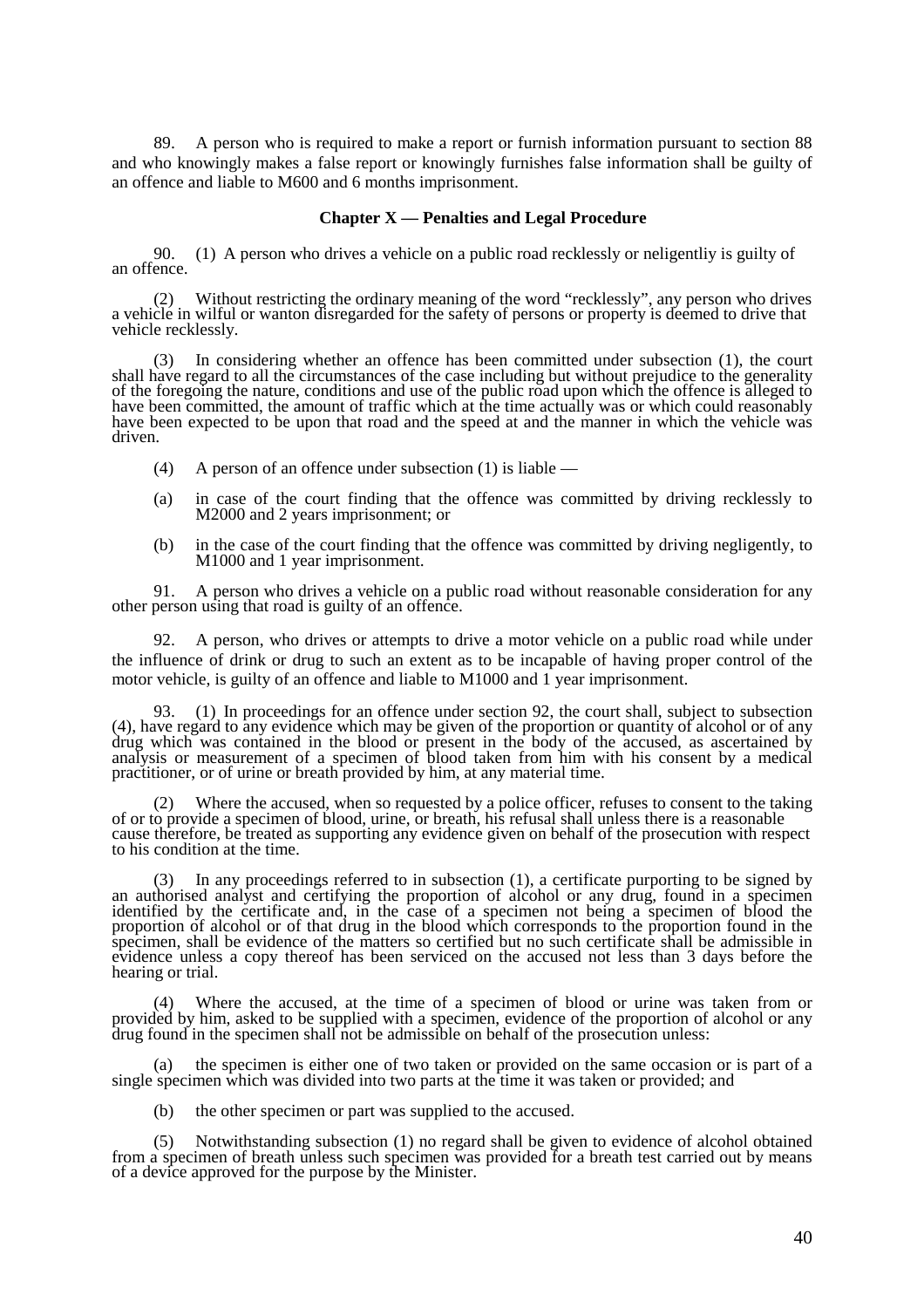89. A person who is required to make a report or furnish information pursuant to section 88 and who knowingly makes a false report or knowingly furnishes false information shall be guilty of an offence and liable to M600 and 6 months imprisonment.

**Chapter X — Penalties and Legal Procedure**

90. (1) A person who drives a vehicle on a public road recklessly or neligentliy is guilty of an offence.

(2) Without restricting the ordinary meaning of the word "recklessly", any person who drives a vehicle in wilful or wanton disregarded for the safety of persons or property is deemed to drive that vehicle recklessly.

(3) In considering whether an offence has been committed under subsection (1), the court shall have regard to all the circumstances of the case including but without prejudice to the generality of the foregoing the nature, conditions and use of the public road upon which the offence is alleged to have been committed, the amount of traffic which at the time actually was or which could reasonably have been expected to be upon that road and the speed at and the manner in which the vehicle was driven.

(4) A person of an offence under subsection (1) is liable —

(a) in case of the court finding that the offence was committed by driving recklessly to M2000 and 2 years imprisonment; or

(b) in the case of the court finding that the offence was committed by driving negligently, to M1000 and 1 year imprisonment.

91. A person who drives a vehicle on a public road without reasonable consideration for any other person using that road is guilty of an offence.

92. A person, who drives or attempts to drive a motor vehicle on a public road while under the influence of drink or drug to such an extent as to be incapable of having proper control of the motor vehicle, is guilty of an offence and liable to M1000 and 1 year imprisonment.

93. (1) In proceedings for an offence under section 92, the court shall, subject to subsection (4), have regard to any evidence which may be given of the proportion or quantity of alcohol or of any drug which was contained in the blood or present in the body of the accused, as ascertained by analysis or measurement of a specimen of blood taken from him with his consent by a medical practitioner, or of urine or breath provided by him, at any material time.

(2) Where the accused, when so requested by a police officer, refuses to consent to the taking of or to provide a specimen of blood, urine, or breath, his refusal shall unless there is a reasonable cause therefore, be treated as supporting any evidence given on behalf of the prosecution with respect to his condition at the time.

(3) In any proceedings referred to in subsection (1), a certificate purporting to be signed by an authorised analyst and certifying the proportion of alcohol or any drug, found in a specimen identified by the certificate and, in the case of a specimen not being a specimen of blood the proportion of alcohol or of that drug in the blood which corresponds to the proportion found in the specimen, shall be evidence of the matters so certified but no such certificate shall be admissible in evidence unless a copy thereof has been serviced on the accused not less than 3 days before the hearing or trial.

(4) Where the accused, at the time of a specimen of blood or urine was taken from or provided by him, asked to be supplied with a specimen, evidence of the proportion of alcohol or any drug found in the specimen shall not be admissible on behalf of the prosecution unless:

(a) the specimen is either one of two taken or provided on the same occasion or is part of a single specimen which was divided into two parts at the time it was taken or provided; and

(b) the other specimen or part was supplied to the accused.

(5) Notwithstanding subsection (1) no regard shall be given to evidence of alcohol obtained from a specimen of breath unless such specimen was provided for a breath test carried out by means of a device approved for the purpose by the Minister.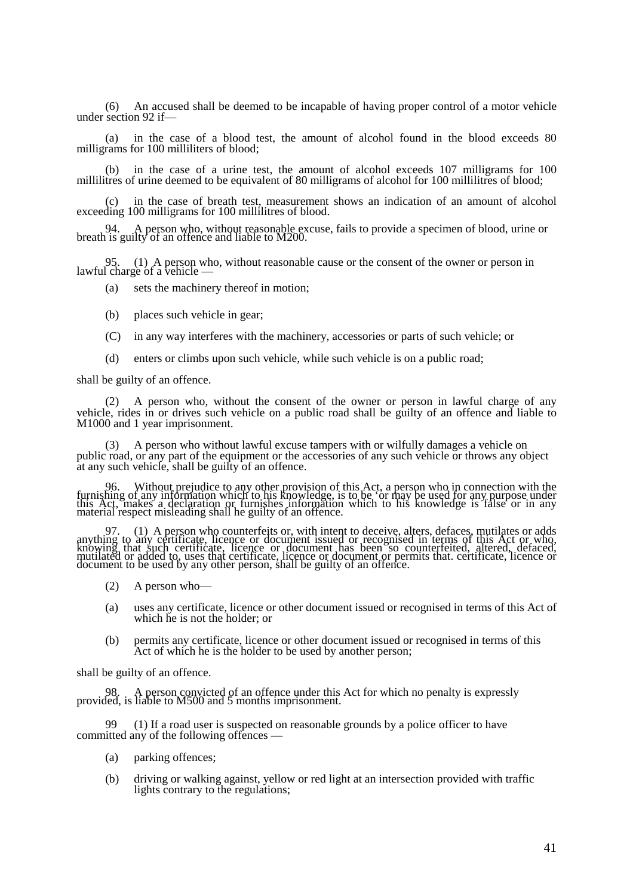(6) An accused shall be deemed to be incapable of having proper control of a motor vehicle under section 92 if—

(a) in the case of a blood test, the amount of alcohol found in the blood exceeds 80 milligrams for 100 milliliters of blood;

(b) in the case of a urine test, the amount of alcohol exceeds 107 milligrams for 100 millilitres of urine deemed to be equivalent of 80 milligrams of alcohol for 100 millilitres of blood;

(c) in the case of breath test, measurement shows an indication of an amount of alcohol exceeding 100 milligrams for 100 millilitres of blood.

94. A person who, without reasonable excuse, fails to provide a specimen of blood, urine or breath is guilty of an offence and liable to M200.

95. (1) A person who, without reasonable cause or the consent of the owner or person in lawful charge of a vehicle —

(a) sets the machinery thereof in motion;

(b) places such vehicle in gear;

(C) in any way interferes with the machinery, accessories or parts of such vehicle; or

(d) enters or climbs upon such vehicle, while such vehicle is on a public road;

shall be guilty of an offence.

(2) A person who, without the consent of the owner or person in lawful charge of any vehicle, rides in or drives such vehicle on a public road shall be guilty of an offence and liable to M1000 and 1 year imprisonment.

(3) A person who without lawful excuse tampers with or wilfully damages a vehicle on public road, or any part of the equipment or the accessories of any such vehicle or throws any object at any such vehicle, shall be guilty of an offence.

96. Without prejudice to any other provision of this Act, a person who in connection with the furnishing of any information which to his knowledge, is to be 'or may be used for any purpose under this Act, makes a declaration or furnishes information which to his knowledge is false or in any material respect misleading shall he guilty of an offence.

97. (1) A person who counterfeits or, with intent to deceive, alters, defaces, mutilates or adds anything to any certificate, licence or document issued or recognised in terms of this Act or who, knowing that such certificate, licence or document has been so counterfeited, altered, defaced, mutilated or added to, uses that certificate, licence or document or permits that. certificate, licence or document to be used by any other person, shall be guilty of an offence.

(2) A person who—

(a) uses any certificate, licence or other document issued or recognised in terms of this Act of which he is not the holder; or

(b) permits any certificate, licence or other document issued or recognised in terms of this Act of which he is the holder to be used by another person;

shall be guilty of an offence.

98. A person convicted of an offence under this Act for which no penalty is expressly provided, is liable to M500 and 5 months imprisonment.

99 (1) If a road user is suspected on reasonable grounds by a police officer to have committed any of the following offences —

(a) parking offences;

(b) driving or walking against, yellow or red light at an intersection provided with traffic lights contrary to the regulations;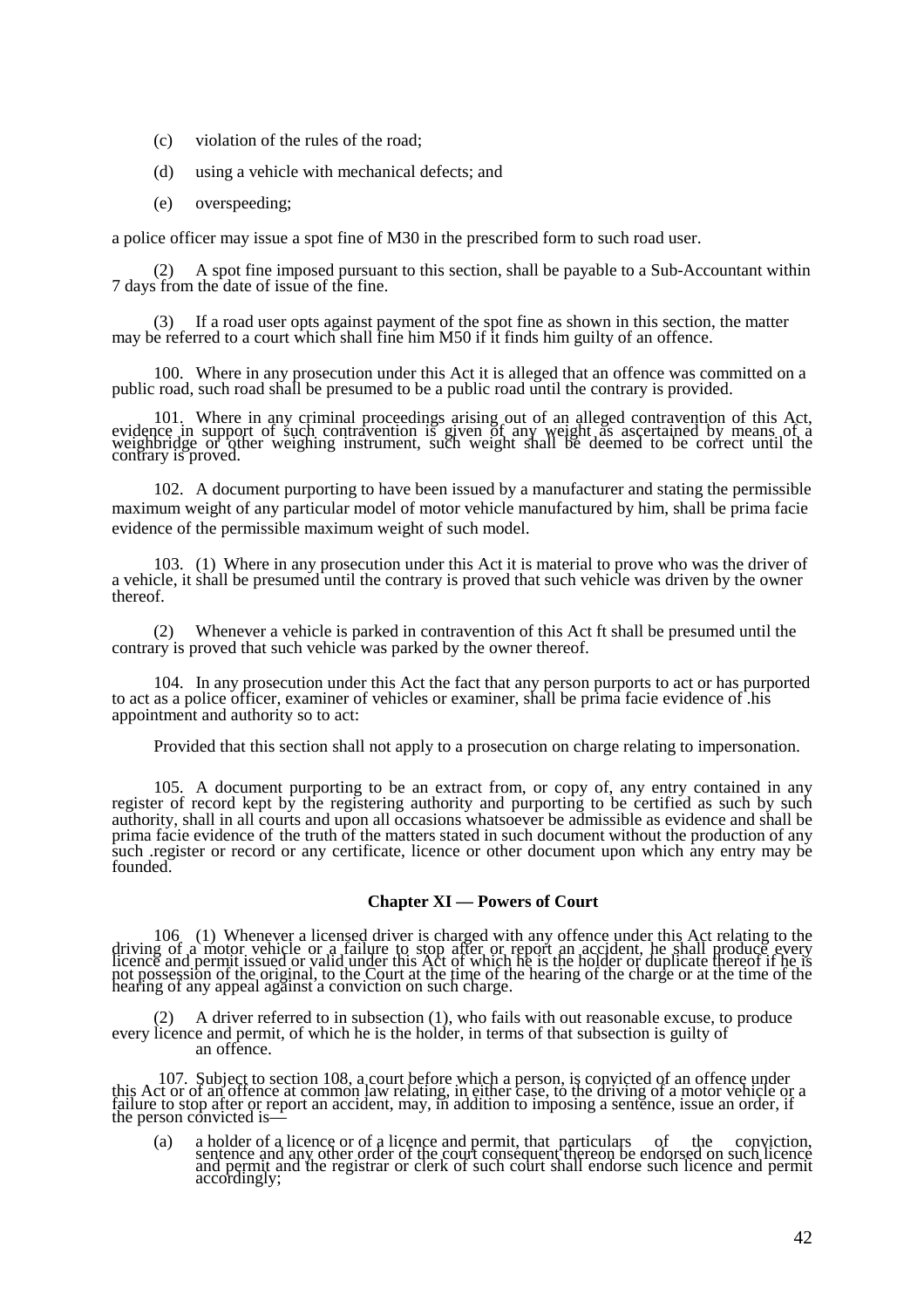(c) violation of the rules of the road;

(d) using a vehicle with mechanical defects; and

(e) overspeeding;

a police officer may issue a spot fine of M30 in the prescribed form to such road user.

(2) A spot fine imposed pursuant to this section, shall be payable to a Sub-Accountant within 7 days from the date of issue of the fine.

(3) If a road user opts against payment of the spot fine as shown in this section, the matter may be referred to a court which shall fine him M50 if it finds him guilty of an offence.

100. Where in any prosecution under this Act it is alleged that an offence was committed on a public road, such road shall be presumed to be a public road until the contrary is provided.

101. Where in any criminal proceedings arising out of an alleged contravention of this Act, evidence in support of such contravention is given of any weight as ascertained by means of a weighbridge or other weighing instrument, such weight shall be deemed to be correct until the contrary is proved.

102. A document purporting to have been issued by a manufacturer and stating the permissible maximum weight of any particular model of motor vehicle manufactured by him, shall be prima facie evidence of the permissible maximum weight of such model.

103. (1) Where in any prosecution under this Act it is material to prove who was the driver of a vehicle, it shall be presumed until the contrary is proved that such vehicle was driven by the owner thereof.

(2) Whenever a vehicle is parked in contravention of this Act ft shall be presumed until the contrary is proved that such vehicle was parked by the owner thereof.

104. In any prosecution under this Act the fact that any person purports to act or has purported to act as a police officer, examiner of vehicles or examiner, shall be prima facie evidence of .his appointment and authority so to act:

Provided that this section shall not apply to a prosecution on charge relating to impersonation.

105. A document purporting to be an extract from, or copy of, any entry contained in any register of record kept by the registering authority and purporting to be certified as such by such authority, shall in all courts and upon all occasions whatsoever be admissible as evidence and shall be prima facie evidence of the truth of the matters stated in such document without the production of any such .register or record or any certificate, licence or other document upon which any entry may be founded.

### Chapter XI — Powers of Court

106 (1) Whenever a licensed driver is charged with any offence under this Act relating to the driving of a motor vehicle or a failure to stop after or report an accident, he shall produce every licence and permit issued or valid under this Act of which he is the holder or duplicate thereof if he is not possession of the original, to the Court at the time of the hearing of the charge or at the time of the hearing of any appeal against a conviction on such charge.

(2) A driver referred to in subsection (1), who fails with out reasonable excuse, to produce every licence and permit, of which he is the holder, in terms of that subsection is guilty of an offence.

107. Subject to section 108, a court before which a person, is convicted of an offence under this Act or of an offence at common law relating, in either case, to the driving of a motor vehicle or a failure to stop after or report an accident, may, in addition to imposing a sentence, issue an order, if the person convicted is—

(a) a holder of a licence or of a licence and permit, that particulars of the conviction, sentence and any other order of the court consequent thereon be endorsed on such licence and permit and the registrar or clerk of such court shall endorse such licence and permit accordingly;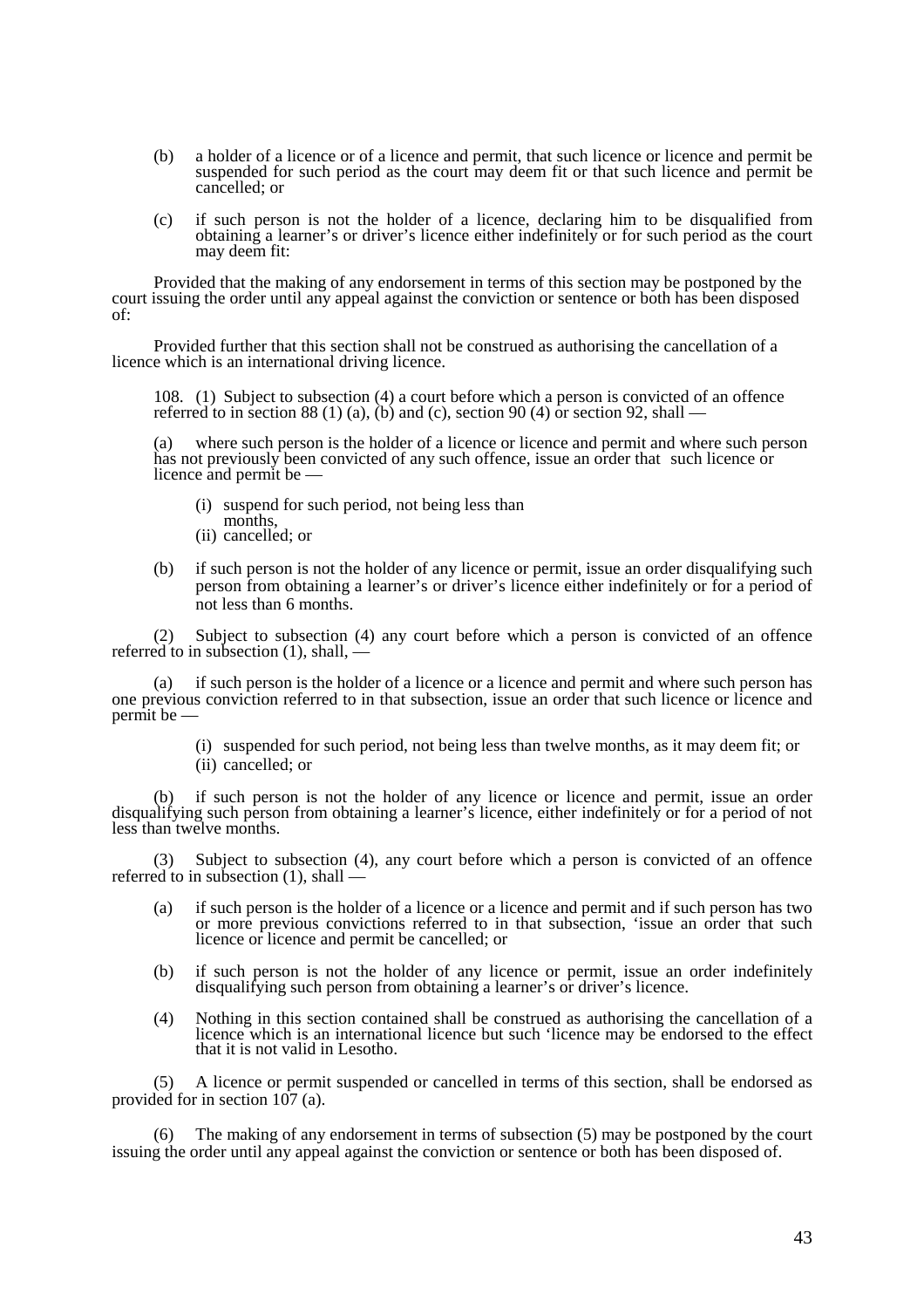(b) a holder of a licence or of a licence and permit, that such licence or licence and permit be suspended for such period as the court may deem fit or that such licence and permit be cancelled; or

(c) if such person is not the holder of a licence, declaring him to be disqualified from obtaining a learner's or driver's licence either indefinitely or for such period as the court may deem fit:

Provided that the making of any endorsement in terms of this section may be postponed by the court issuing the order until any appeal against the conviction or sentence or both has been disposed of:

Provided further that this section shall not be construed as authorising the cancellation of a licence which is an international driving licence.

108. (1) Subject to subsection (4) a court before which a person is convicted of an offence referred to in section 88 (1) (a), (b) and (c), section 90 (4) or section 92, shall —

(a) where such person is the holder of a licence or licence and permit and where such person has not previously been convicted of any such offence, issue an order that such licence or licence and permit be —

(i) suspend for such period, not being less than months,
(ii) cancelled; or

(b) if such person is not the holder of any licence or permit, issue an order disqualifying such person from obtaining a learner's or driver's licence either indefinitely or for a period of not less than 6 months.

(2) Subject to subsection (4) any court before which a person is convicted of an offence referred to in subsection (1), shall, —

(a) if such person is the holder of a licence or a licence and permit and where such person has one previous conviction referred to in that subsection, issue an order that such licence or licence and permit be —

(i) suspended for such period, not being less than twelve months, as it may deem fit; or
(ii) cancelled; or

(b) if such person is not the holder of any licence or licence and permit, issue an order disqualifying such person from obtaining a learner's licence, either indefinitely or for a period of not less than twelve months.

(3) Subject to subsection (4), any court before which a person is convicted of an offence referred to in subsection (1), shall —

(a) if such person is the holder of a licence or a licence and permit and if such person has two or more previous convictions referred to in that subsection, 'issue an order that such licence or licence and permit be cancelled; or

(b) if such person is not the holder of any licence or permit, issue an order indefinitely disqualifying such person from obtaining a learner's or driver's licence.

(4) Nothing in this section contained shall be construed as authorising the cancellation of a licence which is an international licence but such 'licence may be endorsed to the effect that it is not valid in Lesotho.

(5) A licence or permit suspended or cancelled in terms of this section, shall be endorsed as provided for in section 107 (a).

(6) The making of any endorsement in terms of subsection (5) may be postponed by the court issuing the order until any appeal against the conviction or sentence or both has been disposed of.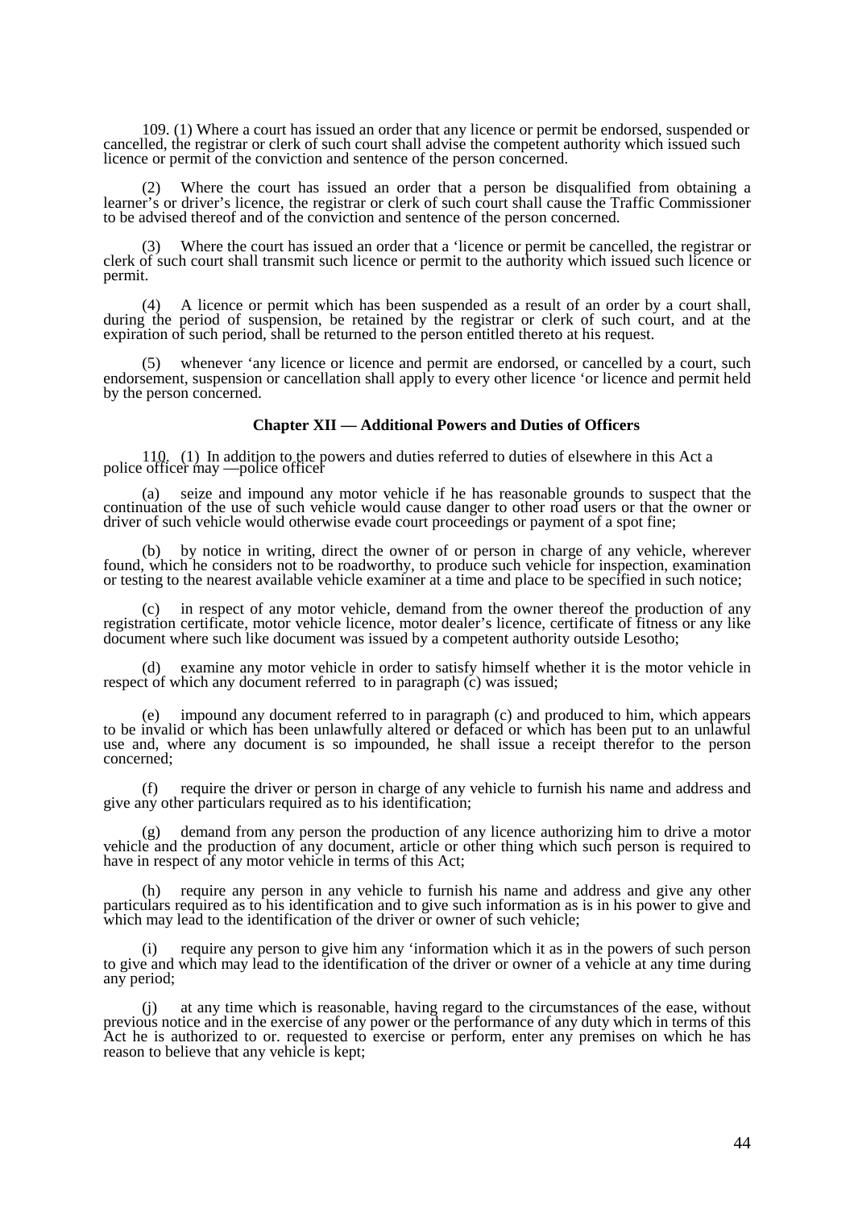109. (1) Where a court has issued an order that any licence or permit be endorsed, suspended or cancelled, the registrar or clerk of such court shall advise the competent authority which issued such licence or permit of the conviction and sentence of the person concerned.

(2) Where the court has issued an order that a person be disqualified from obtaining a learner's or driver's licence, the registrar or clerk of such court shall cause the Traffic Commissioner to be advised thereof and of the conviction and sentence of the person concerned.

(3) Where the court has issued an order that a 'licence or permit be cancelled, the registrar or clerk of such court shall transmit such licence or permit to the authority which issued such licence or permit.

(4) A licence or permit which has been suspended as a result of an order by a court shall, during the period of suspension, be retained by the registrar or clerk of such court, and at the expiration of such period, shall be returned to the person entitled thereto at his request.

(5) whenever 'any licence or licence and permit are endorsed, or cancelled by a court, such endorsement, suspension or cancellation shall apply to every other licence 'or licence and permit held by the person concerned.

## Chapter XII — Additional Powers and Duties of Officers

110. (1) In addition to the powers and duties referred to duties of elsewhere in this Act a police officer may —police officer

(a) seize and impound any motor vehicle if he has reasonable grounds to suspect that the continuation of the use of such vehicle would cause danger to other road users or that the owner or driver of such vehicle would otherwise evade court proceedings or payment of a spot fine;

(b) by notice in writing, direct the owner of or person in charge of any vehicle, wherever found, which he considers not to be roadworthy, to produce such vehicle for inspection, examination or testing to the nearest available vehicle examiner at a time and place to be specified in such notice;

(c) in respect of any motor vehicle, demand from the owner thereof the production of any registration certificate, motor vehicle licence, motor dealer's licence, certificate of fitness or any like document where such like document was issued by a competent authority outside Lesotho;

(d) examine any motor vehicle in order to satisfy himself whether it is the motor vehicle in respect of which any document referred to in paragraph (c) was issued;

(e) impound any document referred to in paragraph (c) and produced to him, which appears to be invalid or which has been unlawfully altered or defaced or which has been put to an unlawful use and, where any document is so impounded, he shall issue a receipt therefor to the person concerned;

(f) require the driver or person in charge of any vehicle to furnish his name and address and give any other particulars required as to his identification;

(g) demand from any person the production of any licence authorizing him to drive a motor vehicle and the production of any document, article or other thing which such person is required to have in respect of any motor vehicle in terms of this Act;

(h) require any person in any vehicle to furnish his name and address and give any other particulars required as to his identification and to give such information as is in his power to give and which may lead to the identification of the driver or owner of such vehicle;

(i) require any person to give him any 'information which it as in the powers of such person to give and which may lead to the identification of the driver or owner of a vehicle at any time during any period;

(j) at any time which is reasonable, having regard to the circumstances of the ease, without previous notice and in the exercise of any power or the performance of any duty which in terms of this Act he is authorized to or. requested to exercise or perform, enter any premises on which he has reason to believe that any vehicle is kept;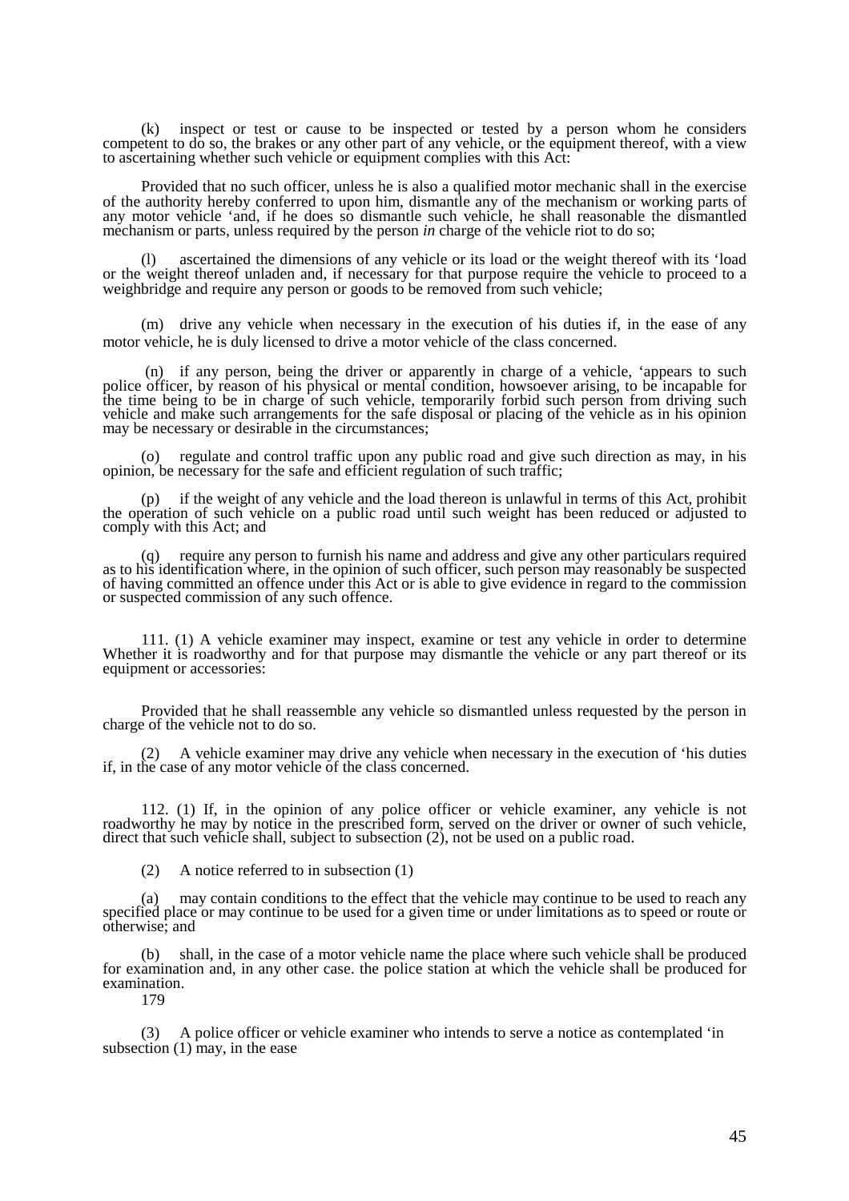(k) inspect or test or cause to be inspected or tested by a person whom he considers competent to do so, the brakes or any other part of any vehicle, or the equipment thereof, with a view to ascertaining whether such vehicle or equipment complies with this Act:

Provided that no such officer, unless he is also a qualified motor mechanic shall in the exercise of the authority hereby conferred to upon him, dismantle any of the mechanism or working parts of any motor vehicle 'and, if he does so dismantle such vehicle, he shall reasonable the dismantled mechanism or parts, unless required by the person *in* charge of the vehicle riot to do so;

(l) ascertained the dimensions of any vehicle or its load or the weight thereof with its 'load or the weight thereof unladen and, if necessary for that purpose require the vehicle to proceed to a weighbridge and require any person or goods to be removed from such vehicle;

(m) drive any vehicle when necessary in the execution of his duties if, in the ease of any motor vehicle, he is duly licensed to drive a motor vehicle of the class concerned.

(n) if any person, being the driver or apparently in charge of a vehicle, 'appears to such police officer, by reason of his physical or mental condition, howsoever arising, to be incapable for the time being to be in charge of such vehicle, temporarily forbid such person from driving such vehicle and make such arrangements for the safe disposal or placing of the vehicle as in his opinion may be necessary or desirable in the circumstances;

(o) regulate and control traffic upon any public road and give such direction as may, in his opinion, be necessary for the safe and efficient regulation of such traffic;

(p) if the weight of any vehicle and the load thereon is unlawful in terms of this Act, prohibit the operation of such vehicle on a public road until such weight has been reduced or adjusted to comply with this Act; and

(q) require any person to furnish his name and address and give any other particulars required as to his identification where, in the opinion of such officer, such person may reasonably be suspected of having committed an offence under this Act or is able to give evidence in regard to the commission or suspected commission of any such offence.

111. (1) A vehicle examiner may inspect, examine or test any vehicle in order to determine Whether it is roadworthy and for that purpose may dismantle the vehicle or any part thereof or its equipment or accessories:

Provided that he shall reassemble any vehicle so dismantled unless requested by the person in charge of the vehicle not to do so.

(2) A vehicle examiner may drive any vehicle when necessary in the execution of 'his duties if, in the case of any motor vehicle of the class concerned.

112. (1) If, in the opinion of any police officer or vehicle examiner, any vehicle is not roadworthy he may by notice in the prescribed form, served on the driver or owner of such vehicle, direct that such vehicle shall, subject to subsection (2), not be used on a public road.

(2) A notice referred to in subsection (1)

(a) may contain conditions to the effect that the vehicle may continue to be used to reach any specified place or may continue to be used for a given time or under limitations as to speed or route or otherwise; and

(b) shall, in the case of a motor vehicle name the place where such vehicle shall be produced for examination and, in any other case. the police station at which the vehicle shall be produced for examination.

179

(3) A police officer or vehicle examiner who intends to serve a notice as contemplated 'in subsection (1) may, in the ease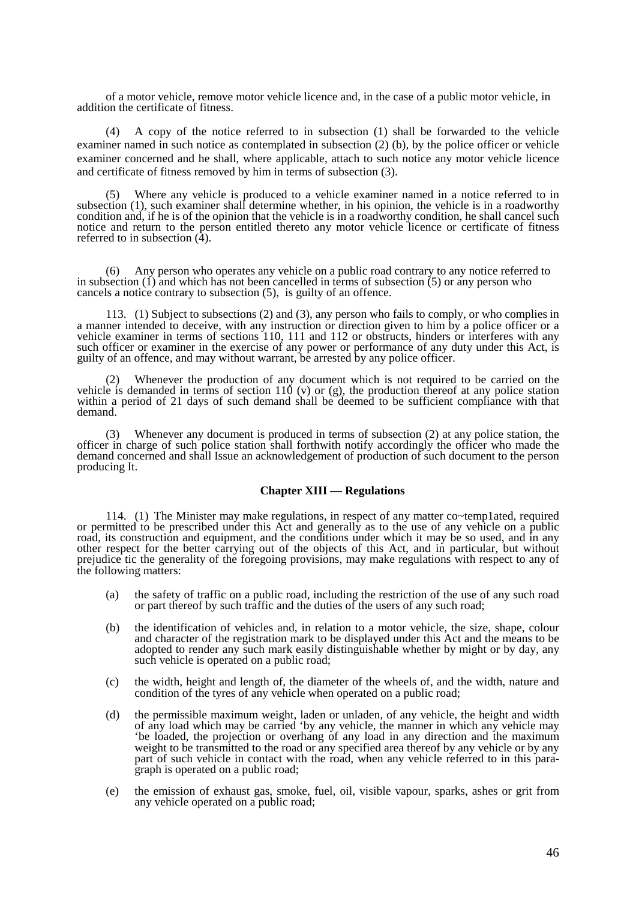of a motor vehicle, remove motor vehicle licence and, in the case of a public motor vehicle, in addition the certificate of fitness.

(4) A copy of the notice referred to in subsection (1) shall be forwarded to the vehicle examiner named in such notice as contemplated in subsection (2) (b), by the police officer or vehicle examiner concerned and he shall, where applicable, attach to such notice any motor vehicle licence and certificate of fitness removed by him in terms of subsection (3).

(5) Where any vehicle is produced to a vehicle examiner named in a notice referred to in subsection (1), such examiner shall determine whether, in his opinion, the vehicle is in a roadworthy condition and, if he is of the opinion that the vehicle is in a roadworthy condition, he shall cancel such notice and return to the person entitled thereto any motor vehicle licence or certificate of fitness referred to in subsection (4).

(6) Any person who operates any vehicle on a public road contrary to any notice referred to in subsection (1) and which has not been cancelled in terms of subsection (5) or any person who cancels a notice contrary to subsection (5), is guilty of an offence.

113. (1) Subject to subsections (2) and (3), any person who fails to comply, or who complies in a manner intended to deceive, with any instruction or direction given to him by a police officer or a vehicle examiner in terms of sections 110, 111 and 112 or obstructs, hinders or interferes with any such officer or examiner in the exercise of any power or performance of any duty under this Act, is guilty of an offence, and may without warrant, be arrested by any police officer.

(2) Whenever the production of any document which is not required to be carried on the vehicle is demanded in terms of section 110 (v) or (g), the production thereof at any police station within a period of 21 days of such demand shall be deemed to be sufficient compliance with that demand.

(3) Whenever any document is produced in terms of subsection (2) at any police station, the officer in charge of such police station shall forthwith notify accordingly the officer who made the demand concerned and shall Issue an acknowledgement of production of such document to the person producing It.

## Chapter XIII — Regulations

114. (1) The Minister may make regulations, in respect of any matter co~temp1ated, required or permitted to be prescribed under this Act and generally as to the use of any vehicle on a public road, its construction and equipment, and the conditions under which it may be so used, and in any other respect for the better carrying out of the objects of this Act, and in particular, but without prejudice tic the generality of the foregoing provisions, may make regulations with respect to any of the following matters:

(a) the safety of traffic on a public road, including the restriction of the use of any such road or part thereof by such traffic and the duties of the users of any such road;

(b) the identification of vehicles and, in relation to a motor vehicle, the size, shape, colour and character of the registration mark to be displayed under this Act and the means to be adopted to render any such mark easily distinguishable whether by might or by day, any such vehicle is operated on a public road;

(c) the width, height and length of, the diameter of the wheels of, and the width, nature and condition of the tyres of any vehicle when operated on a public road;

(d) the permissible maximum weight, laden or unladen, of any vehicle, the height and width of any load which may be carried 'by any vehicle, the manner in which any vehicle may 'be loaded, the projection or overhang of any load in any direction and the maximum weight to be transmitted to the road or any specified area thereof by any vehicle or by any part of such vehicle in contact with the road, when any vehicle referred to in this paragraph is operated on a public road;

(e) the emission of exhaust gas, smoke, fuel, oil, visible vapour, sparks, ashes or grit from any vehicle operated on a public road;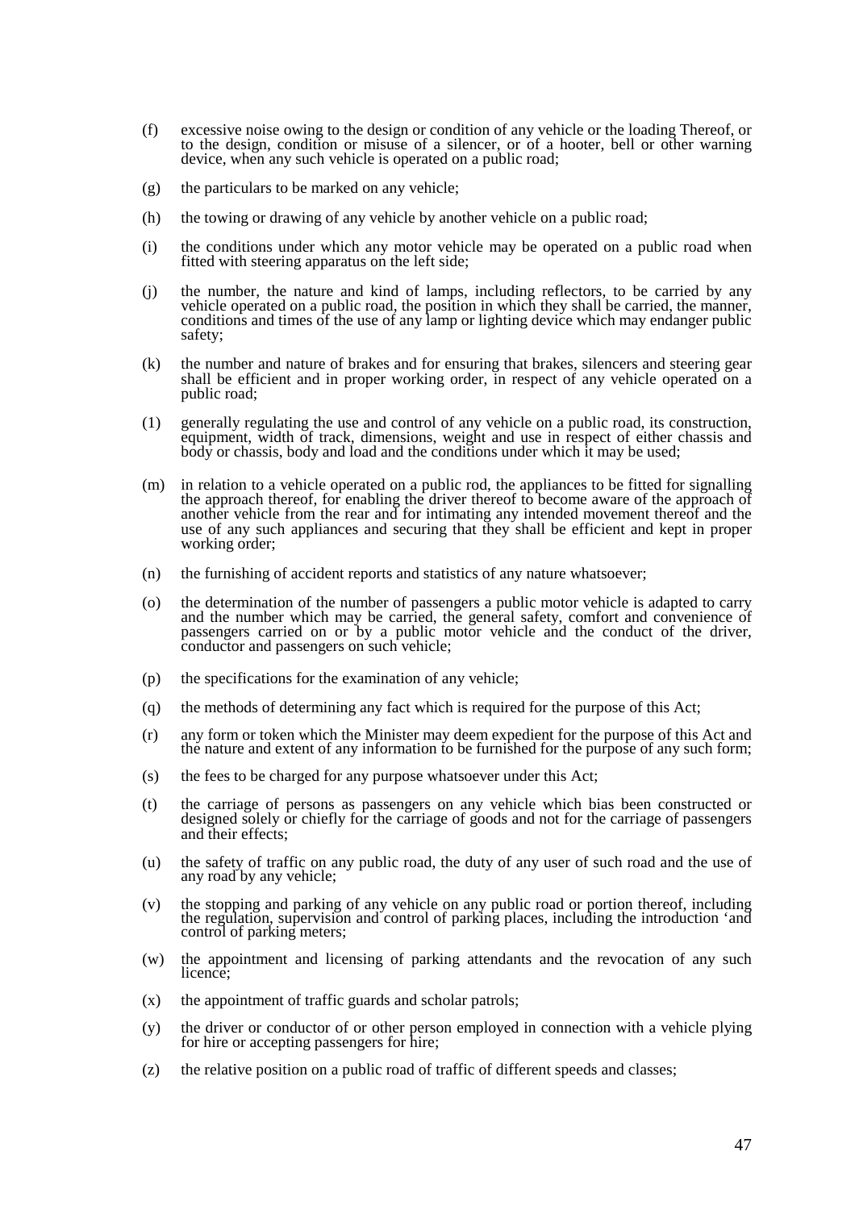(f) excessive noise owing to the design or condition of any vehicle or the loading Thereof, or to the design, condition or misuse of a silencer, or of a hooter, bell or other warning device, when any such vehicle is operated on a public road;

(g) the particulars to be marked on any vehicle;

(h) the towing or drawing of any vehicle by another vehicle on a public road;

(i) the conditions under which any motor vehicle may be operated on a public road when fitted with steering apparatus on the left side;

(j) the number, the nature and kind of lamps, including reflectors, to be carried by any vehicle operated on a public road, the position in which they shall be carried, the manner, conditions and times of the use of any lamp or lighting device which may endanger public safety;

(k) the number and nature of brakes and for ensuring that brakes, silencers and steering gear shall be efficient and in proper working order, in respect of any vehicle operated on a public road;

(1) generally regulating the use and control of any vehicle on a public road, its construction, equipment, width of track, dimensions, weight and use in respect of either chassis and body or chassis, body and load and the conditions under which it may be used;

(m) in relation to a vehicle operated on a public rod, the appliances to be fitted for signalling the approach thereof, for enabling the driver thereof to become aware of the approach of another vehicle from the rear and for intimating any intended movement thereof and the use of any such appliances and securing that they shall be efficient and kept in proper working order;

(n) the furnishing of accident reports and statistics of any nature whatsoever;

(o) the determination of the number of passengers a public motor vehicle is adapted to carry and the number which may be carried, the general safety, comfort and convenience of passengers carried on or by a public motor vehicle and the conduct of the driver, conductor and passengers on such vehicle;

(p) the specifications for the examination of any vehicle;

(q) the methods of determining any fact which is required for the purpose of this Act;

(r) any form or token which the Minister may deem expedient for the purpose of this Act and the nature and extent of any information to be furnished for the purpose of any such form;

(s) the fees to be charged for any purpose whatsoever under this Act;

(t) the carriage of persons as passengers on any vehicle which bias been constructed or designed solely or chiefly for the carriage of goods and not for the carriage of passengers and their effects;

(u) the safety of traffic on any public road, the duty of any user of such road and the use of any road by any vehicle;

(v) the stopping and parking of any vehicle on any public road or portion thereof, including the regulation, supervision and control of parking places, including the introduction 'and control of parking meters;

(w) the appointment and licensing of parking attendants and the revocation of any such licence;

(x) the appointment of traffic guards and scholar patrols;

(y) the driver or conductor of or other person employed in connection with a vehicle plying for hire or accepting passengers for hire;

(z) the relative position on a public road of traffic of different speeds and classes;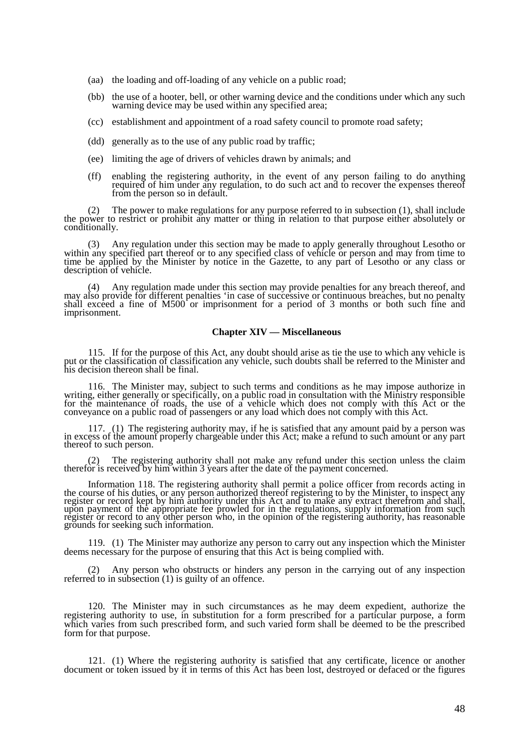(aa) the loading and off-loading of any vehicle on a public road;

(bb) the use of a hooter, bell, or other warning device and the conditions under which any such warning device may be used within any specified area;

(cc) establishment and appointment of a road safety council to promote road safety;

(dd) generally as to the use of any public road by traffic;

(ee) limiting the age of drivers of vehicles drawn by animals; and

(ff) enabling the registering authority, in the event of any person failing to do anything required of him under any regulation, to do such act and to recover the expenses thereof from the person so in default.

(2) The power to make regulations for any purpose referred to in subsection (1), shall include the power to restrict or prohibit any matter or thing in relation to that purpose either absolutely or conditionally.

(3) Any regulation under this section may be made to apply generally throughout Lesotho or within any specified part thereof or to any specified class of vehicle or person and may from time to time be applied by the Minister by notice in the Gazette, to any part of Lesotho or any class or description of vehicle.

(4) Any regulation made under this section may provide penalties for any breach thereof, and may also provide for different penalties 'in case of successive or continuous breaches, but no penalty shall exceed a fine of M500 or imprisonment for a period of 3 months or both such fine and imprisonment.

## Chapter XIV — Miscellaneous

115. If for the purpose of this Act, any doubt should arise as tie the use to which any vehicle is put or the classification of classification any vehicle, such doubts shall be referred to the Minister and his decision thereon shall be final.

116. The Minister may, subject to such terms and conditions as he may impose authorize in writing, either generally or specifically, on a public road in consultation with the Ministry responsible for the maintenance of roads, the use of a vehicle which does not comply with this Act or the conveyance on a public road of passengers or any load which does not comply with this Act.

117. (1) The registering authority may, if he is satisfied that any amount paid by a person was in excess of the amount properly chargeable under this Act; make a refund to such amount or any part thereof to such person.

(2) The registering authority shall not make any refund under this section unless the claim therefor is received by him within 3 years after the date of the payment concerned.

Information 118. The registering authority shall permit a police officer from records acting in the course of his duties, or any person authorized thereof registering to by the Minister, to inspect any register or record kept by him authority under this Act and to make any extract therefrom and shall, upon payment of the appropriate fee prowled for in the regulations, supply information from such register or record to any other person who, in the opinion of the registering authority, has reasonable grounds for seeking such information.

119. (1) The Minister may authorize any person to carry out any inspection which the Minister deems necessary for the purpose of ensuring that this Act is being complied with.

(2) Any person who obstructs or hinders any person in the carrying out of any inspection referred to in subsection (1) is guilty of an offence.

120. The Minister may in such circumstances as he may deem expedient, authorize the registering authority to use, in substitution for a form prescribed for a particular purpose, a form which varies from such prescribed form, and such varied form shall be deemed to be the prescribed form for that purpose.

121. (1) Where the registering authority is satisfied that any certificate, licence or another document or token issued by it in terms of this Act has been lost, destroyed or defaced or the figures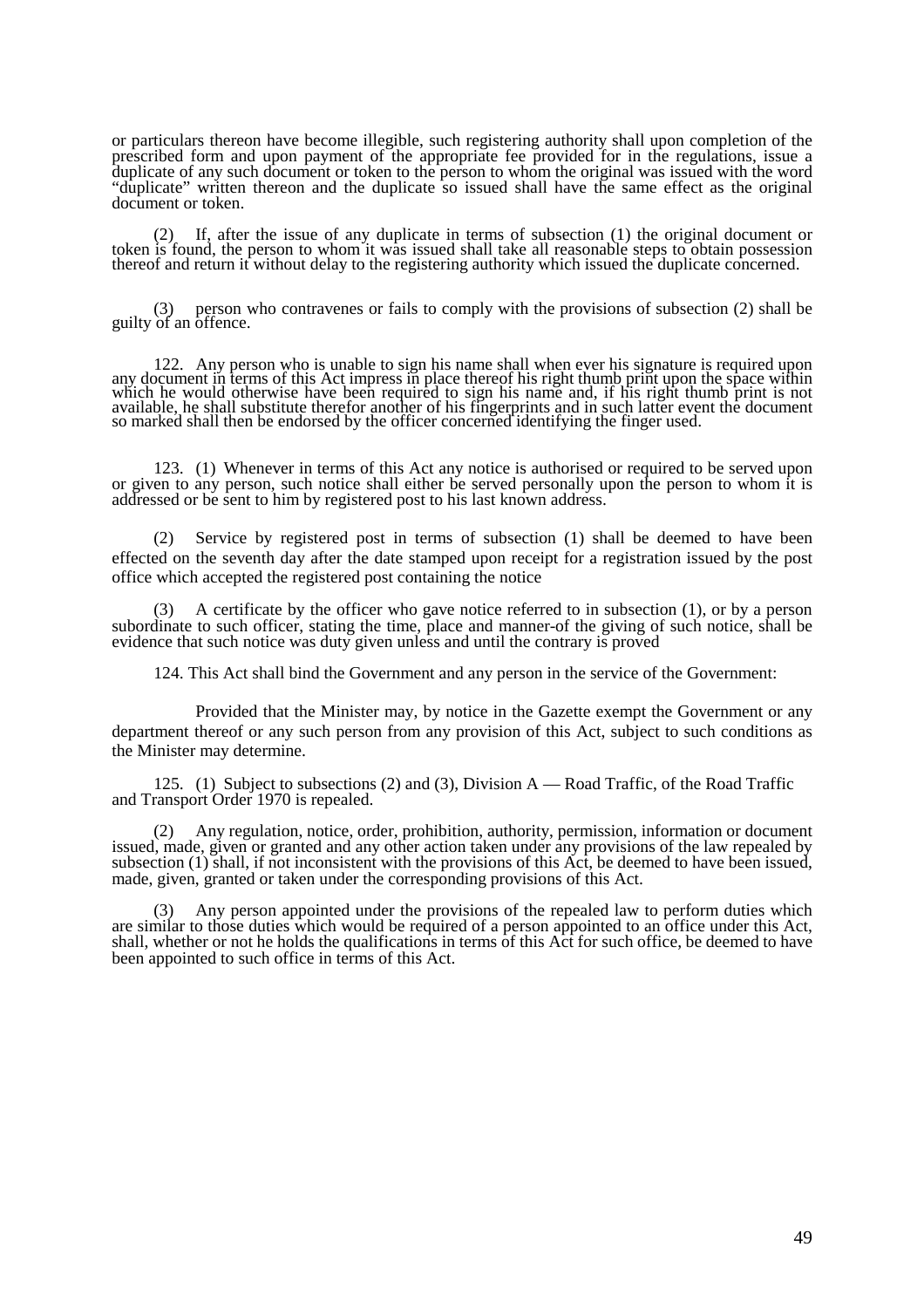or particulars thereon have become illegible, such registering authority shall upon completion of the prescribed form and upon payment of the appropriate fee provided for in the regulations, issue a duplicate of any such document or token to the person to whom the original was issued with the word "duplicate" written thereon and the duplicate so issued shall have the same effect as the original document or token.

(2) If, after the issue of any duplicate in terms of subsection (1) the original document or token is found, the person to whom it was issued shall take all reasonable steps to obtain possession thereof and return it without delay to the registering authority which issued the duplicate concerned.

(3) person who contravenes or fails to comply with the provisions of subsection (2) shall be guilty of an offence.

122. Any person who is unable to sign his name shall when ever his signature is required upon any document in terms of this Act impress in place thereof his right thumb print upon the space within which he would otherwise have been required to sign his name and, if his right thumb print is not available, he shall substitute therefor another of his fingerprints and in such latter event the document so marked shall then be endorsed by the officer concerned identifying the finger used.

123. (1) Whenever in terms of this Act any notice is authorised or required to be served upon or given to any person, such notice shall either be served personally upon the person to whom it is addressed or be sent to him by registered post to his last known address.

(2) Service by registered post in terms of subsection (1) shall be deemed to have been effected on the seventh day after the date stamped upon receipt for a registration issued by the post office which accepted the registered post containing the notice

(3) A certificate by the officer who gave notice referred to in subsection (1), or by a person subordinate to such officer, stating the time, place and manner-of the giving of such notice, shall be evidence that such notice was duty given unless and until the contrary is proved

124. This Act shall bind the Government and any person in the service of the Government:

Provided that the Minister may, by notice in the Gazette exempt the Government or any department thereof or any such person from any provision of this Act, subject to such conditions as the Minister may determine.

125. (1) Subject to subsections (2) and (3), Division A — Road Traffic, of the Road Traffic and Transport Order 1970 is repealed.

(2) Any regulation, notice, order, prohibition, authority, permission, information or document issued, made, given or granted and any other action taken under any provisions of the law repealed by subsection (1) shall, if not inconsistent with the provisions of this Act, be deemed to have been issued, made, given, granted or taken under the corresponding provisions of this Act.

(3) Any person appointed under the provisions of the repealed law to perform duties which are similar to those duties which would be required of a person appointed to an office under this Act, shall, whether or not he holds the qualifications in terms of this Act for such office, be deemed to have been appointed to such office in terms of this Act.